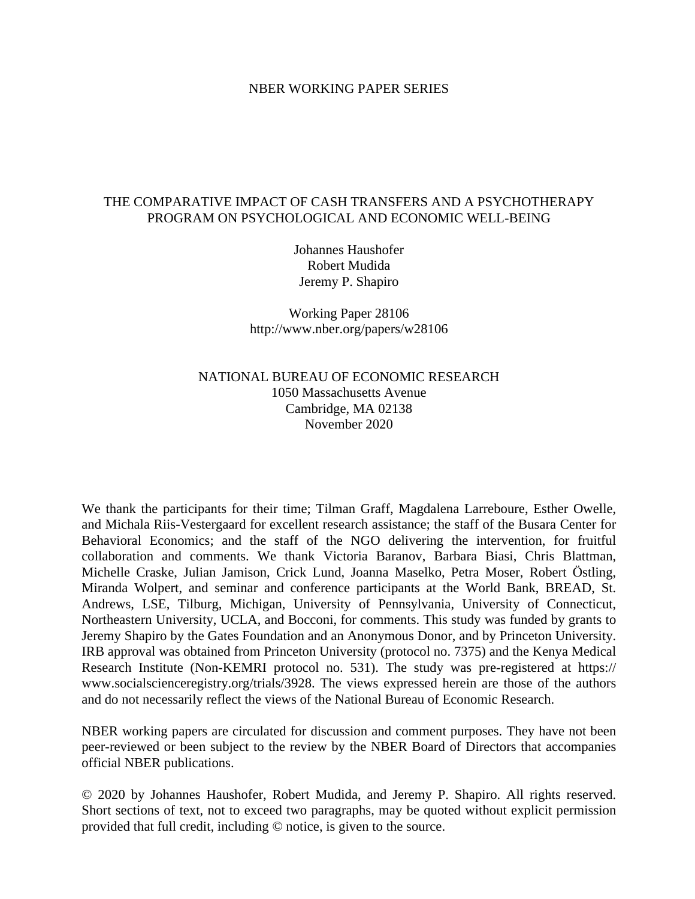NBER WORKING PAPER SERIES

# THE COMPARATIVE IMPACT OF CASH TRANSFERS AND A PSYCHOTHERAPY PROGRAM ON PSYCHOLOGICAL AND ECONOMIC WELL-BEING

Johannes Haushofer
Robert Mudida
Jeremy P. Shapiro

Working Paper 28106
http://www.nber.org/papers/w28106

NATIONAL BUREAU OF ECONOMIC RESEARCH
1050 Massachusetts Avenue
Cambridge, MA 02138
November 2020

We thank the participants for their time; Tilman Graff, Magdalena Larreboure, Esther Owelle, and Michala Riis-Vestergaard for excellent research assistance; the staff of the Busara Center for Behavioral Economics; and the staff of the NGO delivering the intervention, for fruitful collaboration and comments. We thank Victoria Baranov, Barbara Biasi, Chris Blattman, Michelle Craske, Julian Jamison, Crick Lund, Joanna Maselko, Petra Moser, Robert Östling, Miranda Wolpert, and seminar and conference participants at the World Bank, BREAD, St. Andrews, LSE, Tilburg, Michigan, University of Pennsylvania, University of Connecticut, Northeastern University, UCLA, and Bocconi, for comments. This study was funded by grants to Jeremy Shapiro by the Gates Foundation and an Anonymous Donor, and by Princeton University. IRB approval was obtained from Princeton University (protocol no. 7375) and the Kenya Medical Research Institute (Non-KEMRI protocol no. 531). The study was pre-registered at https://www.socialscienceregistry.org/trials/3928. The views expressed herein are those of the authors and do not necessarily reflect the views of the National Bureau of Economic Research.

NBER working papers are circulated for discussion and comment purposes. They have not been peer-reviewed or been subject to the review by the NBER Board of Directors that accompanies official NBER publications.

© 2020 by Johannes Haushofer, Robert Mudida, and Jeremy P. Shapiro. All rights reserved. Short sections of text, not to exceed two paragraphs, may be quoted without explicit permission provided that full credit, including © notice, is given to the source.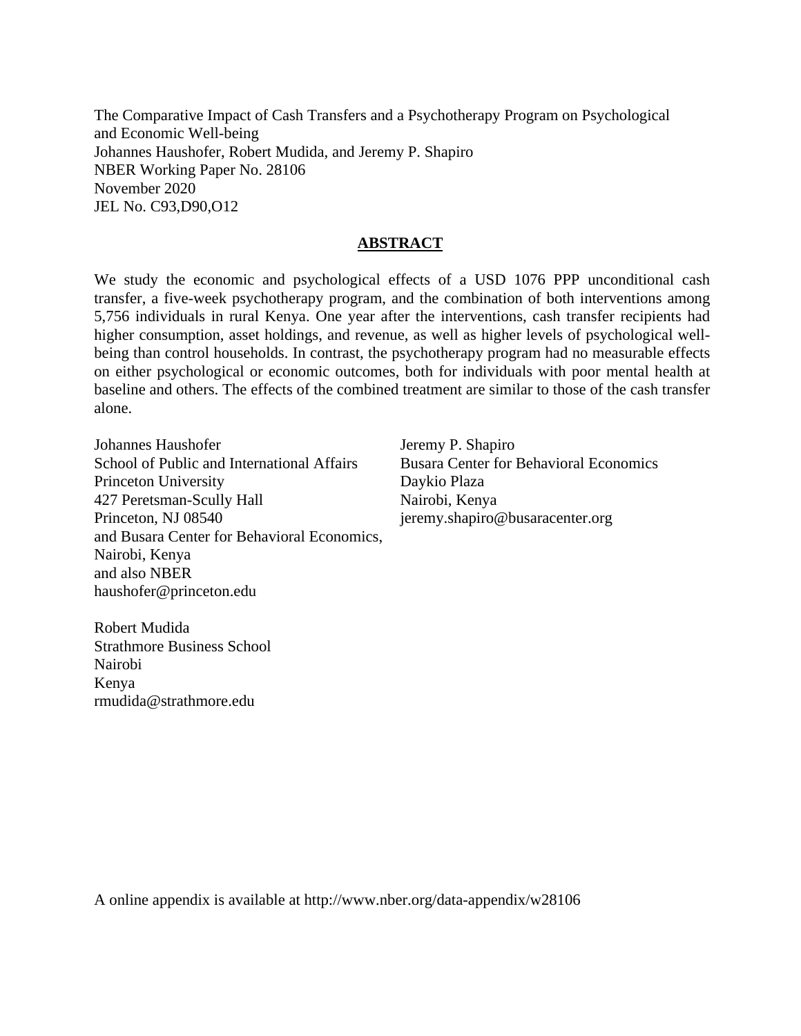The Comparative Impact of Cash Transfers and a Psychotherapy Program on Psychological and Economic Well-being
Johannes Haushofer, Robert Mudida, and Jeremy P. Shapiro
NBER Working Paper No. 28106
November 2020
JEL No. C93,D90,O12

## ABSTRACT

We study the economic and psychological effects of a USD 1076 PPP unconditional cash transfer, a five-week psychotherapy program, and the combination of both interventions among 5,756 individuals in rural Kenya. One year after the interventions, cash transfer recipients had higher consumption, asset holdings, and revenue, as well as higher levels of psychological well-being than control households. In contrast, the psychotherapy program had no measurable effects on either psychological or economic outcomes, both for individuals with poor mental health at baseline and others. The effects of the combined treatment are similar to those of the cash transfer alone.

Johannes Haushofer
School of Public and International Affairs
Princeton University
427 Peretsman-Scully Hall
Princeton, NJ 08540
and Busara Center for Behavioral Economics,
Nairobi, Kenya
and also NBER
haushofer@princeton.edu

Jeremy P. Shapiro
Busara Center for Behavioral Economics
Daykio Plaza
Nairobi, Kenya
jeremy.shapiro@busaracenter.org

Robert Mudida
Strathmore Business School
Nairobi
Kenya
rmudida@strathmore.edu

A online appendix is available at http://www.nber.org/data-appendix/w28106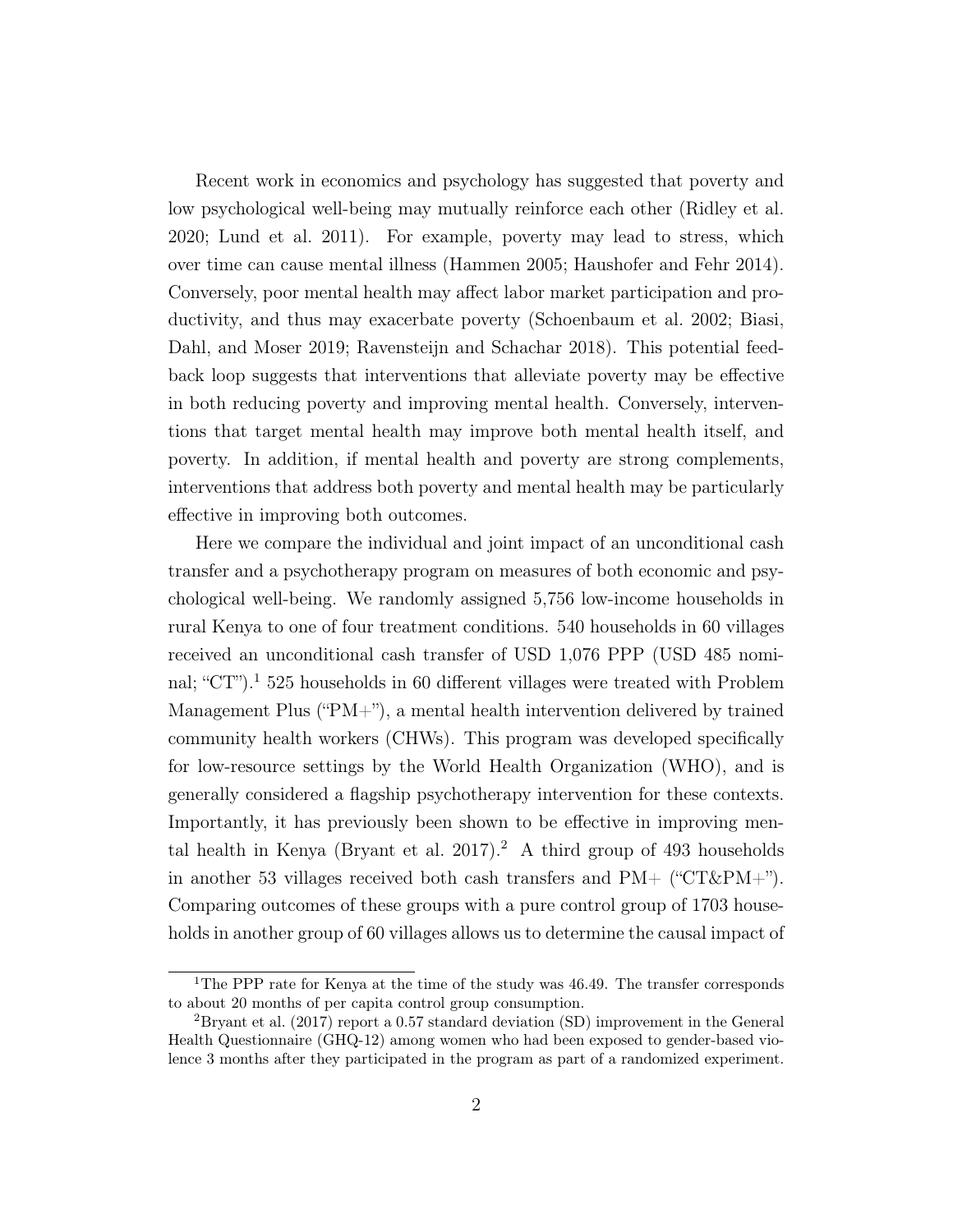Recent work in economics and psychology has suggested that poverty and low psychological well-being may mutually reinforce each other (Ridley et al. 2020; Lund et al. 2011). For example, poverty may lead to stress, which over time can cause mental illness (Hammen 2005; Haushofer and Fehr 2014). Conversely, poor mental health may affect labor market participation and productivity, and thus may exacerbate poverty (Schoenbaum et al. 2002; Biasi, Dahl, and Moser 2019; Ravensteijn and Schachar 2018). This potential feedback loop suggests that interventions that alleviate poverty may be effective in both reducing poverty and improving mental health. Conversely, interventions that target mental health may improve both mental health itself, and poverty. In addition, if mental health and poverty are strong complements, interventions that address both poverty and mental health may be particularly effective in improving both outcomes.

Here we compare the individual and joint impact of an unconditional cash transfer and a psychotherapy program on measures of both economic and psychological well-being. We randomly assigned 5,756 low-income households in rural Kenya to one of four treatment conditions. 540 households in 60 villages received an unconditional cash transfer of USD 1,076 PPP (USD 485 nominal; "CT").[1] 525 households in 60 different villages were treated with Problem Management Plus ("PM+"), a mental health intervention delivered by trained community health workers (CHWs). This program was developed specifically for low-resource settings by the World Health Organization (WHO), and is generally considered a flagship psychotherapy intervention for these contexts. Importantly, it has previously been shown to be effective in improving mental health in Kenya (Bryant et al. 2017).[2] A third group of 493 households in another 53 villages received both cash transfers and PM+ ("CT&PM+"). Comparing outcomes of these groups with a pure control group of 1703 households in another group of 60 villages allows us to determine the causal impact of

[1] The PPP rate for Kenya at the time of the study was 46.49. The transfer corresponds to about 20 months of per capita control group consumption.

[2] Bryant et al. (2017) report a 0.57 standard deviation (SD) improvement in the General Health Questionnaire (GHQ-12) among women who had been exposed to gender-based violence 3 months after they participated in the program as part of a randomized experiment.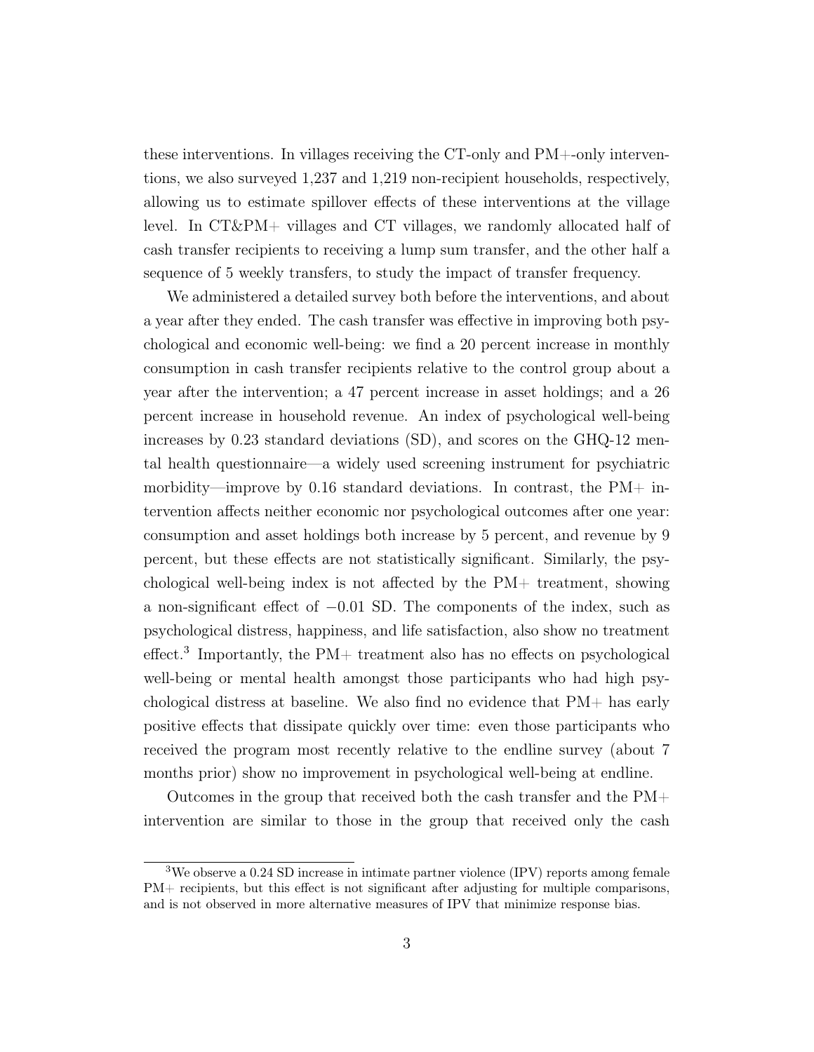these interventions. In villages receiving the CT-only and PM+-only interventions, we also surveyed 1,237 and 1,219 non-recipient households, respectively, allowing us to estimate spillover effects of these interventions at the village level. In CT&PM+ villages and CT villages, we randomly allocated half of cash transfer recipients to receiving a lump sum transfer, and the other half a sequence of 5 weekly transfers, to study the impact of transfer frequency.

We administered a detailed survey both before the interventions, and about a year after they ended. The cash transfer was effective in improving both psychological and economic well-being: we find a 20 percent increase in monthly consumption in cash transfer recipients relative to the control group about a year after the intervention; a 47 percent increase in asset holdings; and a 26 percent increase in household revenue. An index of psychological well-being increases by 0.23 standard deviations (SD), and scores on the GHQ-12 mental health questionnaire—a widely used screening instrument for psychiatric morbidity—improve by 0.16 standard deviations. In contrast, the PM+ intervention affects neither economic nor psychological outcomes after one year: consumption and asset holdings both increase by 5 percent, and revenue by 9 percent, but these effects are not statistically significant. Similarly, the psychological well-being index is not affected by the PM+ treatment, showing a non-significant effect of $-0.01$ SD. The components of the index, such as psychological distress, happiness, and life satisfaction, also show no treatment effect.[3] Importantly, the PM+ treatment also has no effects on psychological well-being or mental health amongst those participants who had high psychological distress at baseline. We also find no evidence that PM+ has early positive effects that dissipate quickly over time: even those participants who received the program most recently relative to the endline survey (about 7 months prior) show no improvement in psychological well-being at endline.

Outcomes in the group that received both the cash transfer and the PM+ intervention are similar to those in the group that received only the cash

[3] We observe a 0.24 SD increase in intimate partner violence (IPV) reports among female PM+ recipients, but this effect is not significant after adjusting for multiple comparisons, and is not observed in more alternative measures of IPV that minimize response bias.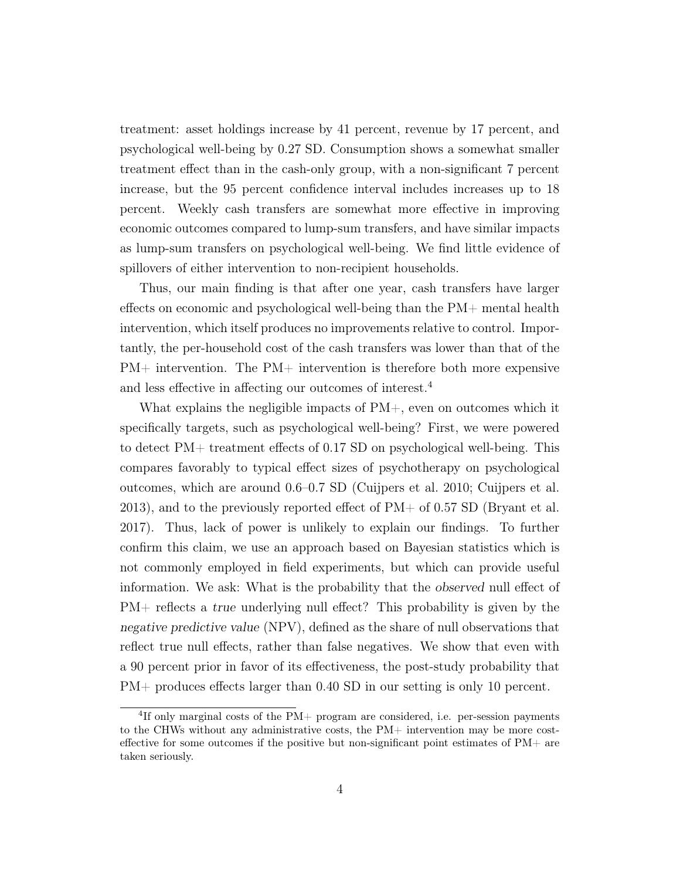treatment: asset holdings increase by 41 percent, revenue by 17 percent, and psychological well-being by 0.27 SD. Consumption shows a somewhat smaller treatment effect than in the cash-only group, with a non-significant 7 percent increase, but the 95 percent confidence interval includes increases up to 18 percent. Weekly cash transfers are somewhat more effective in improving economic outcomes compared to lump-sum transfers, and have similar impacts as lump-sum transfers on psychological well-being. We find little evidence of spillovers of either intervention to non-recipient households.

Thus, our main finding is that after one year, cash transfers have larger effects on economic and psychological well-being than the PM+ mental health intervention, which itself produces no improvements relative to control. Importantly, the per-household cost of the cash transfers was lower than that of the PM+ intervention. The PM+ intervention is therefore both more expensive and less effective in affecting our outcomes of interest.[4]

What explains the negligible impacts of PM+, even on outcomes which it specifically targets, such as psychological well-being? First, we were powered to detect PM+ treatment effects of 0.17 SD on psychological well-being. This compares favorably to typical effect sizes of psychotherapy on psychological outcomes, which are around 0.6–0.7 SD (Cuijpers et al. 2010; Cuijpers et al. 2013), and to the previously reported effect of PM+ of 0.57 SD (Bryant et al. 2017). Thus, lack of power is unlikely to explain our findings. To further confirm this claim, we use an approach based on Bayesian statistics which is not commonly employed in field experiments, but which can provide useful information. We ask: What is the probability that the *observed* null effect of PM+ reflects a *true* underlying null effect? This probability is given by the *negative predictive value* (NPV), defined as the share of null observations that reflect true null effects, rather than false negatives. We show that even with a 90 percent prior in favor of its effectiveness, the post-study probability that PM+ produces effects larger than 0.40 SD in our setting is only 10 percent.

[4] If only marginal costs of the PM+ program are considered, i.e. per-session payments to the CHWs without any administrative costs, the PM+ intervention may be more cost-effective for some outcomes if the positive but non-significant point estimates of PM+ are taken seriously.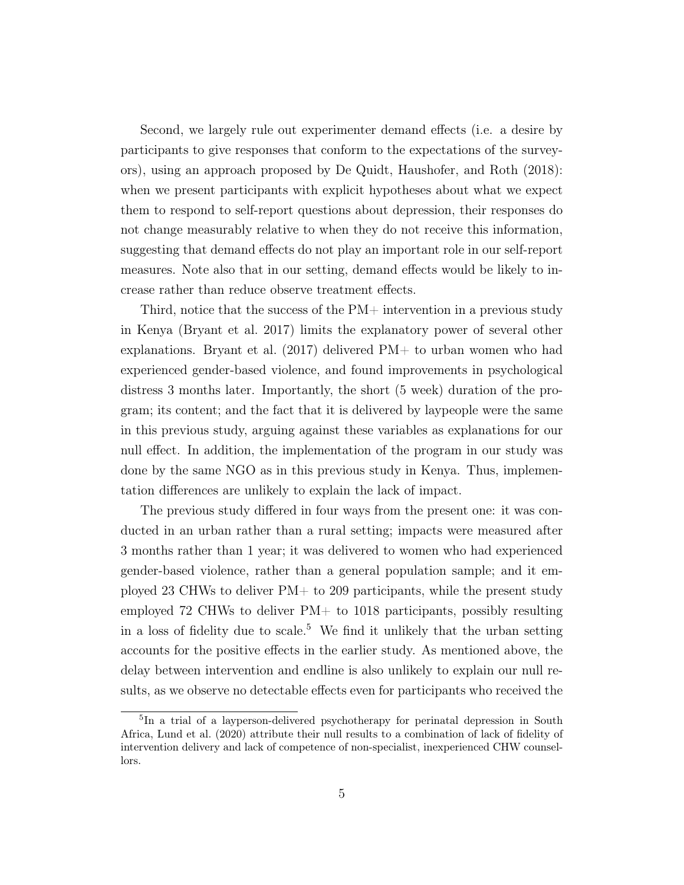Second, we largely rule out experimenter demand effects (i.e. a desire by participants to give responses that conform to the expectations of the surveyors), using an approach proposed by De Quidt, Haushofer, and Roth (2018): when we present participants with explicit hypotheses about what we expect them to respond to self-report questions about depression, their responses do not change measurably relative to when they do not receive this information, suggesting that demand effects do not play an important role in our self-report measures. Note also that in our setting, demand effects would be likely to increase rather than reduce observe treatment effects.

Third, notice that the success of the PM+ intervention in a previous study in Kenya (Bryant et al. 2017) limits the explanatory power of several other explanations. Bryant et al. (2017) delivered PM+ to urban women who had experienced gender-based violence, and found improvements in psychological distress 3 months later. Importantly, the short (5 week) duration of the program; its content; and the fact that it is delivered by laypeople were the same in this previous study, arguing against these variables as explanations for our null effect. In addition, the implementation of the program in our study was done by the same NGO as in this previous study in Kenya. Thus, implementation differences are unlikely to explain the lack of impact.

The previous study differed in four ways from the present one: it was conducted in an urban rather than a rural setting; impacts were measured after 3 months rather than 1 year; it was delivered to women who had experienced gender-based violence, rather than a general population sample; and it employed 23 CHWs to deliver PM+ to 209 participants, while the present study employed 72 CHWs to deliver PM+ to 1018 participants, possibly resulting in a loss of fidelity due to scale.[5] We find it unlikely that the urban setting accounts for the positive effects in the earlier study. As mentioned above, the delay between intervention and endline is also unlikely to explain our null results, as we observe no detectable effects even for participants who received the

[5] In a trial of a layperson-delivered psychotherapy for perinatal depression in South Africa, Lund et al. (2020) attribute their null results to a combination of lack of fidelity of intervention delivery and lack of competence of non-specialist, inexperienced CHW counsellors.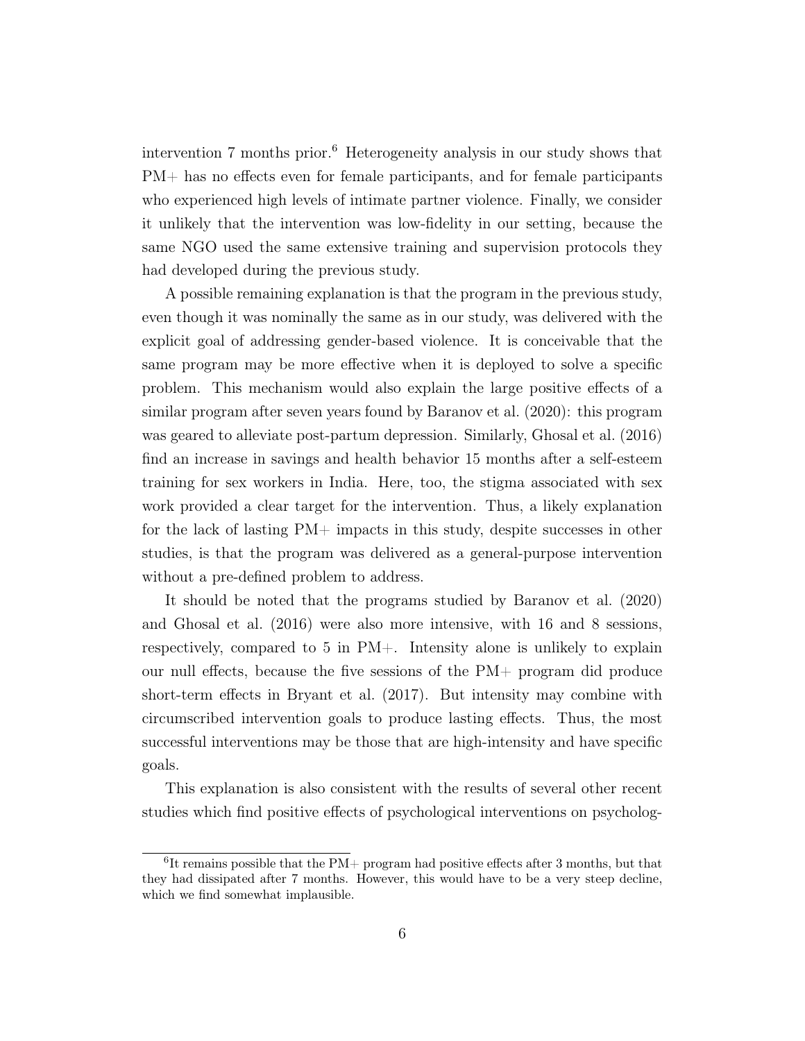intervention 7 months prior.[6] Heterogeneity analysis in our study shows that PM+ has no effects even for female participants, and for female participants who experienced high levels of intimate partner violence. Finally, we consider it unlikely that the intervention was low-fidelity in our setting, because the same NGO used the same extensive training and supervision protocols they had developed during the previous study.

A possible remaining explanation is that the program in the previous study, even though it was nominally the same as in our study, was delivered with the explicit goal of addressing gender-based violence. It is conceivable that the same program may be more effective when it is deployed to solve a specific problem. This mechanism would also explain the large positive effects of a similar program after seven years found by Baranov et al. (2020): this program was geared to alleviate post-partum depression. Similarly, Ghosal et al. (2016) find an increase in savings and health behavior 15 months after a self-esteem training for sex workers in India. Here, too, the stigma associated with sex work provided a clear target for the intervention. Thus, a likely explanation for the lack of lasting PM+ impacts in this study, despite successes in other studies, is that the program was delivered as a general-purpose intervention without a pre-defined problem to address.

It should be noted that the programs studied by Baranov et al. (2020) and Ghosal et al. (2016) were also more intensive, with 16 and 8 sessions, respectively, compared to 5 in PM+. Intensity alone is unlikely to explain our null effects, because the five sessions of the PM+ program did produce short-term effects in Bryant et al. (2017). But intensity may combine with circumscribed intervention goals to produce lasting effects. Thus, the most successful interventions may be those that are high-intensity and have specific goals.

This explanation is also consistent with the results of several other recent studies which find positive effects of psychological interventions on psycholog-

[6] It remains possible that the PM+ program had positive effects after 3 months, but that they had dissipated after 7 months. However, this would have to be a very steep decline, which we find somewhat implausible.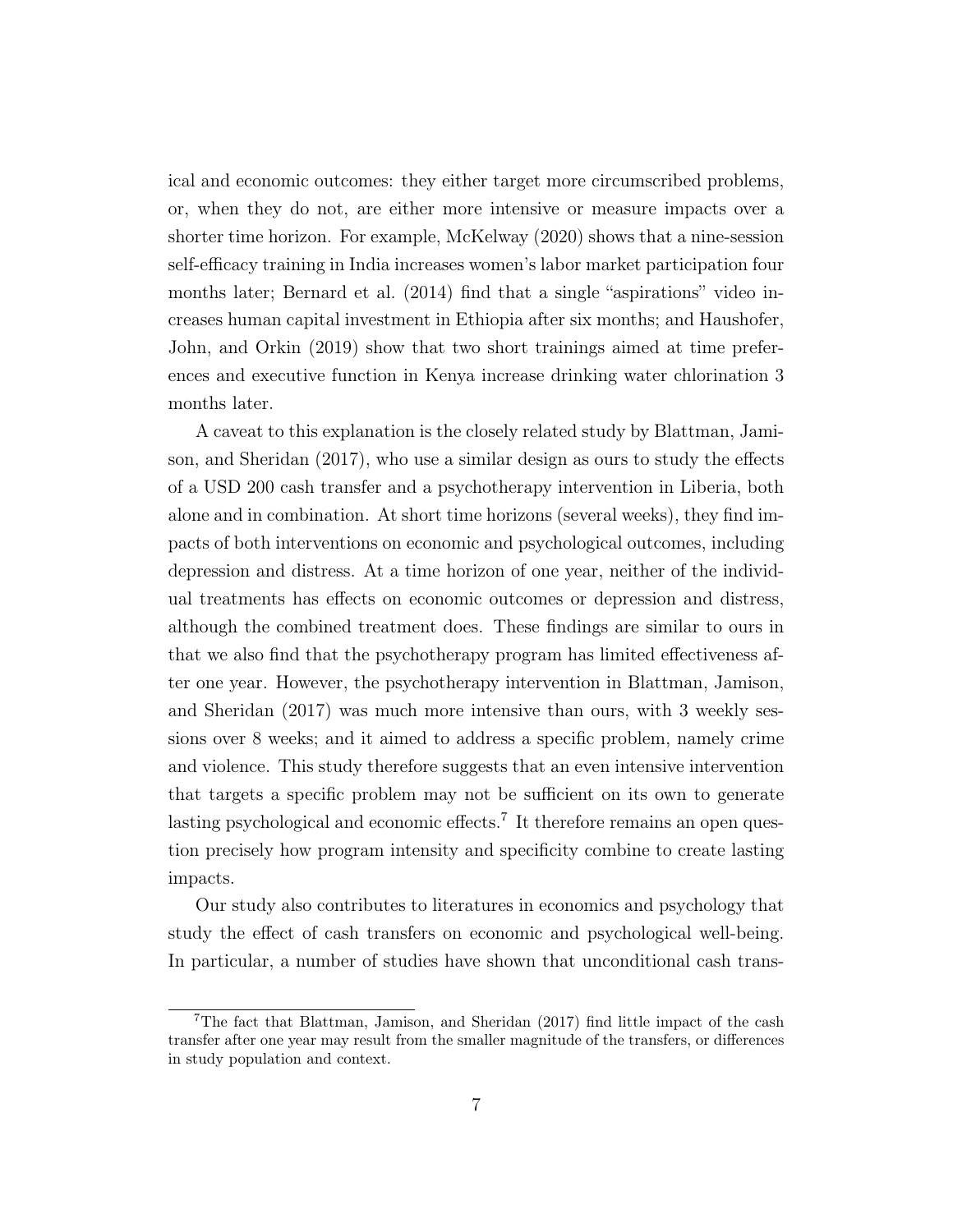ical and economic outcomes: they either target more circumscribed problems, or, when they do not, are either more intensive or measure impacts over a shorter time horizon. For example, McKelway (2020) shows that a nine-session self-efficacy training in India increases women's labor market participation four months later; Bernard et al. (2014) find that a single "aspirations" video increases human capital investment in Ethiopia after six months; and Haushofer, John, and Orkin (2019) show that two short trainings aimed at time preferences and executive function in Kenya increase drinking water chlorination 3 months later.

A caveat to this explanation is the closely related study by Blattman, Jamison, and Sheridan (2017), who use a similar design as ours to study the effects of a USD 200 cash transfer and a psychotherapy intervention in Liberia, both alone and in combination. At short time horizons (several weeks), they find impacts of both interventions on economic and psychological outcomes, including depression and distress. At a time horizon of one year, neither of the individual treatments has effects on economic outcomes or depression and distress, although the combined treatment does. These findings are similar to ours in that we also find that the psychotherapy program has limited effectiveness after one year. However, the psychotherapy intervention in Blattman, Jamison, and Sheridan (2017) was much more intensive than ours, with 3 weekly sessions over 8 weeks; and it aimed to address a specific problem, namely crime and violence. This study therefore suggests that an even intensive intervention that targets a specific problem may not be sufficient on its own to generate lasting psychological and economic effects.[7] It therefore remains an open question precisely how program intensity and specificity combine to create lasting impacts.

Our study also contributes to literatures in economics and psychology that study the effect of cash transfers on economic and psychological well-being. In particular, a number of studies have shown that unconditional cash trans-

[7] The fact that Blattman, Jamison, and Sheridan (2017) find little impact of the cash transfer after one year may result from the smaller magnitude of the transfers, or differences in study population and context.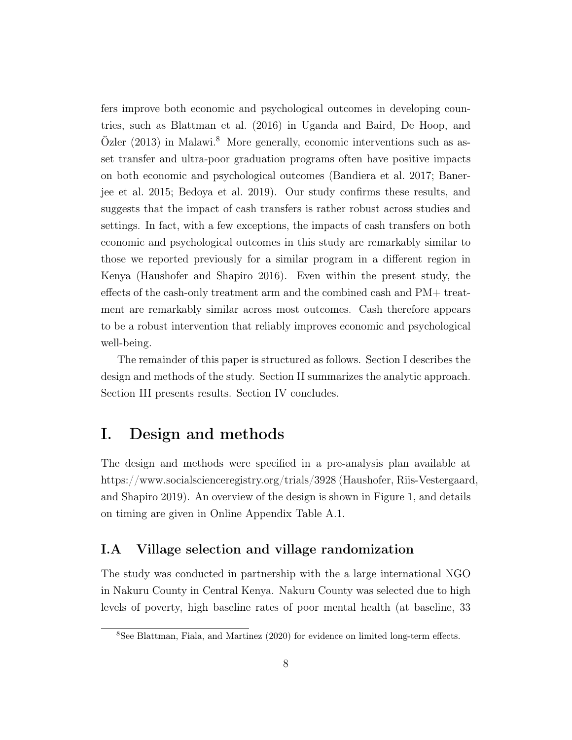fers improve both economic and psychological outcomes in developing countries, such as Blattman et al. (2016) in Uganda and Baird, De Hoop, and Özler (2013) in Malawi.[8] More generally, economic interventions such as asset transfer and ultra-poor graduation programs often have positive impacts on both economic and psychological outcomes (Bandiera et al. 2017; Banerjee et al. 2015; Bedoya et al. 2019). Our study confirms these results, and suggests that the impact of cash transfers is rather robust across studies and settings. In fact, with a few exceptions, the impacts of cash transfers on both economic and psychological outcomes in this study are remarkably similar to those we reported previously for a similar program in a different region in Kenya (Haushofer and Shapiro 2016). Even within the present study, the effects of the cash-only treatment arm and the combined cash and PM+ treatment are remarkably similar across most outcomes. Cash therefore appears to be a robust intervention that reliably improves economic and psychological well-being.

The remainder of this paper is structured as follows. Section I describes the design and methods of the study. Section II summarizes the analytic approach. Section III presents results. Section IV concludes.

# I. Design and methods

The design and methods were specified in a pre-analysis plan available at https://www.socialscienceregistry.org/trials/3928 (Haushofer, Riis-Vestergaard, and Shapiro 2019). An overview of the design is shown in Figure 1, and details on timing are given in Online Appendix Table A.1.

## I.A Village selection and village randomization

The study was conducted in partnership with the a large international NGO in Nakuru County in Central Kenya. Nakuru County was selected due to high levels of poverty, high baseline rates of poor mental health (at baseline, 33

[8] See Blattman, Fiala, and Martinez (2020) for evidence on limited long-term effects.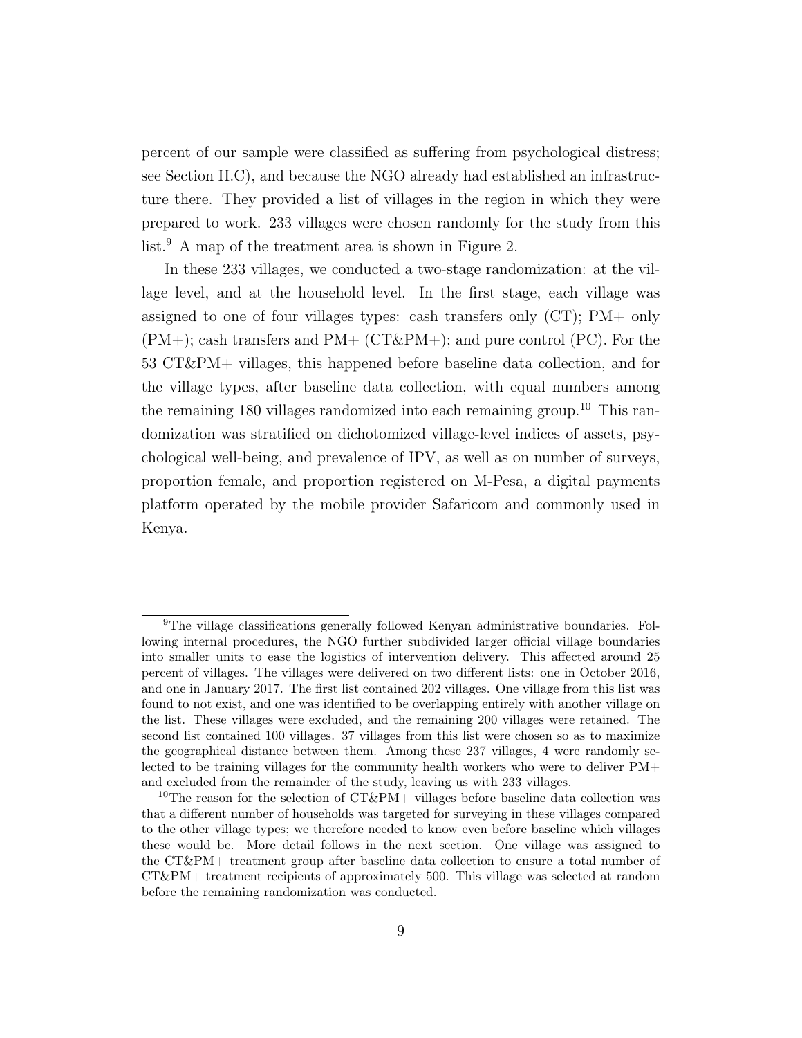percent of our sample were classified as suffering from psychological distress; see Section II.C), and because the NGO already had established an infrastructure there. They provided a list of villages in the region in which they were prepared to work. 233 villages were chosen randomly for the study from this list.[9] A map of the treatment area is shown in Figure 2.

In these 233 villages, we conducted a two-stage randomization: at the village level, and at the household level. In the first stage, each village was assigned to one of four villages types: cash transfers only (CT); PM+ only (PM+); cash transfers and PM+ (CT&PM+); and pure control (PC). For the 53 CT&PM+ villages, this happened before baseline data collection, and for the village types, after baseline data collection, with equal numbers among the remaining 180 villages randomized into each remaining group.[10] This randomization was stratified on dichotomized village-level indices of assets, psychological well-being, and prevalence of IPV, as well as on number of surveys, proportion female, and proportion registered on M-Pesa, a digital payments platform operated by the mobile provider Safaricom and commonly used in Kenya.

---

[9] The village classifications generally followed Kenyan administrative boundaries. Following internal procedures, the NGO further subdivided larger official village boundaries into smaller units to ease the logistics of intervention delivery. This affected around 25 percent of villages. The villages were delivered on two different lists: one in October 2016, and one in January 2017. The first list contained 202 villages. One village from this list was found to not exist, and one was identified to be overlapping entirely with another village on the list. These villages were excluded, and the remaining 200 villages were retained. The second list contained 100 villages. 37 villages from this list were chosen so as to maximize the geographical distance between them. Among these 237 villages, 4 were randomly selected to be training villages for the community health workers who were to deliver PM+ and excluded from the remainder of the study, leaving us with 233 villages.

[10] The reason for the selection of CT&PM+ villages before baseline data collection was that a different number of households was targeted for surveying in these villages compared to the other village types; we therefore needed to know even before baseline which villages these would be. More detail follows in the next section. One village was assigned to the CT&PM+ treatment group after baseline data collection to ensure a total number of CT&PM+ treatment recipients of approximately 500. This village was selected at random before the remaining randomization was conducted.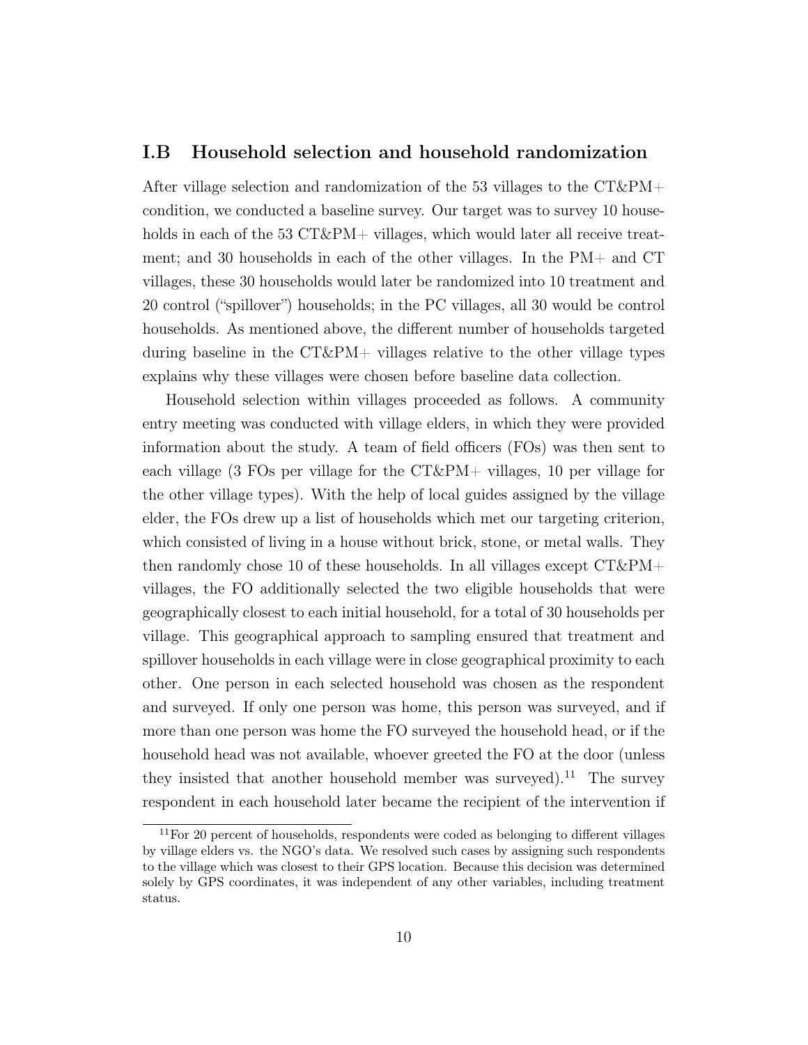### I.B Household selection and household randomization

After village selection and randomization of the 53 villages to the CT&PM+ condition, we conducted a baseline survey. Our target was to survey 10 households in each of the 53 CT&PM+ villages, which would later all receive treatment; and 30 households in each of the other villages. In the PM+ and CT villages, these 30 households would later be randomized into 10 treatment and 20 control ("spillover") households; in the PC villages, all 30 would be control households. As mentioned above, the different number of households targeted during baseline in the CT&PM+ villages relative to the other village types explains why these villages were chosen before baseline data collection.

Household selection within villages proceeded as follows. A community entry meeting was conducted with village elders, in which they were provided information about the study. A team of field officers (FOs) was then sent to each village (3 FOs per village for the CT&PM+ villages, 10 per village for the other village types). With the help of local guides assigned by the village elder, the FOs drew up a list of households which met our targeting criterion, which consisted of living in a house without brick, stone, or metal walls. They then randomly chose 10 of these households. In all villages except CT&PM+ villages, the FO additionally selected the two eligible households that were geographically closest to each initial household, for a total of 30 households per village. This geographical approach to sampling ensured that treatment and spillover households in each village were in close geographical proximity to each other. One person in each selected household was chosen as the respondent and surveyed. If only one person was home, this person was surveyed, and if more than one person was home the FO surveyed the household head, or if the household head was not available, whoever greeted the FO at the door (unless they insisted that another household member was surveyed).[11] The survey respondent in each household later became the recipient of the intervention if

[11] For 20 percent of households, respondents were coded as belonging to different villages by village elders vs. the NGO's data. We resolved such cases by assigning such respondents to the village which was closest to their GPS location. Because this decision was determined solely by GPS coordinates, it was independent of any other variables, including treatment status.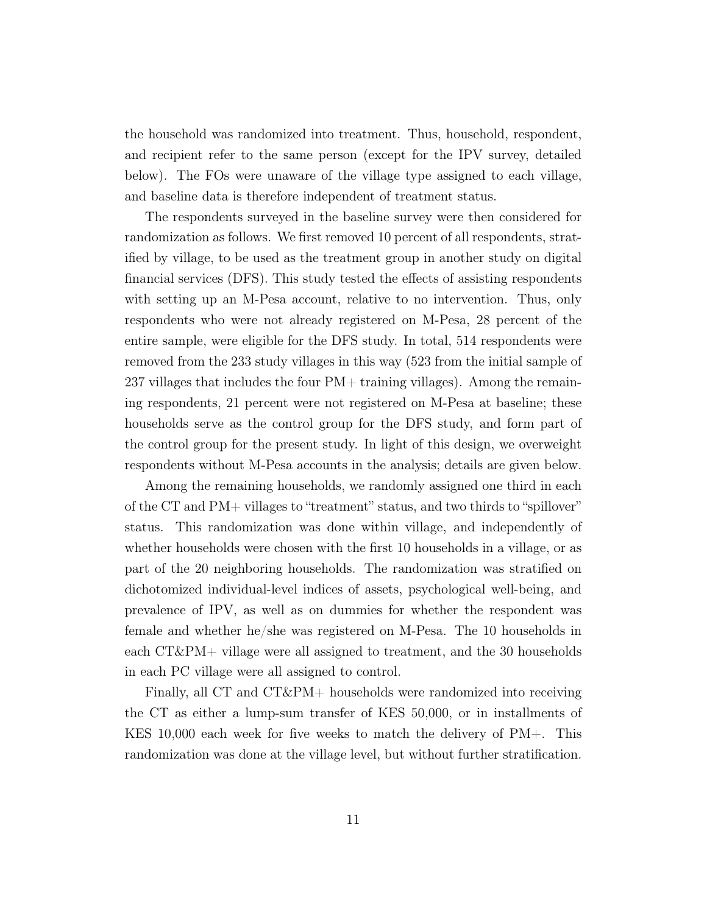the household was randomized into treatment. Thus, household, respondent, and recipient refer to the same person (except for the IPV survey, detailed below). The FOs were unaware of the village type assigned to each village, and baseline data is therefore independent of treatment status.

The respondents surveyed in the baseline survey were then considered for randomization as follows. We first removed 10 percent of all respondents, stratified by village, to be used as the treatment group in another study on digital financial services (DFS). This study tested the effects of assisting respondents with setting up an M-Pesa account, relative to no intervention. Thus, only respondents who were not already registered on M-Pesa, 28 percent of the entire sample, were eligible for the DFS study. In total, 514 respondents were removed from the 233 study villages in this way (523 from the initial sample of 237 villages that includes the four PM+ training villages). Among the remaining respondents, 21 percent were not registered on M-Pesa at baseline; these households serve as the control group for the DFS study, and form part of the control group for the present study. In light of this design, we overweight respondents without M-Pesa accounts in the analysis; details are given below.

Among the remaining households, we randomly assigned one third in each of the CT and PM+ villages to "treatment" status, and two thirds to "spillover" status. This randomization was done within village, and independently of whether households were chosen with the first 10 households in a village, or as part of the 20 neighboring households. The randomization was stratified on dichotomized individual-level indices of assets, psychological well-being, and prevalence of IPV, as well as on dummies for whether the respondent was female and whether he/she was registered on M-Pesa. The 10 households in each CT&PM+ village were all assigned to treatment, and the 30 households in each PC village were all assigned to control.

Finally, all CT and CT&PM+ households were randomized into receiving the CT as either a lump-sum transfer of KES 50,000, or in installments of KES 10,000 each week for five weeks to match the delivery of PM+. This randomization was done at the village level, but without further stratification.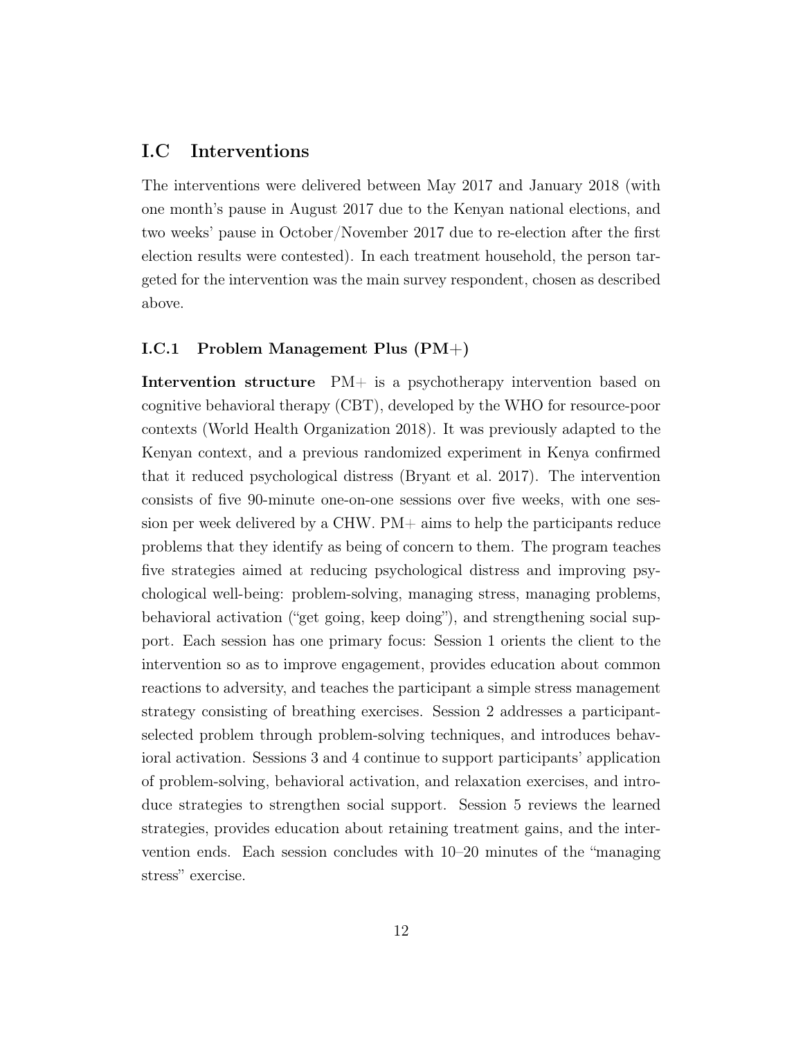## I.C Interventions

The interventions were delivered between May 2017 and January 2018 (with one month's pause in August 2017 due to the Kenyan national elections, and two weeks' pause in October/November 2017 due to re-election after the first election results were contested). In each treatment household, the person targeted for the intervention was the main survey respondent, chosen as described above.

### I.C.1 Problem Management Plus (PM+)

**Intervention structure** PM+ is a psychotherapy intervention based on cognitive behavioral therapy (CBT), developed by the WHO for resource-poor contexts (World Health Organization 2018). It was previously adapted to the Kenyan context, and a previous randomized experiment in Kenya confirmed that it reduced psychological distress (Bryant et al. 2017). The intervention consists of five 90-minute one-on-one sessions over five weeks, with one session per week delivered by a CHW. PM+ aims to help the participants reduce problems that they identify as being of concern to them. The program teaches five strategies aimed at reducing psychological distress and improving psychological well-being: problem-solving, managing stress, managing problems, behavioral activation ("get going, keep doing"), and strengthening social support. Each session has one primary focus: Session 1 orients the client to the intervention so as to improve engagement, provides education about common reactions to adversity, and teaches the participant a simple stress management strategy consisting of breathing exercises. Session 2 addresses a participant-selected problem through problem-solving techniques, and introduces behavioral activation. Sessions 3 and 4 continue to support participants' application of problem-solving, behavioral activation, and relaxation exercises, and introduce strategies to strengthen social support. Session 5 reviews the learned strategies, provides education about retaining treatment gains, and the intervention ends. Each session concludes with 10–20 minutes of the "managing stress" exercise.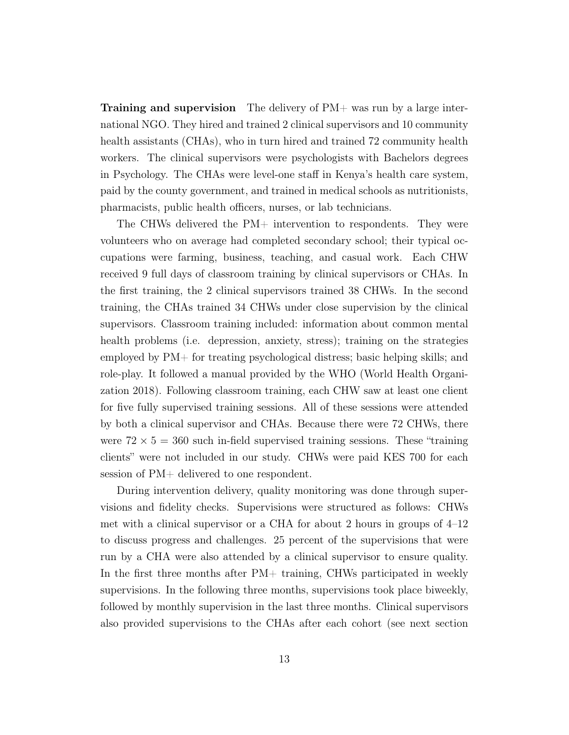**Training and supervision** The delivery of PM+ was run by a large international NGO. They hired and trained 2 clinical supervisors and 10 community health assistants (CHAs), who in turn hired and trained 72 community health workers. The clinical supervisors were psychologists with Bachelors degrees in Psychology. The CHAs were level-one staff in Kenya's health care system, paid by the county government, and trained in medical schools as nutritionists, pharmacists, public health officers, nurses, or lab technicians.

The CHWs delivered the PM+ intervention to respondents. They were volunteers who on average had completed secondary school; their typical occupations were farming, business, teaching, and casual work. Each CHW received 9 full days of classroom training by clinical supervisors or CHAs. In the first training, the 2 clinical supervisors trained 38 CHWs. In the second training, the CHAs trained 34 CHWs under close supervision by the clinical supervisors. Classroom training included: information about common mental health problems (i.e. depression, anxiety, stress); training on the strategies employed by PM+ for treating psychological distress; basic helping skills; and role-play. It followed a manual provided by the WHO (World Health Organization 2018). Following classroom training, each CHW saw at least one client for five fully supervised training sessions. All of these sessions were attended by both a clinical supervisor and CHAs. Because there were 72 CHWs, there were $72 \times 5 = 360$ such in-field supervised training sessions. These "training clients" were not included in our study. CHWs were paid KES 700 for each session of PM+ delivered to one respondent.

During intervention delivery, quality monitoring was done through supervisions and fidelity checks. Supervisions were structured as follows: CHWs met with a clinical supervisor or a CHA for about 2 hours in groups of 4–12 to discuss progress and challenges. 25 percent of the supervisions that were run by a CHA were also attended by a clinical supervisor to ensure quality. In the first three months after PM+ training, CHWs participated in weekly supervisions. In the following three months, supervisions took place biweekly, followed by monthly supervision in the last three months. Clinical supervisors also provided supervisions to the CHAs after each cohort (see next section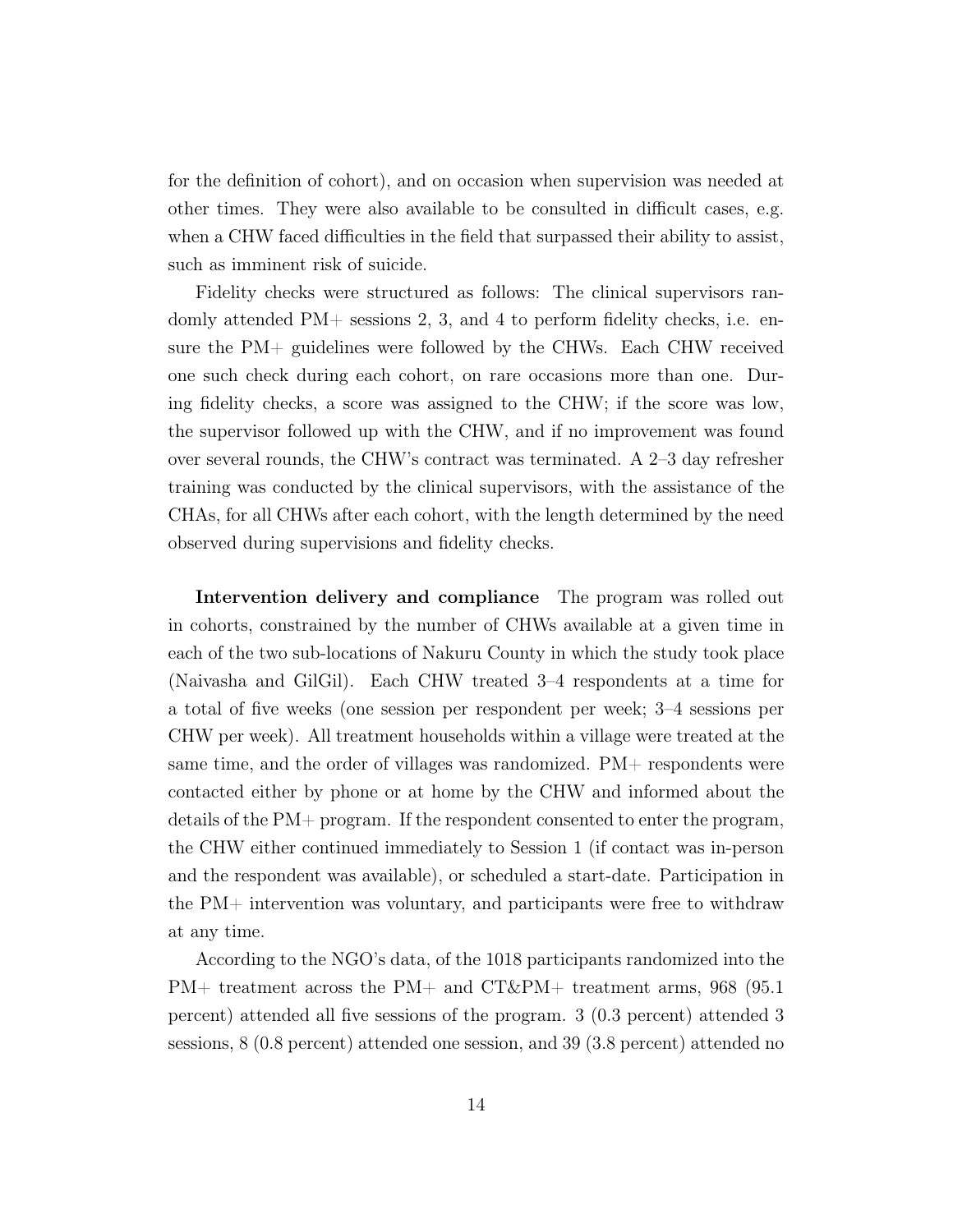for the definition of cohort), and on occasion when supervision was needed at other times. They were also available to be consulted in difficult cases, e.g. when a CHW faced difficulties in the field that surpassed their ability to assist, such as imminent risk of suicide.

Fidelity checks were structured as follows: The clinical supervisors randomly attended PM+ sessions 2, 3, and 4 to perform fidelity checks, i.e. ensure the PM+ guidelines were followed by the CHWs. Each CHW received one such check during each cohort, on rare occasions more than one. During fidelity checks, a score was assigned to the CHW; if the score was low, the supervisor followed up with the CHW, and if no improvement was found over several rounds, the CHW's contract was terminated. A 2–3 day refresher training was conducted by the clinical supervisors, with the assistance of the CHAs, for all CHWs after each cohort, with the length determined by the need observed during supervisions and fidelity checks.

**Intervention delivery and compliance** The program was rolled out in cohorts, constrained by the number of CHWs available at a given time in each of the two sub-locations of Nakuru County in which the study took place (Naivasha and GilGil). Each CHW treated 3–4 respondents at a time for a total of five weeks (one session per respondent per week; 3–4 sessions per CHW per week). All treatment households within a village were treated at the same time, and the order of villages was randomized. PM+ respondents were contacted either by phone or at home by the CHW and informed about the details of the PM+ program. If the respondent consented to enter the program, the CHW either continued immediately to Session 1 (if contact was in-person and the respondent was available), or scheduled a start-date. Participation in the PM+ intervention was voluntary, and participants were free to withdraw at any time.

According to the NGO's data, of the 1018 participants randomized into the PM+ treatment across the PM+ and CT&PM+ treatment arms, 968 (95.1 percent) attended all five sessions of the program. 3 (0.3 percent) attended 3 sessions, 8 (0.8 percent) attended one session, and 39 (3.8 percent) attended no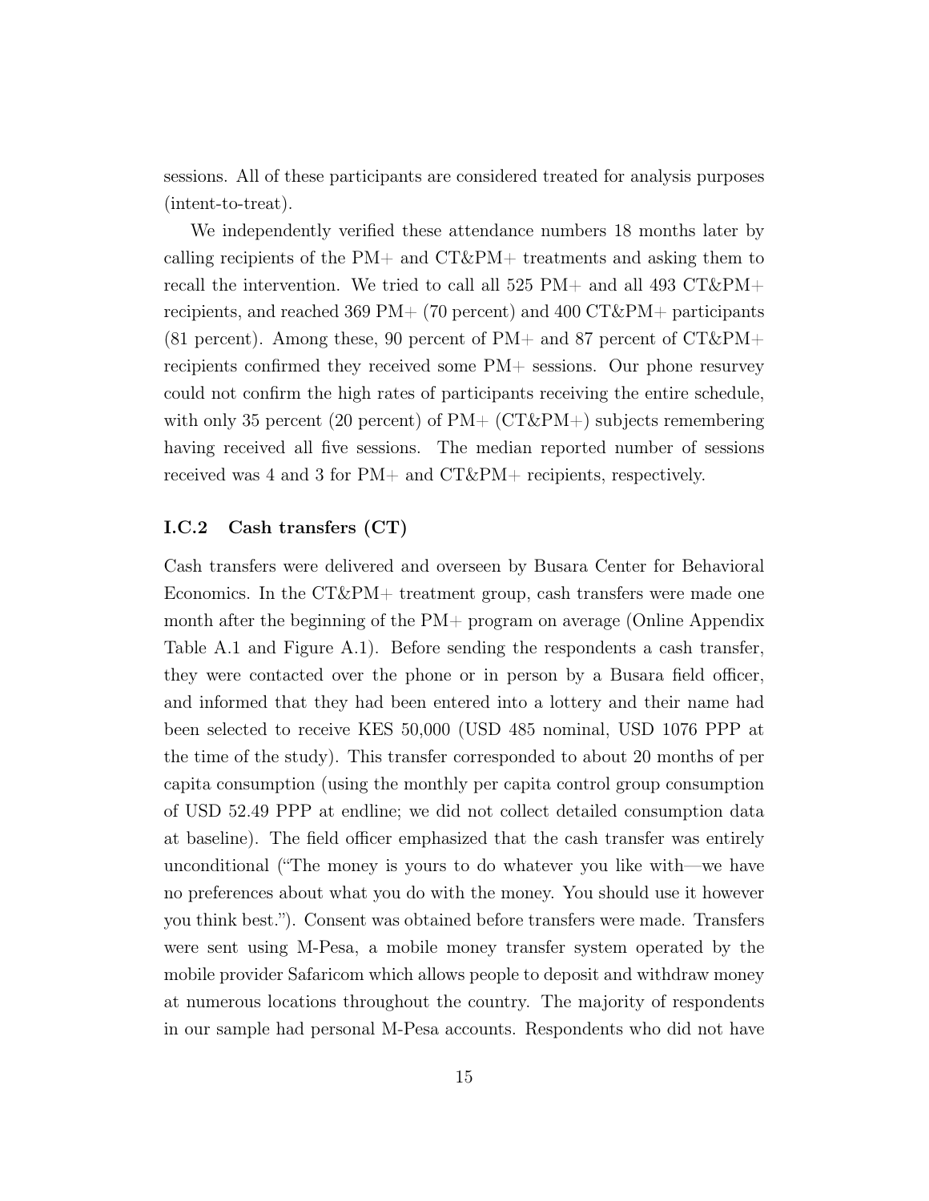sessions. All of these participants are considered treated for analysis purposes (intent-to-treat).

We independently verified these attendance numbers 18 months later by calling recipients of the PM+ and CT&PM+ treatments and asking them to recall the intervention. We tried to call all 525 PM+ and all 493 CT&PM+ recipients, and reached 369 PM+ (70 percent) and 400 CT&PM+ participants (81 percent). Among these, 90 percent of PM+ and 87 percent of CT&PM+ recipients confirmed they received some PM+ sessions. Our phone resurvey could not confirm the high rates of participants receiving the entire schedule, with only 35 percent (20 percent) of PM+ (CT&PM+) subjects remembering having received all five sessions. The median reported number of sessions received was 4 and 3 for PM+ and CT&PM+ recipients, respectively.

### I.C.2 Cash transfers (CT)

Cash transfers were delivered and overseen by Busara Center for Behavioral Economics. In the CT&PM+ treatment group, cash transfers were made one month after the beginning of the PM+ program on average (Online Appendix Table A.1 and Figure A.1). Before sending the respondents a cash transfer, they were contacted over the phone or in person by a Busara field officer, and informed that they had been entered into a lottery and their name had been selected to receive KES 50,000 (USD 485 nominal, USD 1076 PPP at the time of the study). This transfer corresponded to about 20 months of per capita consumption (using the monthly per capita control group consumption of USD 52.49 PPP at endline; we did not collect detailed consumption data at baseline). The field officer emphasized that the cash transfer was entirely unconditional ("The money is yours to do whatever you like with—we have no preferences about what you do with the money. You should use it however you think best."). Consent was obtained before transfers were made. Transfers were sent using M-Pesa, a mobile money transfer system operated by the mobile provider Safaricom which allows people to deposit and withdraw money at numerous locations throughout the country. The majority of respondents in our sample had personal M-Pesa accounts. Respondents who did not have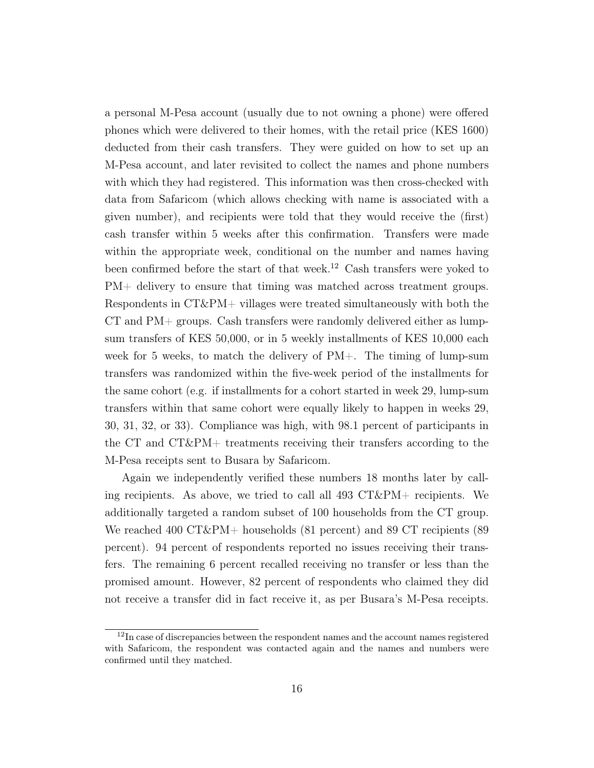a personal M-Pesa account (usually due to not owning a phone) were offered phones which were delivered to their homes, with the retail price (KES 1600) deducted from their cash transfers. They were guided on how to set up an M-Pesa account, and later revisited to collect the names and phone numbers with which they had registered. This information was then cross-checked with data from Safaricom (which allows checking with name is associated with a given number), and recipients were told that they would receive the (first) cash transfer within 5 weeks after this confirmation. Transfers were made within the appropriate week, conditional on the number and names having been confirmed before the start of that week.[12] Cash transfers were yoked to PM+ delivery to ensure that timing was matched across treatment groups. Respondents in CT&PM+ villages were treated simultaneously with both the CT and PM+ groups. Cash transfers were randomly delivered either as lump-sum transfers of KES 50,000, or in 5 weekly installments of KES 10,000 each week for 5 weeks, to match the delivery of PM+. The timing of lump-sum transfers was randomized within the five-week period of the installments for the same cohort (e.g. if installments for a cohort started in week 29, lump-sum transfers within that same cohort were equally likely to happen in weeks 29, 30, 31, 32, or 33). Compliance was high, with 98.1 percent of participants in the CT and CT&PM+ treatments receiving their transfers according to the M-Pesa receipts sent to Busara by Safaricom.

Again we independently verified these numbers 18 months later by calling recipients. As above, we tried to call all 493 CT&PM+ recipients. We additionally targeted a random subset of 100 households from the CT group. We reached 400 CT&PM+ households (81 percent) and 89 CT recipients (89 percent). 94 percent of respondents reported no issues receiving their transfers. The remaining 6 percent recalled receiving no transfer or less than the promised amount. However, 82 percent of respondents who claimed they did not receive a transfer did in fact receive it, as per Busara's M-Pesa receipts.

[12] In case of discrepancies between the respondent names and the account names registered with Safaricom, the respondent was contacted again and the names and numbers were confirmed until they matched.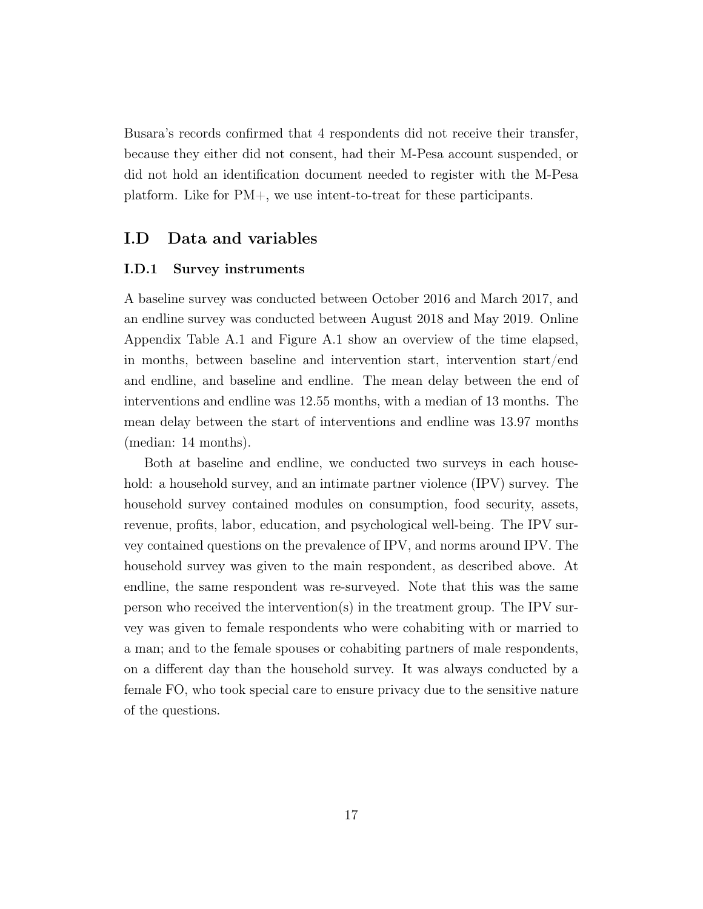Busara's records confirmed that 4 respondents did not receive their transfer, because they either did not consent, had their M-Pesa account suspended, or did not hold an identification document needed to register with the M-Pesa platform. Like for PM+, we use intent-to-treat for these participants.

## I.D Data and variables

### I.D.1 Survey instruments

A baseline survey was conducted between October 2016 and March 2017, and an endline survey was conducted between August 2018 and May 2019. Online Appendix Table A.1 and Figure A.1 show an overview of the time elapsed, in months, between baseline and intervention start, intervention start/end and endline, and baseline and endline. The mean delay between the end of interventions and endline was 12.55 months, with a median of 13 months. The mean delay between the start of interventions and endline was 13.97 months (median: 14 months).

Both at baseline and endline, we conducted two surveys in each household: a household survey, and an intimate partner violence (IPV) survey. The household survey contained modules on consumption, food security, assets, revenue, profits, labor, education, and psychological well-being. The IPV survey contained questions on the prevalence of IPV, and norms around IPV. The household survey was given to the main respondent, as described above. At endline, the same respondent was re-surveyed. Note that this was the same person who received the intervention(s) in the treatment group. The IPV survey was given to female respondents who were cohabiting with or married to a man; and to the female spouses or cohabiting partners of male respondents, on a different day than the household survey. It was always conducted by a female FO, who took special care to ensure privacy due to the sensitive nature of the questions.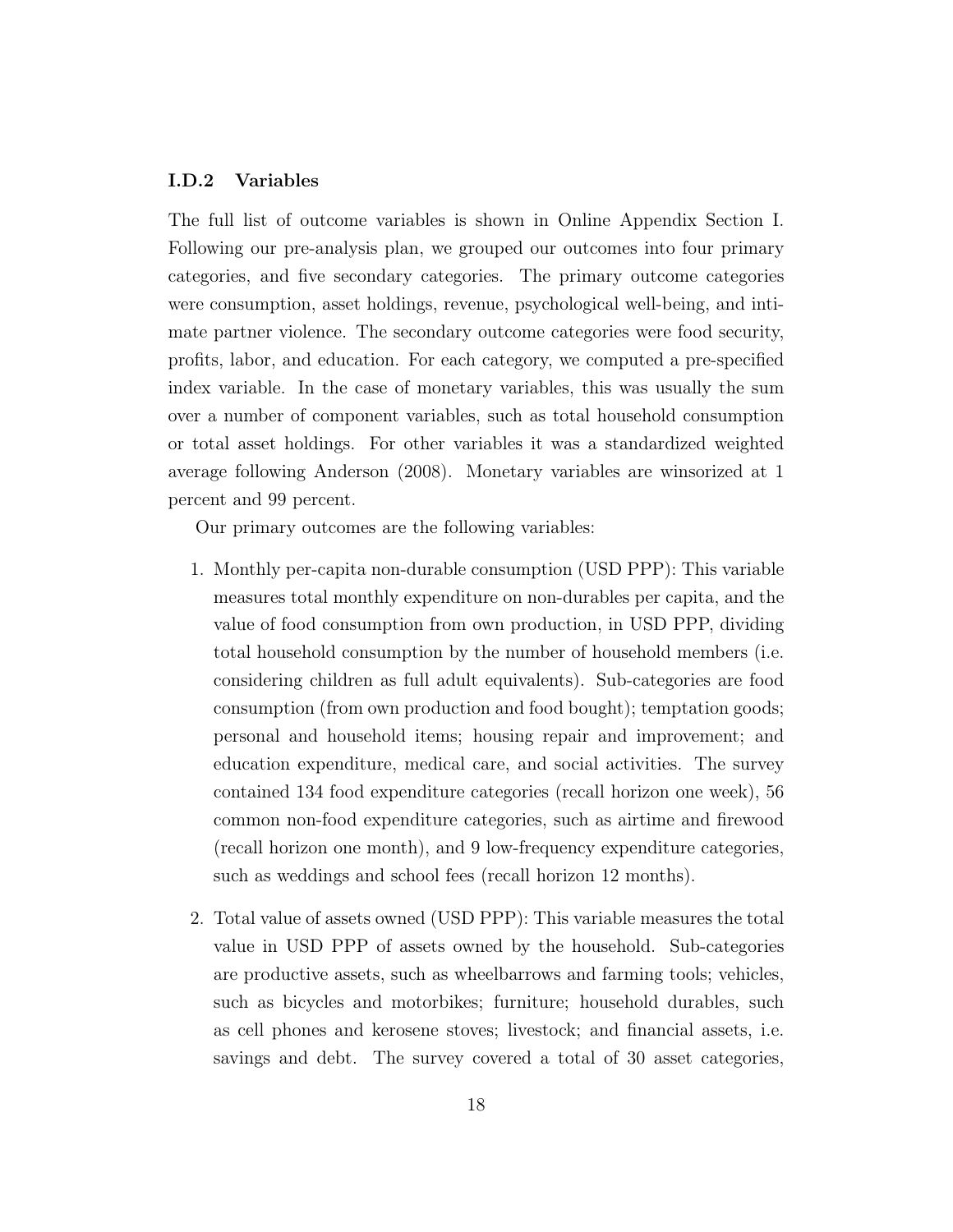### I.D.2 Variables

The full list of outcome variables is shown in Online Appendix Section I. Following our pre-analysis plan, we grouped our outcomes into four primary categories, and five secondary categories. The primary outcome categories were consumption, asset holdings, revenue, psychological well-being, and intimate partner violence. The secondary outcome categories were food security, profits, labor, and education. For each category, we computed a pre-specified index variable. In the case of monetary variables, this was usually the sum over a number of component variables, such as total household consumption or total asset holdings. For other variables it was a standardized weighted average following Anderson (2008). Monetary variables are winsorized at 1 percent and 99 percent.

Our primary outcomes are the following variables:

1. Monthly per-capita non-durable consumption (USD PPP): This variable measures total monthly expenditure on non-durables per capita, and the value of food consumption from own production, in USD PPP, dividing total household consumption by the number of household members (i.e. considering children as full adult equivalents). Sub-categories are food consumption (from own production and food bought); temptation goods; personal and household items; housing repair and improvement; and education expenditure, medical care, and social activities. The survey contained 134 food expenditure categories (recall horizon one week), 56 common non-food expenditure categories, such as airtime and firewood (recall horizon one month), and 9 low-frequency expenditure categories, such as weddings and school fees (recall horizon 12 months).

2. Total value of assets owned (USD PPP): This variable measures the total value in USD PPP of assets owned by the household. Sub-categories are productive assets, such as wheelbarrows and farming tools; vehicles, such as bicycles and motorbikes; furniture; household durables, such as cell phones and kerosene stoves; livestock; and financial assets, i.e. savings and debt. The survey covered a total of 30 asset categories,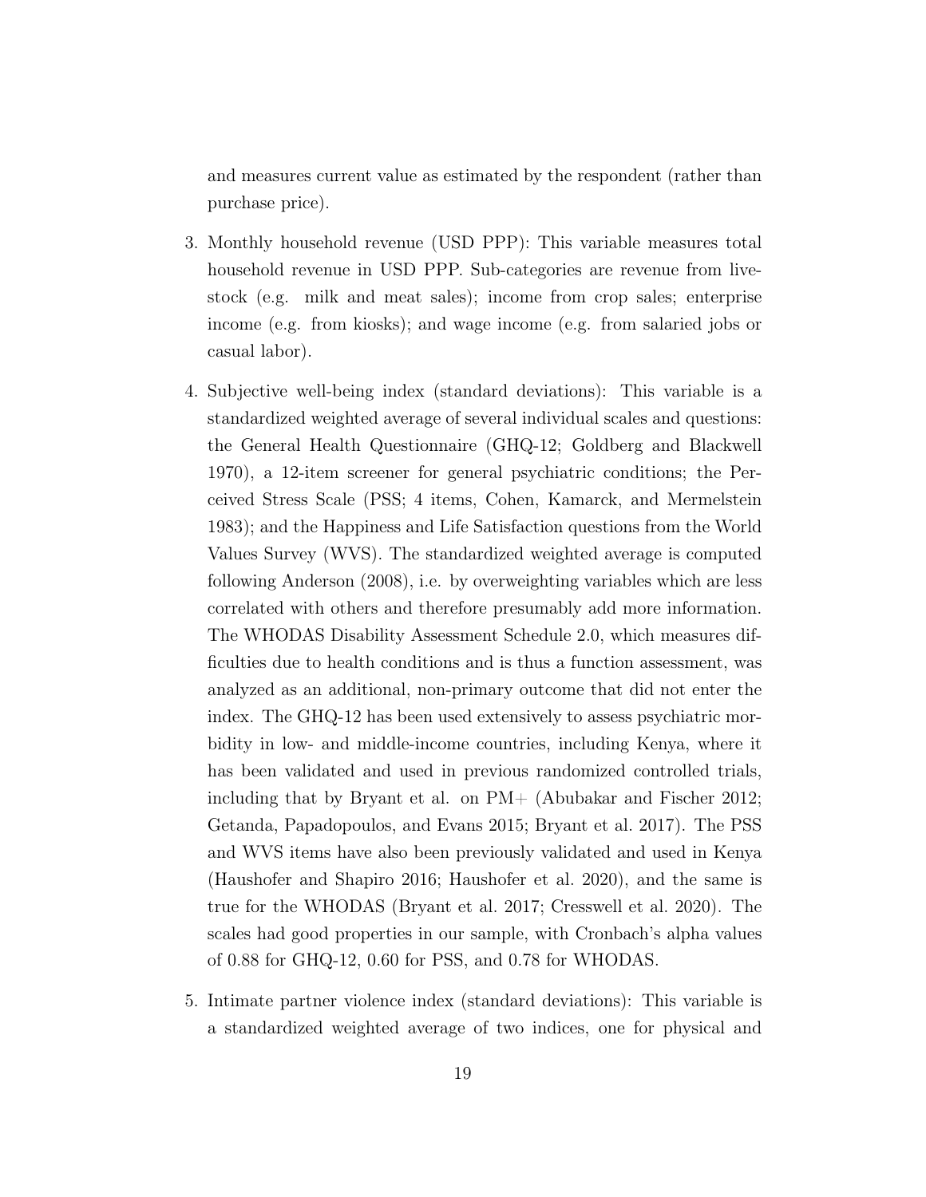and measures current value as estimated by the respondent (rather than purchase price).

3. Monthly household revenue (USD PPP): This variable measures total household revenue in USD PPP. Sub-categories are revenue from livestock (e.g. milk and meat sales); income from crop sales; enterprise income (e.g. from kiosks); and wage income (e.g. from salaried jobs or casual labor).

4. Subjective well-being index (standard deviations): This variable is a standardized weighted average of several individual scales and questions: the General Health Questionnaire (GHQ-12; Goldberg and Blackwell 1970), a 12-item screener for general psychiatric conditions; the Perceived Stress Scale (PSS; 4 items, Cohen, Kamarck, and Mermelstein 1983); and the Happiness and Life Satisfaction questions from the World Values Survey (WVS). The standardized weighted average is computed following Anderson (2008), i.e. by overweighting variables which are less correlated with others and therefore presumably add more information. The WHODAS Disability Assessment Schedule 2.0, which measures difficulties due to health conditions and is thus a function assessment, was analyzed as an additional, non-primary outcome that did not enter the index. The GHQ-12 has been used extensively to assess psychiatric morbidity in low- and middle-income countries, including Kenya, where it has been validated and used in previous randomized controlled trials, including that by Bryant et al. on PM+ (Abubakar and Fischer 2012; Getanda, Papadopoulos, and Evans 2015; Bryant et al. 2017). The PSS and WVS items have also been previously validated and used in Kenya (Haushofer and Shapiro 2016; Haushofer et al. 2020), and the same is true for the WHODAS (Bryant et al. 2017; Cresswell et al. 2020). The scales had good properties in our sample, with Cronbach's alpha values of 0.88 for GHQ-12, 0.60 for PSS, and 0.78 for WHODAS.

5. Intimate partner violence index (standard deviations): This variable is a standardized weighted average of two indices, one for physical and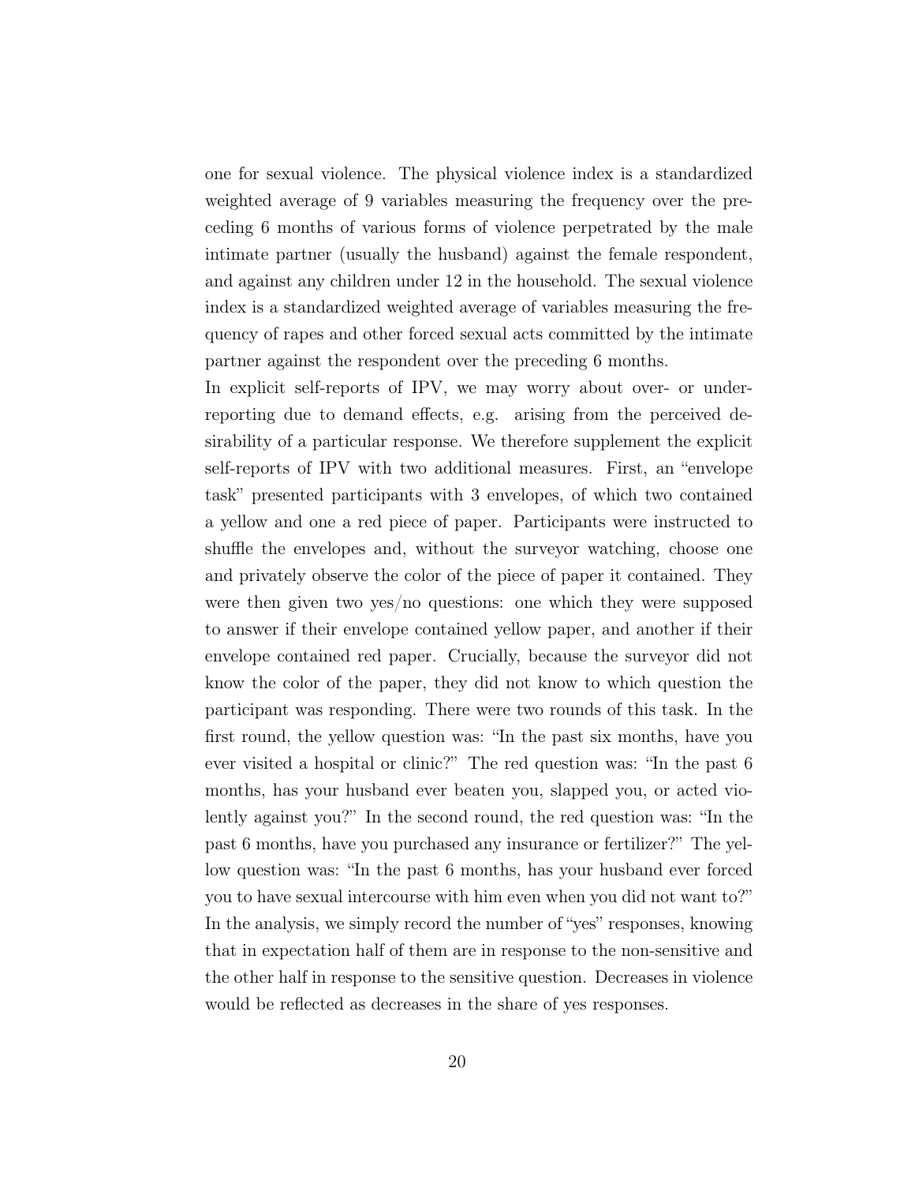one for sexual violence. The physical violence index is a standardized weighted average of 9 variables measuring the frequency over the preceding 6 months of various forms of violence perpetrated by the male intimate partner (usually the husband) against the female respondent, and against any children under 12 in the household. The sexual violence index is a standardized weighted average of variables measuring the frequency of rapes and other forced sexual acts committed by the intimate partner against the respondent over the preceding 6 months.

In explicit self-reports of IPV, we may worry about over- or under-reporting due to demand effects, e.g. arising from the perceived desirability of a particular response. We therefore supplement the explicit self-reports of IPV with two additional measures. First, an "envelope task" presented participants with 3 envelopes, of which two contained a yellow and one a red piece of paper. Participants were instructed to shuffle the envelopes and, without the surveyor watching, choose one and privately observe the color of the piece of paper it contained. They were then given two yes/no questions: one which they were supposed to answer if their envelope contained yellow paper, and another if their envelope contained red paper. Crucially, because the surveyor did not know the color of the paper, they did not know to which question the participant was responding. There were two rounds of this task. In the first round, the yellow question was: "In the past six months, have you ever visited a hospital or clinic?" The red question was: "In the past 6 months, has your husband ever beaten you, slapped you, or acted violently against you?" In the second round, the red question was: "In the past 6 months, have you purchased any insurance or fertilizer?" The yellow question was: "In the past 6 months, has your husband ever forced you to have sexual intercourse with him even when you did not want to?" In the analysis, we simply record the number of "yes" responses, knowing that in expectation half of them are in response to the non-sensitive and the other half in response to the sensitive question. Decreases in violence would be reflected as decreases in the share of yes responses.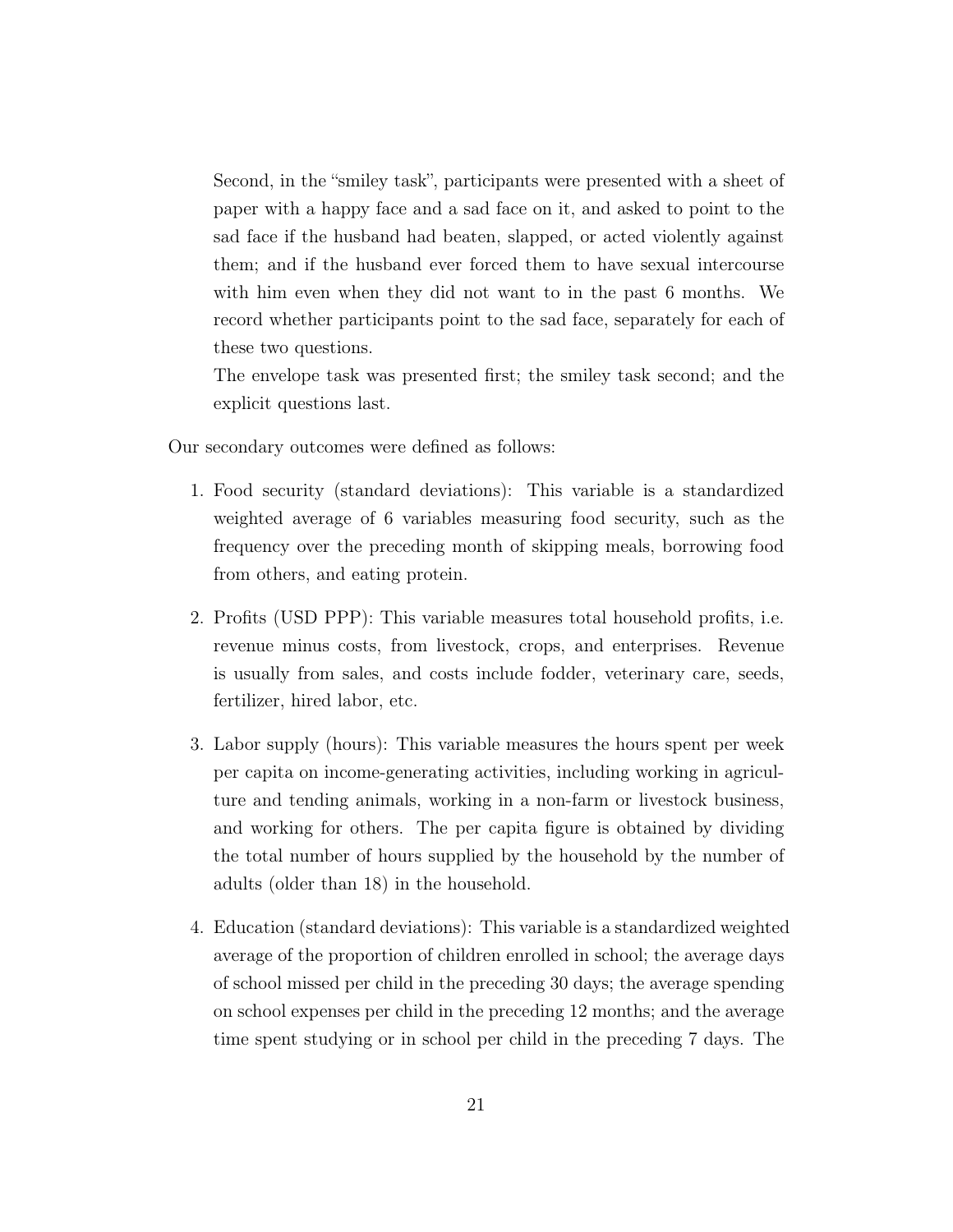Second, in the "smiley task", participants were presented with a sheet of paper with a happy face and a sad face on it, and asked to point to the sad face if the husband had beaten, slapped, or acted violently against them; and if the husband ever forced them to have sexual intercourse with him even when they did not want to in the past 6 months. We record whether participants point to the sad face, separately for each of these two questions.

The envelope task was presented first; the smiley task second; and the explicit questions last.

Our secondary outcomes were defined as follows:

1. Food security (standard deviations): This variable is a standardized weighted average of 6 variables measuring food security, such as the frequency over the preceding month of skipping meals, borrowing food from others, and eating protein.

2. Profits (USD PPP): This variable measures total household profits, i.e. revenue minus costs, from livestock, crops, and enterprises. Revenue is usually from sales, and costs include fodder, veterinary care, seeds, fertilizer, hired labor, etc.

3. Labor supply (hours): This variable measures the hours spent per week per capita on income-generating activities, including working in agriculture and tending animals, working in a non-farm or livestock business, and working for others. The per capita figure is obtained by dividing the total number of hours supplied by the household by the number of adults (older than 18) in the household.

4. Education (standard deviations): This variable is a standardized weighted average of the proportion of children enrolled in school; the average days of school missed per child in the preceding 30 days; the average spending on school expenses per child in the preceding 12 months; and the average time spent studying or in school per child in the preceding 7 days. The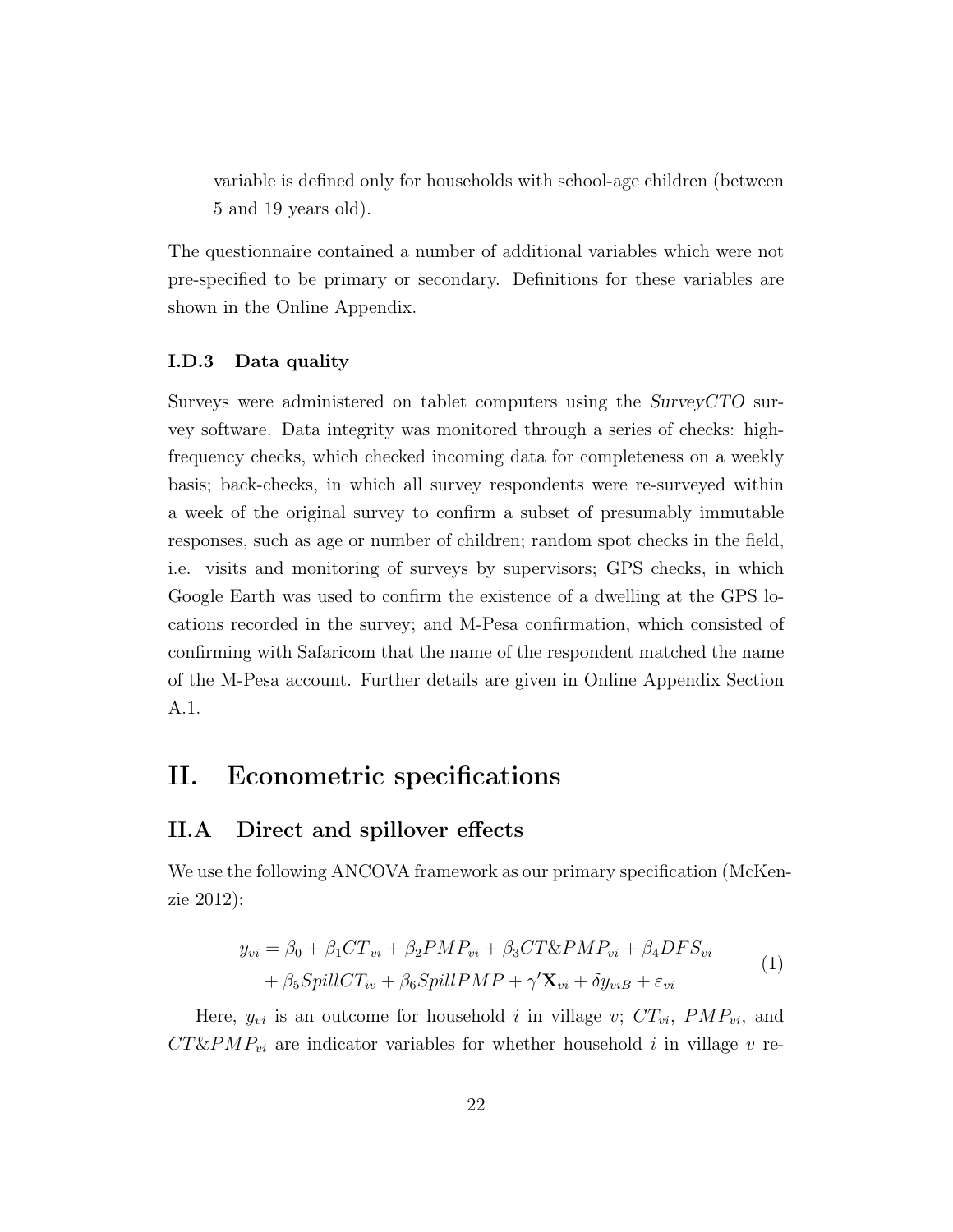variable is defined only for households with school-age children (between 5 and 19 years old).

The questionnaire contained a number of additional variables which were not pre-specified to be primary or secondary. Definitions for these variables are shown in the Online Appendix.

#### I.D.3 Data quality

Surveys were administered on tablet computers using the *SurveyCTO* survey software. Data integrity was monitored through a series of checks: high-frequency checks, which checked incoming data for completeness on a weekly basis; back-checks, in which all survey respondents were re-surveyed within a week of the original survey to confirm a subset of presumably immutable responses, such as age or number of children; random spot checks in the field, i.e. visits and monitoring of surveys by supervisors; GPS checks, in which Google Earth was used to confirm the existence of a dwelling at the GPS locations recorded in the survey; and M-Pesa confirmation, which consisted of confirming with Safaricom that the name of the respondent matched the name of the M-Pesa account. Further details are given in Online Appendix Section A.1.

# II. Econometric specifications

## II.A Direct and spillover effects

We use the following ANCOVA framework as our primary specification (McKenzie 2012):

$$
\begin{aligned}
y_{vi} = \beta_0 + \beta_1 CT_{vi} + \beta_2 PMP_{vi} + \beta_3 CT\&PMP_{vi} + \beta_4 DFS_{vi} \\
+ \beta_5 SpillCT_{iv} + \beta_6 SpillPMP + \gamma' \mathbf{X}_{vi} + \delta y_{viB} + \varepsilon_{vi}
\end{aligned}
\tag{1}
$$

Here, $y_{vi}$ is an outcome for household $i$ in village $v$; $CT_{vi}$, $PMP_{vi}$, and $CT\&PMP_{vi}$ are indicator variables for whether household $i$ in village $v$ re-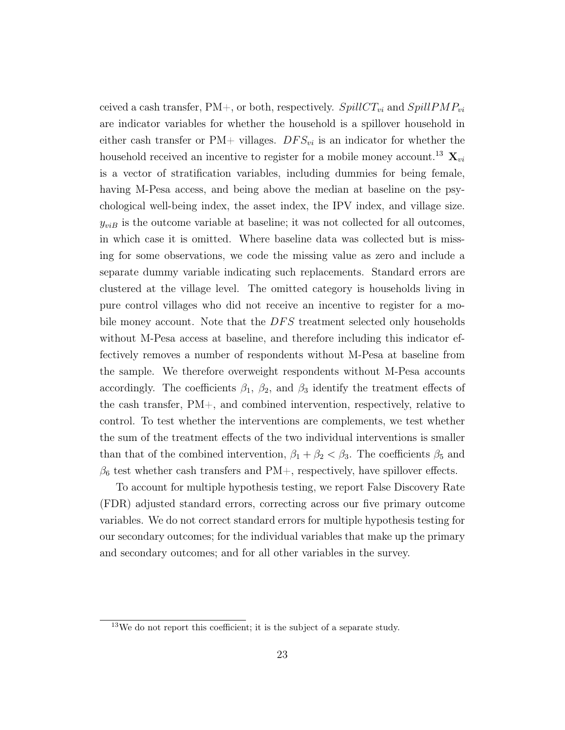ceived a cash transfer, PM+, or both, respectively. $SpillCT_{vi}$ and $SpillPMP_{vi}$ are indicator variables for whether the household is a spillover household in either cash transfer or PM+ villages. $DFS_{vi}$ is an indicator for whether the household received an incentive to register for a mobile money account.[13] $\mathbf{X}_{vi}$ is a vector of stratification variables, including dummies for being female, having M-Pesa access, and being above the median at baseline on the psychological well-being index, the asset index, the IPV index, and village size. $y_{viB}$ is the outcome variable at baseline; it was not collected for all outcomes, in which case it is omitted. Where baseline data was collected but is missing for some observations, we code the missing value as zero and include a separate dummy variable indicating such replacements. Standard errors are clustered at the village level. The omitted category is households living in pure control villages who did not receive an incentive to register for a mobile money account. Note that the $DFS$ treatment selected only households without M-Pesa access at baseline, and therefore including this indicator effectively removes a number of respondents without M-Pesa at baseline from the sample. We therefore overweight respondents without M-Pesa accounts accordingly. The coefficients $\beta_1$, $\beta_2$, and $\beta_3$ identify the treatment effects of the cash transfer, PM+, and combined intervention, respectively, relative to control. To test whether the interventions are complements, we test whether the sum of the treatment effects of the two individual interventions is smaller than that of the combined intervention, $\beta_1 + \beta_2 < \beta_3$. The coefficients $\beta_5$ and $\beta_6$ test whether cash transfers and PM+, respectively, have spillover effects.

To account for multiple hypothesis testing, we report False Discovery Rate (FDR) adjusted standard errors, correcting across our five primary outcome variables. We do not correct standard errors for multiple hypothesis testing for our secondary outcomes; for the individual variables that make up the primary and secondary outcomes; and for all other variables in the survey.

[13] We do not report this coefficient; it is the subject of a separate study.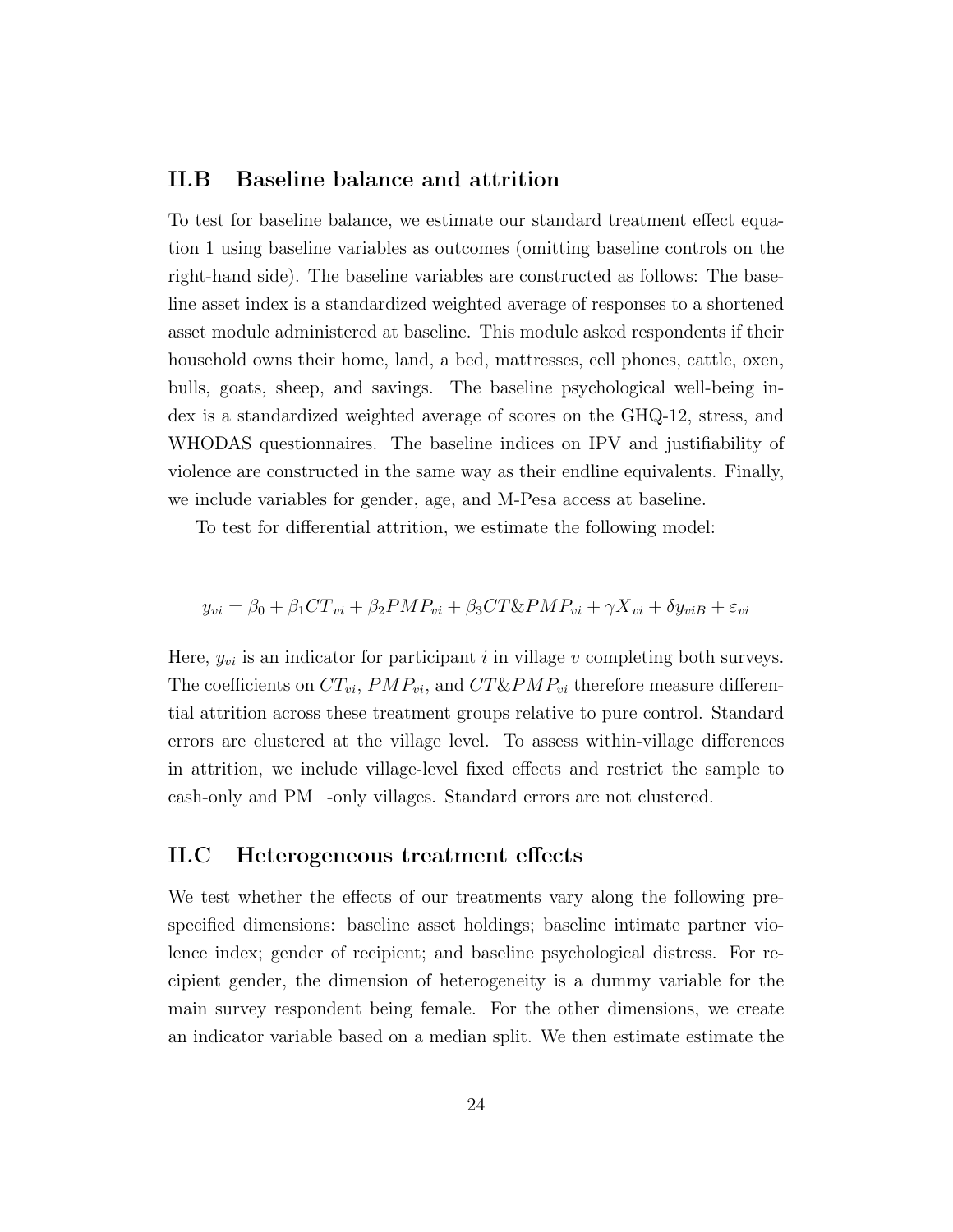## II.B Baseline balance and attrition

To test for baseline balance, we estimate our standard treatment effect equation 1 using baseline variables as outcomes (omitting baseline controls on the right-hand side). The baseline variables are constructed as follows: The baseline asset index is a standardized weighted average of responses to a shortened asset module administered at baseline. This module asked respondents if their household owns their home, land, a bed, mattresses, cell phones, cattle, oxen, bulls, goats, sheep, and savings. The baseline psychological well-being index is a standardized weighted average of scores on the GHQ-12, stress, and WHODAS questionnaires. The baseline indices on IPV and justifiability of violence are constructed in the same way as their endline equivalents. Finally, we include variables for gender, age, and M-Pesa access at baseline.

To test for differential attrition, we estimate the following model:

$$y_{vi} = \beta_0 + \beta_1 CT_{vi} + \beta_2 PMP_{vi} + \beta_3 CT\&PMP_{vi} + \gamma X_{vi} + \delta y_{viB} + \varepsilon_{vi}$$

Here, $y_{vi}$ is an indicator for participant $i$ in village $v$ completing both surveys. The coefficients on $CT_{vi}$, $PMP_{vi}$, and $CT\&PMP_{vi}$ therefore measure differential attrition across these treatment groups relative to pure control. Standard errors are clustered at the village level. To assess within-village differences in attrition, we include village-level fixed effects and restrict the sample to cash-only and PM+-only villages. Standard errors are not clustered.

## II.C Heterogeneous treatment effects

We test whether the effects of our treatments vary along the following pre-specified dimensions: baseline asset holdings; baseline intimate partner violence index; gender of recipient; and baseline psychological distress. For recipient gender, the dimension of heterogeneity is a dummy variable for the main survey respondent being female. For the other dimensions, we create an indicator variable based on a median split. We then estimate estimate the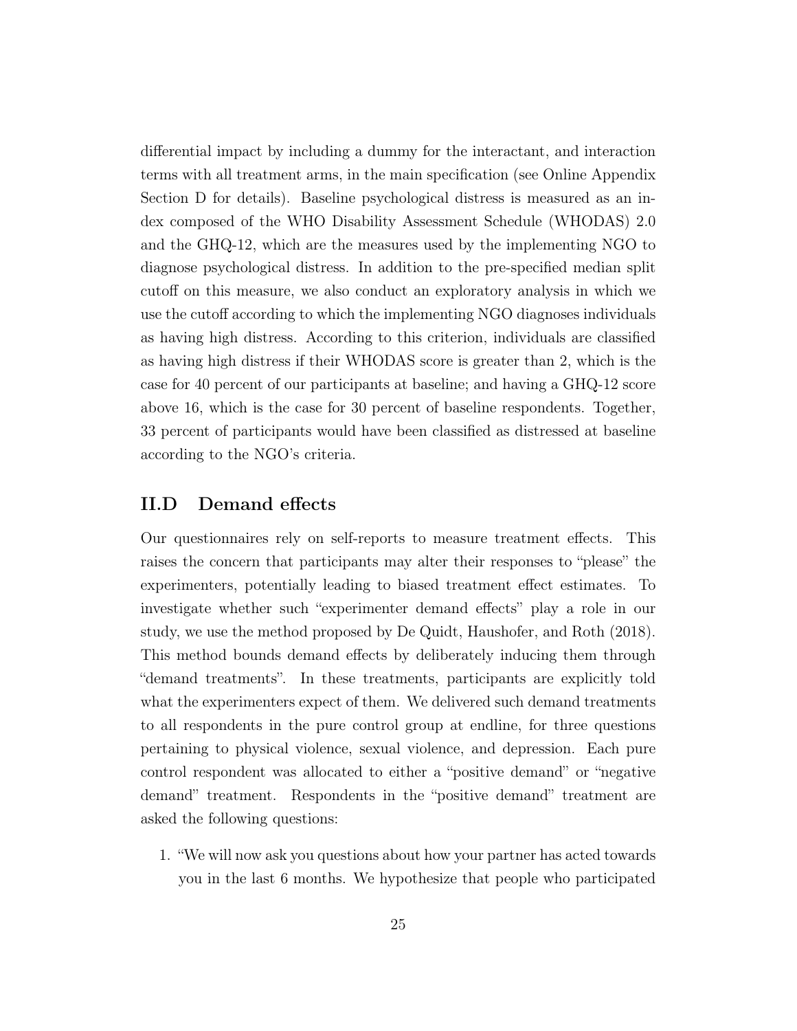differential impact by including a dummy for the interactant, and interaction terms with all treatment arms, in the main specification (see Online Appendix Section D for details). Baseline psychological distress is measured as an index composed of the WHO Disability Assessment Schedule (WHODAS) 2.0 and the GHQ-12, which are the measures used by the implementing NGO to diagnose psychological distress. In addition to the pre-specified median split cutoff on this measure, we also conduct an exploratory analysis in which we use the cutoff according to which the implementing NGO diagnoses individuals as having high distress. According to this criterion, individuals are classified as having high distress if their WHODAS score is greater than 2, which is the case for 40 percent of our participants at baseline; and having a GHQ-12 score above 16, which is the case for 30 percent of baseline respondents. Together, 33 percent of participants would have been classified as distressed at baseline according to the NGO's criteria.

## II.D Demand effects

Our questionnaires rely on self-reports to measure treatment effects. This raises the concern that participants may alter their responses to "please" the experimenters, potentially leading to biased treatment effect estimates. To investigate whether such "experimenter demand effects" play a role in our study, we use the method proposed by De Quidt, Haushofer, and Roth (2018). This method bounds demand effects by deliberately inducing them through "demand treatments". In these treatments, participants are explicitly told what the experimenters expect of them. We delivered such demand treatments to all respondents in the pure control group at endline, for three questions pertaining to physical violence, sexual violence, and depression. Each pure control respondent was allocated to either a "positive demand" or "negative demand" treatment. Respondents in the "positive demand" treatment are asked the following questions:

1. "We will now ask you questions about how your partner has acted towards you in the last 6 months. We hypothesize that people who participated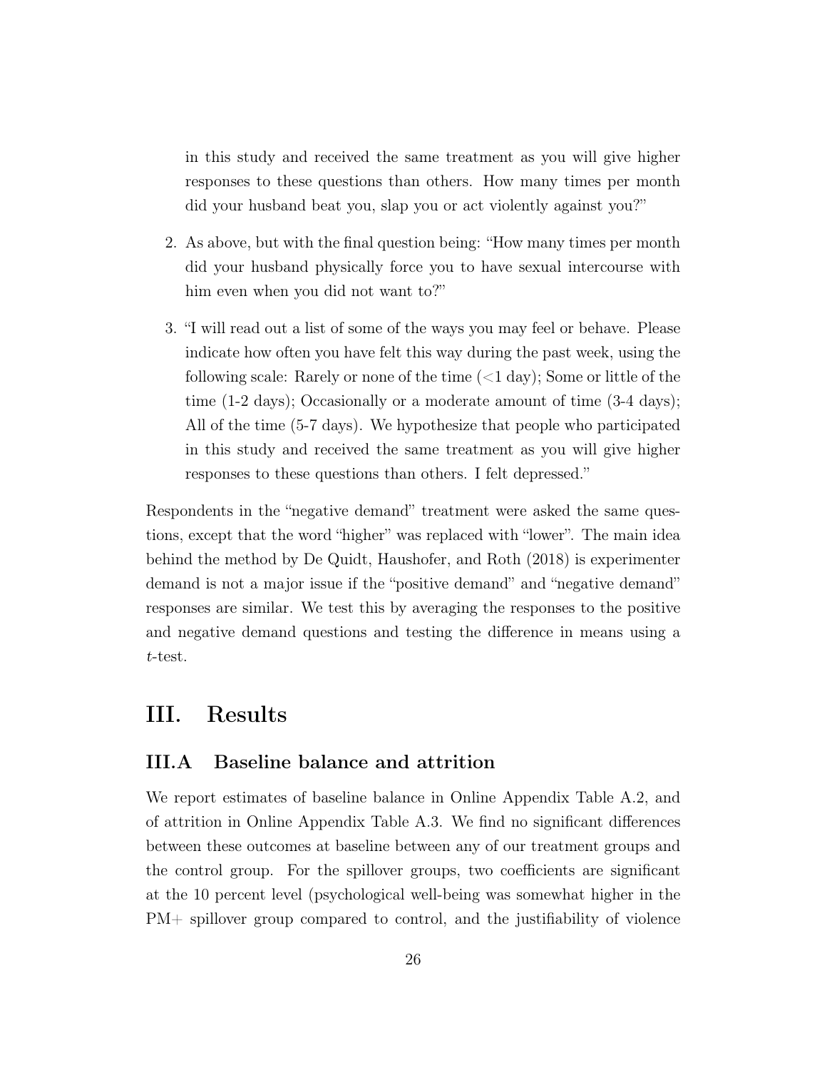in this study and received the same treatment as you will give higher responses to these questions than others. How many times per month did your husband beat you, slap you or act violently against you?"

2. As above, but with the final question being: "How many times per month did your husband physically force you to have sexual intercourse with him even when you did not want to?"

3. "I will read out a list of some of the ways you may feel or behave. Please indicate how often you have felt this way during the past week, using the following scale: Rarely or none of the time (<1 day); Some or little of the time (1-2 days); Occasionally or a moderate amount of time (3-4 days); All of the time (5-7 days). We hypothesize that people who participated in this study and received the same treatment as you will give higher responses to these questions than others. I felt depressed."

Respondents in the "negative demand" treatment were asked the same questions, except that the word "higher" was replaced with "lower". The main idea behind the method by De Quidt, Haushofer, and Roth (2018) is experimenter demand is not a major issue if the "positive demand" and "negative demand" responses are similar. We test this by averaging the responses to the positive and negative demand questions and testing the difference in means using a *t*-test.

# III. Results

## III.A Baseline balance and attrition

We report estimates of baseline balance in Online Appendix Table A.2, and of attrition in Online Appendix Table A.3. We find no significant differences between these outcomes at baseline between any of our treatment groups and the control group. For the spillover groups, two coefficients are significant at the 10 percent level (psychological well-being was somewhat higher in the PM+ spillover group compared to control, and the justifiability of violence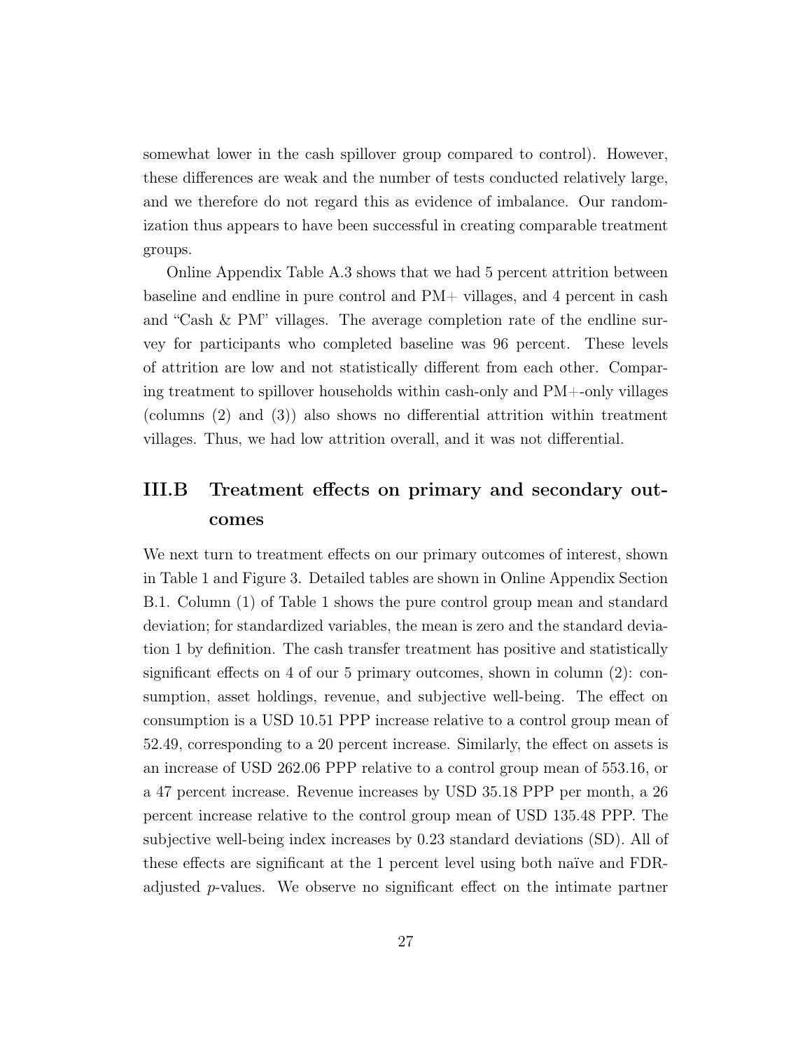somewhat lower in the cash spillover group compared to control). However, these differences are weak and the number of tests conducted relatively large, and we therefore do not regard this as evidence of imbalance. Our randomization thus appears to have been successful in creating comparable treatment groups.

Online Appendix Table A.3 shows that we had 5 percent attrition between baseline and endline in pure control and PM+ villages, and 4 percent in cash and "Cash & PM" villages. The average completion rate of the endline survey for participants who completed baseline was 96 percent. These levels of attrition are low and not statistically different from each other. Comparing treatment to spillover households within cash-only and PM+-only villages (columns (2) and (3)) also shows no differential attrition within treatment villages. Thus, we had low attrition overall, and it was not differential.

## III.B Treatment effects on primary and secondary outcomes

We next turn to treatment effects on our primary outcomes of interest, shown in Table 1 and Figure 3. Detailed tables are shown in Online Appendix Section B.1. Column (1) of Table 1 shows the pure control group mean and standard deviation; for standardized variables, the mean is zero and the standard deviation 1 by definition. The cash transfer treatment has positive and statistically significant effects on 4 of our 5 primary outcomes, shown in column (2): consumption, asset holdings, revenue, and subjective well-being. The effect on consumption is a USD 10.51 PPP increase relative to a control group mean of 52.49, corresponding to a 20 percent increase. Similarly, the effect on assets is an increase of USD 262.06 PPP relative to a control group mean of 553.16, or a 47 percent increase. Revenue increases by USD 35.18 PPP per month, a 26 percent increase relative to the control group mean of USD 135.48 PPP. The subjective well-being index increases by 0.23 standard deviations (SD). All of these effects are significant at the 1 percent level using both naïve and FDR-adjusted $p$-values. We observe no significant effect on the intimate partner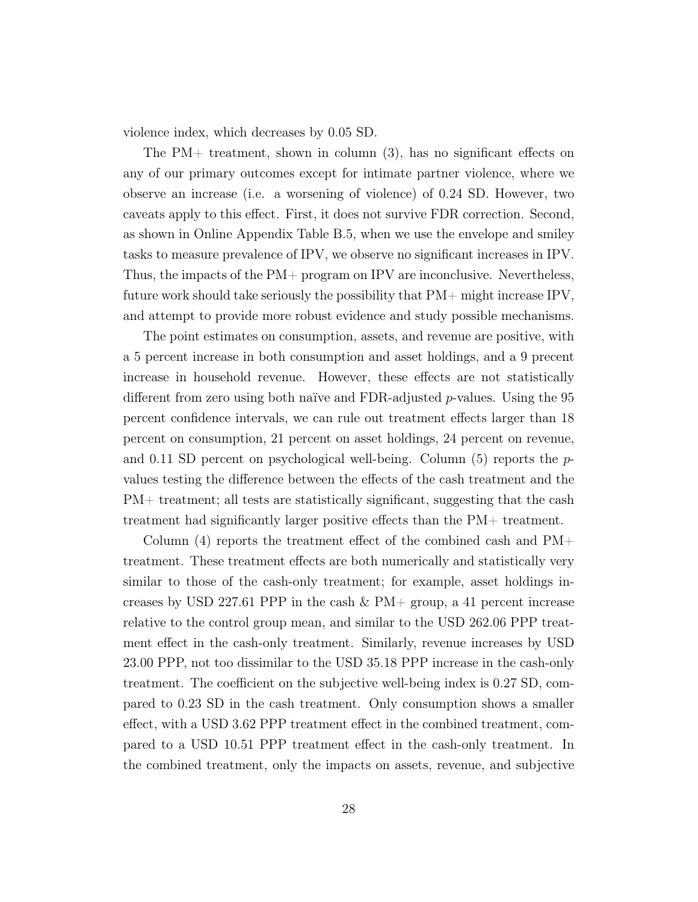violence index, which decreases by 0.05 SD.

The PM+ treatment, shown in column (3), has no significant effects on any of our primary outcomes except for intimate partner violence, where we observe an increase (i.e. a worsening of violence) of 0.24 SD. However, two caveats apply to this effect. First, it does not survive FDR correction. Second, as shown in Online Appendix Table B.5, when we use the envelope and smiley tasks to measure prevalence of IPV, we observe no significant increases in IPV. Thus, the impacts of the PM+ program on IPV are inconclusive. Nevertheless, future work should take seriously the possibility that PM+ might increase IPV, and attempt to provide more robust evidence and study possible mechanisms.

The point estimates on consumption, assets, and revenue are positive, with a 5 percent increase in both consumption and asset holdings, and a 9 precent increase in household revenue. However, these effects are not statistically different from zero using both naïve and FDR-adjusted *p*-values. Using the 95 percent confidence intervals, we can rule out treatment effects larger than 18 percent on consumption, 21 percent on asset holdings, 24 percent on revenue, and 0.11 SD percent on psychological well-being. Column (5) reports the *p*-values testing the difference between the effects of the cash treatment and the PM+ treatment; all tests are statistically significant, suggesting that the cash treatment had significantly larger positive effects than the PM+ treatment.

Column (4) reports the treatment effect of the combined cash and PM+ treatment. These treatment effects are both numerically and statistically very similar to those of the cash-only treatment; for example, asset holdings increases by USD 227.61 PPP in the cash & PM+ group, a 41 percent increase relative to the control group mean, and similar to the USD 262.06 PPP treatment effect in the cash-only treatment. Similarly, revenue increases by USD 23.00 PPP, not too dissimilar to the USD 35.18 PPP increase in the cash-only treatment. The coefficient on the subjective well-being index is 0.27 SD, compared to 0.23 SD in the cash treatment. Only consumption shows a smaller effect, with a USD 3.62 PPP treatment effect in the combined treatment, compared to a USD 10.51 PPP treatment effect in the cash-only treatment. In the combined treatment, only the impacts on assets, revenue, and subjective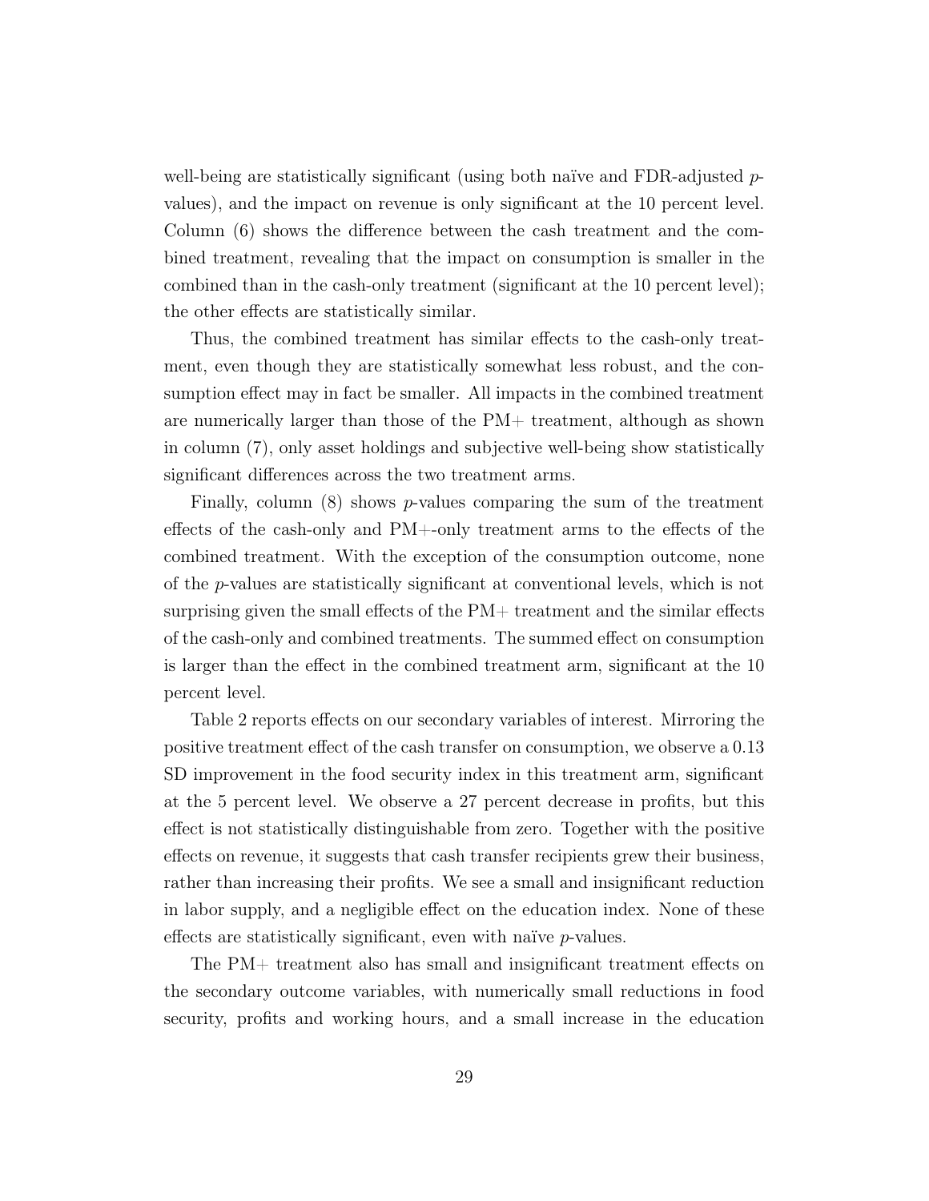well-being are statistically significant (using both naïve and FDR-adjusted $p$-values), and the impact on revenue is only significant at the 10 percent level. Column (6) shows the difference between the cash treatment and the combined treatment, revealing that the impact on consumption is smaller in the combined than in the cash-only treatment (significant at the 10 percent level); the other effects are statistically similar.

Thus, the combined treatment has similar effects to the cash-only treatment, even though they are statistically somewhat less robust, and the consumption effect may in fact be smaller. All impacts in the combined treatment are numerically larger than those of the PM+ treatment, although as shown in column (7), only asset holdings and subjective well-being show statistically significant differences across the two treatment arms.

Finally, column (8) shows $p$-values comparing the sum of the treatment effects of the cash-only and PM+-only treatment arms to the effects of the combined treatment. With the exception of the consumption outcome, none of the $p$-values are statistically significant at conventional levels, which is not surprising given the small effects of the PM+ treatment and the similar effects of the cash-only and combined treatments. The summed effect on consumption is larger than the effect in the combined treatment arm, significant at the 10 percent level.

Table 2 reports effects on our secondary variables of interest. Mirroring the positive treatment effect of the cash transfer on consumption, we observe a 0.13 SD improvement in the food security index in this treatment arm, significant at the 5 percent level. We observe a 27 percent decrease in profits, but this effect is not statistically distinguishable from zero. Together with the positive effects on revenue, it suggests that cash transfer recipients grew their business, rather than increasing their profits. We see a small and insignificant reduction in labor supply, and a negligible effect on the education index. None of these effects are statistically significant, even with naïve $p$-values.

The PM+ treatment also has small and insignificant treatment effects on the secondary outcome variables, with numerically small reductions in food security, profits and working hours, and a small increase in the education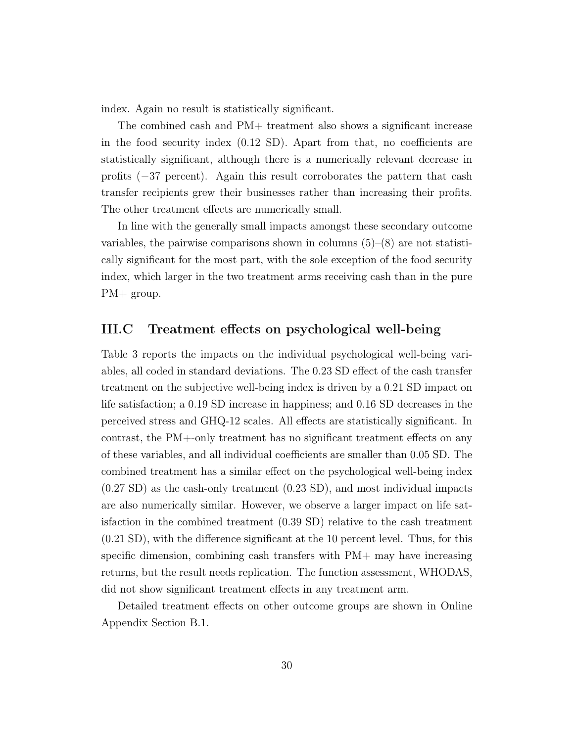index. Again no result is statistically significant.

The combined cash and PM+ treatment also shows a significant increase in the food security index (0.12 SD). Apart from that, no coefficients are statistically significant, although there is a numerically relevant decrease in profits (−37 percent). Again this result corroborates the pattern that cash transfer recipients grew their businesses rather than increasing their profits. The other treatment effects are numerically small.

In line with the generally small impacts amongst these secondary outcome variables, the pairwise comparisons shown in columns (5)–(8) are not statistically significant for the most part, with the sole exception of the food security index, which larger in the two treatment arms receiving cash than in the pure PM+ group.

## III.C Treatment effects on psychological well-being

Table 3 reports the impacts on the individual psychological well-being variables, all coded in standard deviations. The 0.23 SD effect of the cash transfer treatment on the subjective well-being index is driven by a 0.21 SD impact on life satisfaction; a 0.19 SD increase in happiness; and 0.16 SD decreases in the perceived stress and GHQ-12 scales. All effects are statistically significant. In contrast, the PM+-only treatment has no significant treatment effects on any of these variables, and all individual coefficients are smaller than 0.05 SD. The combined treatment has a similar effect on the psychological well-being index (0.27 SD) as the cash-only treatment (0.23 SD), and most individual impacts are also numerically similar. However, we observe a larger impact on life satisfaction in the combined treatment (0.39 SD) relative to the cash treatment (0.21 SD), with the difference significant at the 10 percent level. Thus, for this specific dimension, combining cash transfers with PM+ may have increasing returns, but the result needs replication. The function assessment, WHODAS, did not show significant treatment effects in any treatment arm.

Detailed treatment effects on other outcome groups are shown in Online Appendix Section B.1.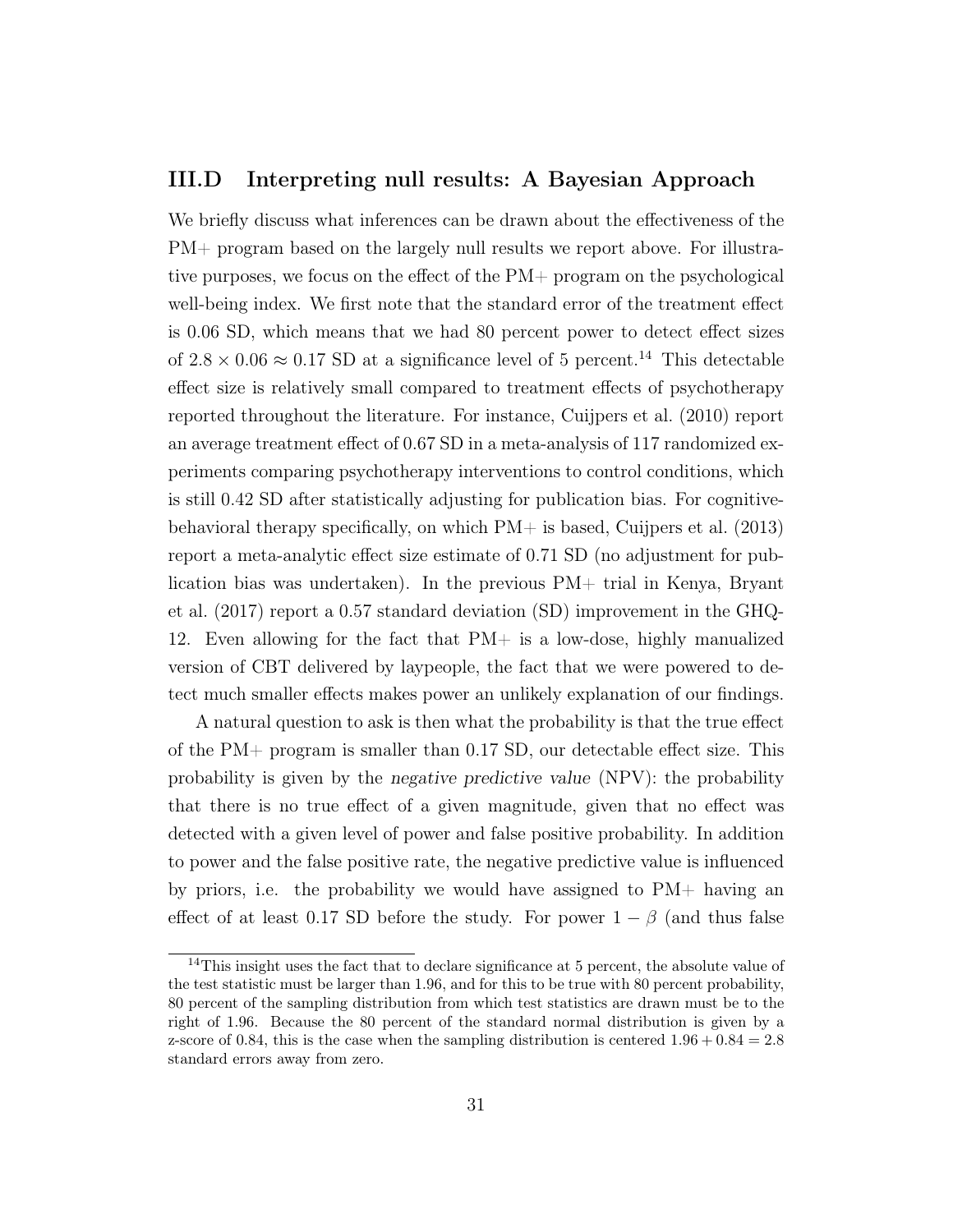### III.D Interpreting null results: A Bayesian Approach

We briefly discuss what inferences can be drawn about the effectiveness of the PM+ program based on the largely null results we report above. For illustrative purposes, we focus on the effect of the PM+ program on the psychological well-being index. We first note that the standard error of the treatment effect is 0.06 SD, which means that we had 80 percent power to detect effect sizes of $2.8 \times 0.06 \approx 0.17$ SD at a significance level of 5 percent.[14] This detectable effect size is relatively small compared to treatment effects of psychotherapy reported throughout the literature. For instance, Cuijpers et al. (2010) report an average treatment effect of 0.67 SD in a meta-analysis of 117 randomized experiments comparing psychotherapy interventions to control conditions, which is still 0.42 SD after statistically adjusting for publication bias. For cognitive-behavioral therapy specifically, on which PM+ is based, Cuijpers et al. (2013) report a meta-analytic effect size estimate of 0.71 SD (no adjustment for publication bias was undertaken). In the previous PM+ trial in Kenya, Bryant et al. (2017) report a 0.57 standard deviation (SD) improvement in the GHQ-12. Even allowing for the fact that PM+ is a low-dose, highly manualized version of CBT delivered by laypeople, the fact that we were powered to detect much smaller effects makes power an unlikely explanation of our findings.

A natural question to ask is then what the probability is that the true effect of the PM+ program is smaller than 0.17 SD, our detectable effect size. This probability is given by the *negative predictive value* (NPV): the probability that there is no true effect of a given magnitude, given that no effect was detected with a given level of power and false positive probability. In addition to power and the false positive rate, the negative predictive value is influenced by priors, i.e. the probability we would have assigned to PM+ having an effect of at least 0.17 SD before the study. For power $1 - \beta$ (and thus false

[14] This insight uses the fact that to declare significance at 5 percent, the absolute value of the test statistic must be larger than 1.96, and for this to be true with 80 percent probability, 80 percent of the sampling distribution from which test statistics are drawn must be to the right of 1.96. Because the 80 percent of the standard normal distribution is given by a z-score of 0.84, this is the case when the sampling distribution is centered $1.96 + 0.84 = 2.8$ standard errors away from zero.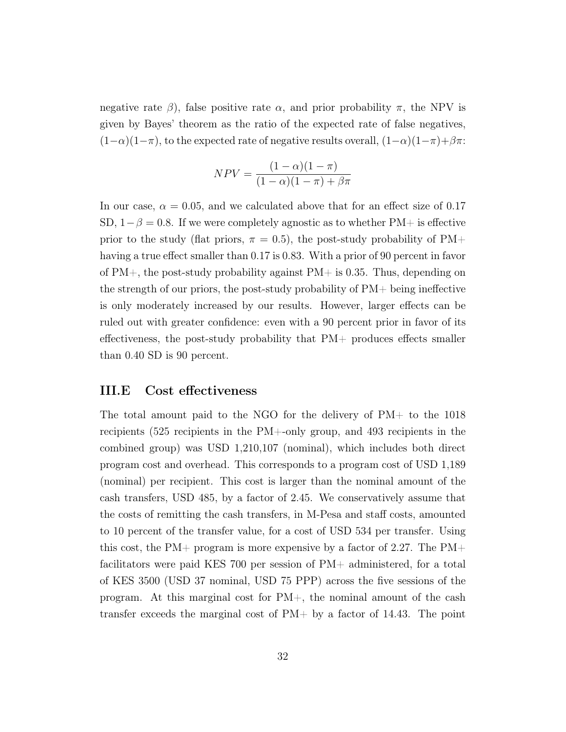negative rate $\beta$), false positive rate $\alpha$, and prior probability $\pi$, the NPV is given by Bayes' theorem as the ratio of the expected rate of false negatives, $(1-\alpha)(1-\pi)$, to the expected rate of negative results overall, $(1-\alpha)(1-\pi)+\beta\pi$:

$$NPV = \frac{(1-\alpha)(1-\pi)}{(1-\alpha)(1-\pi)+\beta\pi}$$

In our case, $\alpha = 0.05$, and we calculated above that for an effect size of 0.17 SD, $1-\beta = 0.8$. If we were completely agnostic as to whether PM+ is effective prior to the study (flat priors, $\pi = 0.5$), the post-study probability of PM+ having a true effect smaller than 0.17 is 0.83. With a prior of 90 percent in favor of PM+, the post-study probability against PM+ is 0.35. Thus, depending on the strength of our priors, the post-study probability of PM+ being ineffective is only moderately increased by our results. However, larger effects can be ruled out with greater confidence: even with a 90 percent prior in favor of its effectiveness, the post-study probability that PM+ produces effects smaller than 0.40 SD is 90 percent.

## III.E Cost effectiveness

The total amount paid to the NGO for the delivery of PM+ to the 1018 recipients (525 recipients in the PM+-only group, and 493 recipients in the combined group) was USD 1,210,107 (nominal), which includes both direct program cost and overhead. This corresponds to a program cost of USD 1,189 (nominal) per recipient. This cost is larger than the nominal amount of the cash transfers, USD 485, by a factor of 2.45. We conservatively assume that the costs of remitting the cash transfers, in M-Pesa and staff costs, amounted to 10 percent of the transfer value, for a cost of USD 534 per transfer. Using this cost, the PM+ program is more expensive by a factor of 2.27. The PM+ facilitators were paid KES 700 per session of PM+ administered, for a total of KES 3500 (USD 37 nominal, USD 75 PPP) across the five sessions of the program. At this marginal cost for PM+, the nominal amount of the cash transfer exceeds the marginal cost of PM+ by a factor of 14.43. The point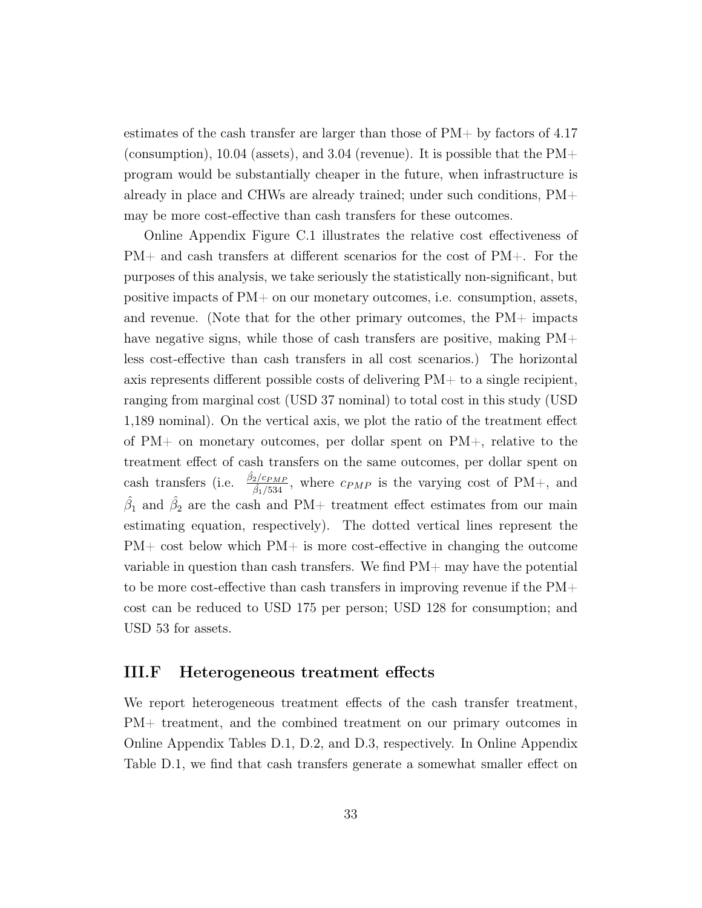estimates of the cash transfer are larger than those of PM+ by factors of 4.17 (consumption), 10.04 (assets), and 3.04 (revenue). It is possible that the PM+ program would be substantially cheaper in the future, when infrastructure is already in place and CHWs are already trained; under such conditions, PM+ may be more cost-effective than cash transfers for these outcomes.

Online Appendix Figure C.1 illustrates the relative cost effectiveness of PM+ and cash transfers at different scenarios for the cost of PM+. For the purposes of this analysis, we take seriously the statistically non-significant, but positive impacts of PM+ on our monetary outcomes, i.e. consumption, assets, and revenue. (Note that for the other primary outcomes, the PM+ impacts have negative signs, while those of cash transfers are positive, making PM+ less cost-effective than cash transfers in all cost scenarios.) The horizontal axis represents different possible costs of delivering PM+ to a single recipient, ranging from marginal cost (USD 37 nominal) to total cost in this study (USD 1,189 nominal). On the vertical axis, we plot the ratio of the treatment effect of PM+ on monetary outcomes, per dollar spent on PM+, relative to the treatment effect of cash transfers on the same outcomes, per dollar spent on cash transfers (i.e. $\frac{\hat{\beta}_2/c_{PMP}}{\hat{\beta}_1/534}$, where $c_{PMP}$ is the varying cost of PM+, and $\hat{\beta}_1$ and $\hat{\beta}_2$ are the cash and PM+ treatment effect estimates from our main estimating equation, respectively). The dotted vertical lines represent the PM+ cost below which PM+ is more cost-effective in changing the outcome variable in question than cash transfers. We find PM+ may have the potential to be more cost-effective than cash transfers in improving revenue if the PM+ cost can be reduced to USD 175 per person; USD 128 for consumption; and USD 53 for assets.

## III.F Heterogeneous treatment effects

We report heterogeneous treatment effects of the cash transfer treatment, PM+ treatment, and the combined treatment on our primary outcomes in Online Appendix Tables D.1, D.2, and D.3, respectively. In Online Appendix Table D.1, we find that cash transfers generate a somewhat smaller effect on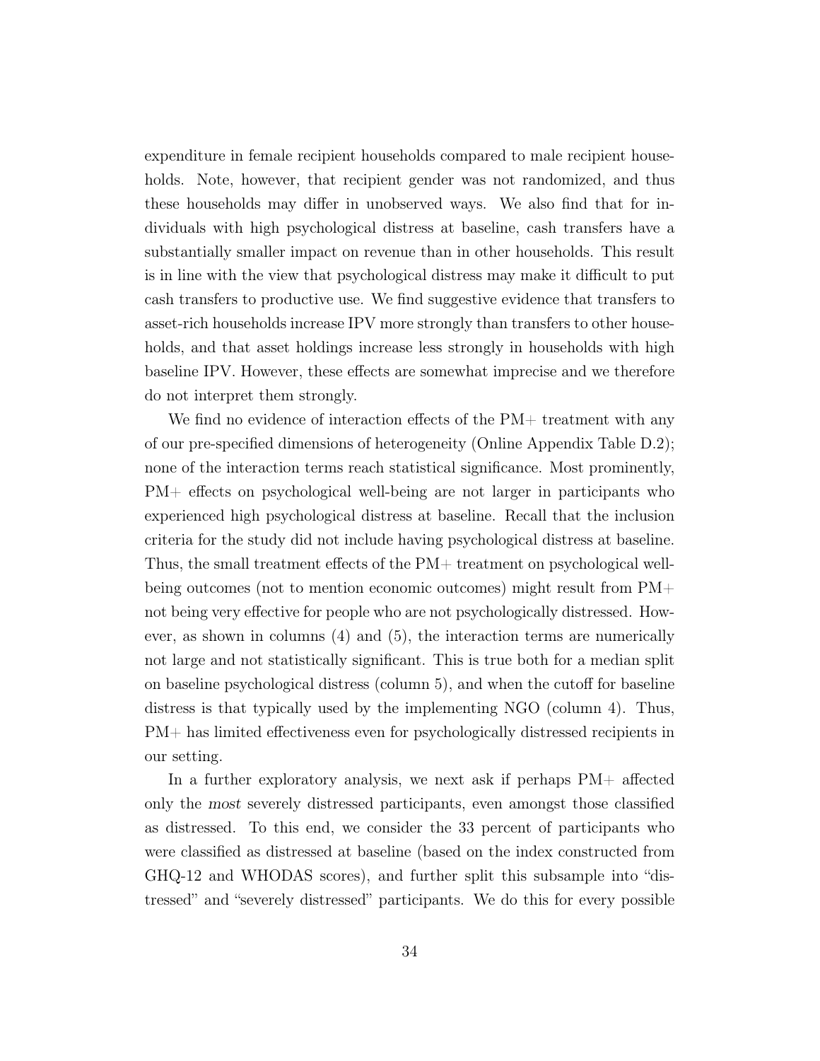expenditure in female recipient households compared to male recipient households. Note, however, that recipient gender was not randomized, and thus these households may differ in unobserved ways. We also find that for individuals with high psychological distress at baseline, cash transfers have a substantially smaller impact on revenue than in other households. This result is in line with the view that psychological distress may make it difficult to put cash transfers to productive use. We find suggestive evidence that transfers to asset-rich households increase IPV more strongly than transfers to other households, and that asset holdings increase less strongly in households with high baseline IPV. However, these effects are somewhat imprecise and we therefore do not interpret them strongly.

We find no evidence of interaction effects of the PM+ treatment with any of our pre-specified dimensions of heterogeneity (Online Appendix Table D.2); none of the interaction terms reach statistical significance. Most prominently, PM+ effects on psychological well-being are not larger in participants who experienced high psychological distress at baseline. Recall that the inclusion criteria for the study did not include having psychological distress at baseline. Thus, the small treatment effects of the PM+ treatment on psychological well-being outcomes (not to mention economic outcomes) might result from PM+ not being very effective for people who are not psychologically distressed. However, as shown in columns (4) and (5), the interaction terms are numerically not large and not statistically significant. This is true both for a median split on baseline psychological distress (column 5), and when the cutoff for baseline distress is that typically used by the implementing NGO (column 4). Thus, PM+ has limited effectiveness even for psychologically distressed recipients in our setting.

In a further exploratory analysis, we next ask if perhaps PM+ affected only the *most* severely distressed participants, even amongst those classified as distressed. To this end, we consider the 33 percent of participants who were classified as distressed at baseline (based on the index constructed from GHQ-12 and WHODAS scores), and further split this subsample into "distressed" and "severely distressed" participants. We do this for every possible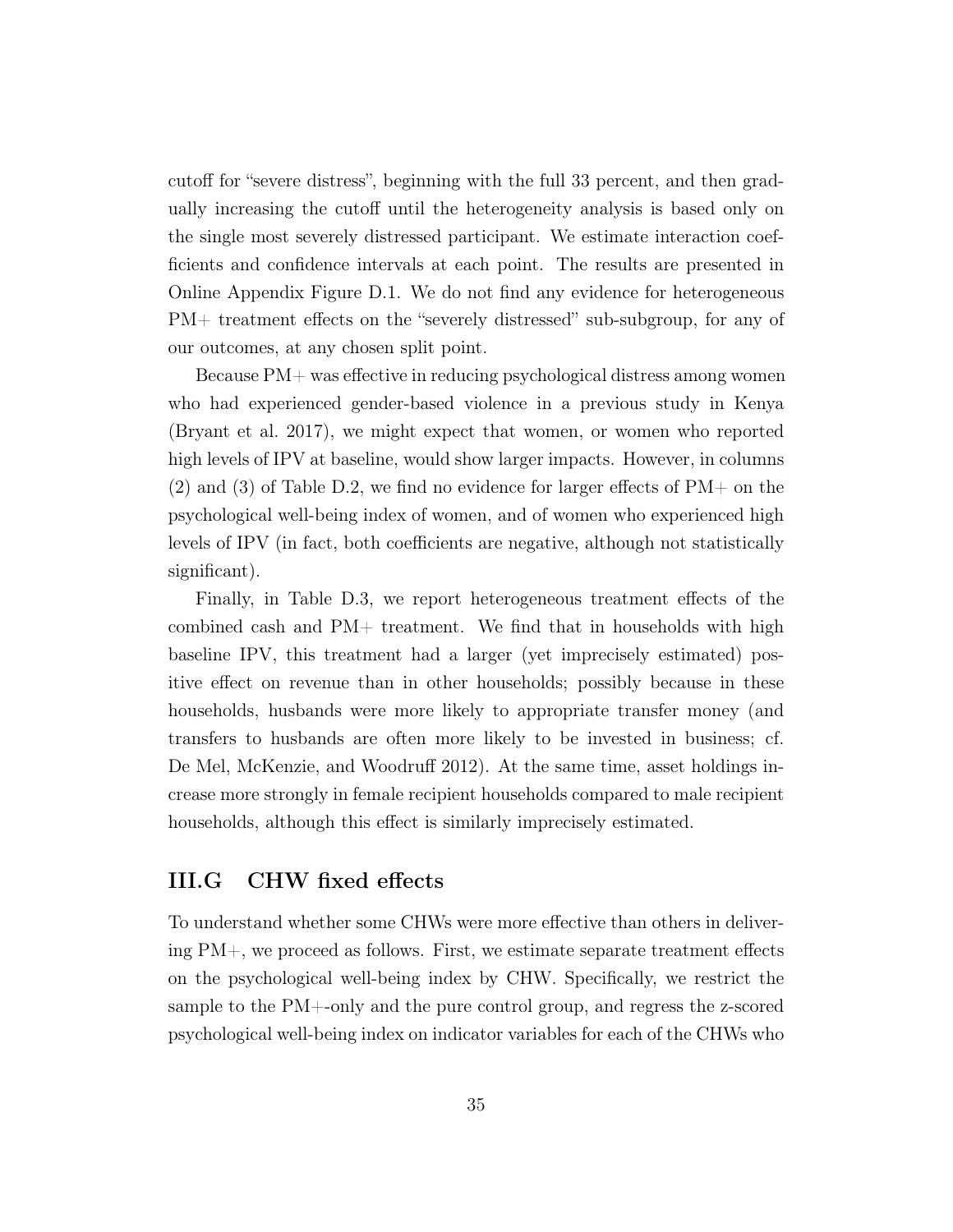cutoff for "severe distress", beginning with the full 33 percent, and then gradually increasing the cutoff until the heterogeneity analysis is based only on the single most severely distressed participant. We estimate interaction coefficients and confidence intervals at each point. The results are presented in Online Appendix Figure D.1. We do not find any evidence for heterogeneous PM+ treatment effects on the "severely distressed" sub-subgroup, for any of our outcomes, at any chosen split point.

Because PM+ was effective in reducing psychological distress among women who had experienced gender-based violence in a previous study in Kenya (Bryant et al. 2017), we might expect that women, or women who reported high levels of IPV at baseline, would show larger impacts. However, in columns (2) and (3) of Table D.2, we find no evidence for larger effects of PM+ on the psychological well-being index of women, and of women who experienced high levels of IPV (in fact, both coefficients are negative, although not statistically significant).

Finally, in Table D.3, we report heterogeneous treatment effects of the combined cash and PM+ treatment. We find that in households with high baseline IPV, this treatment had a larger (yet imprecisely estimated) positive effect on revenue than in other households; possibly because in these households, husbands were more likely to appropriate transfer money (and transfers to husbands are often more likely to be invested in business; cf. De Mel, McKenzie, and Woodruff 2012). At the same time, asset holdings increase more strongly in female recipient households compared to male recipient households, although this effect is similarly imprecisely estimated.

## III.G CHW fixed effects

To understand whether some CHWs were more effective than others in delivering PM+, we proceed as follows. First, we estimate separate treatment effects on the psychological well-being index by CHW. Specifically, we restrict the sample to the PM+-only and the pure control group, and regress the z-scored psychological well-being index on indicator variables for each of the CHWs who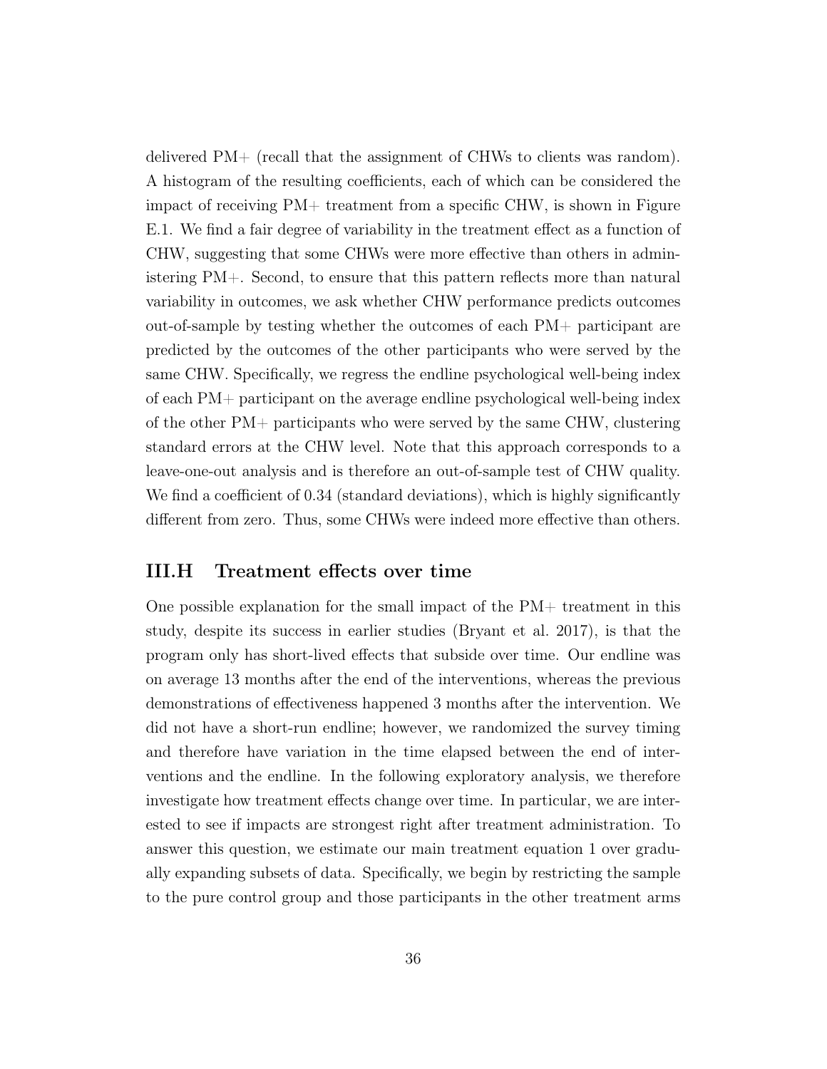delivered PM+ (recall that the assignment of CHWs to clients was random). A histogram of the resulting coefficients, each of which can be considered the impact of receiving PM+ treatment from a specific CHW, is shown in Figure E.1. We find a fair degree of variability in the treatment effect as a function of CHW, suggesting that some CHWs were more effective than others in administering PM+. Second, to ensure that this pattern reflects more than natural variability in outcomes, we ask whether CHW performance predicts outcomes out-of-sample by testing whether the outcomes of each PM+ participant are predicted by the outcomes of the other participants who were served by the same CHW. Specifically, we regress the endline psychological well-being index of each PM+ participant on the average endline psychological well-being index of the other PM+ participants who were served by the same CHW, clustering standard errors at the CHW level. Note that this approach corresponds to a leave-one-out analysis and is therefore an out-of-sample test of CHW quality. We find a coefficient of 0.34 (standard deviations), which is highly significantly different from zero. Thus, some CHWs were indeed more effective than others.

## III.H Treatment effects over time

One possible explanation for the small impact of the PM+ treatment in this study, despite its success in earlier studies (Bryant et al. 2017), is that the program only has short-lived effects that subside over time. Our endline was on average 13 months after the end of the interventions, whereas the previous demonstrations of effectiveness happened 3 months after the intervention. We did not have a short-run endline; however, we randomized the survey timing and therefore have variation in the time elapsed between the end of interventions and the endline. In the following exploratory analysis, we therefore investigate how treatment effects change over time. In particular, we are interested to see if impacts are strongest right after treatment administration. To answer this question, we estimate our main treatment equation 1 over gradually expanding subsets of data. Specifically, we begin by restricting the sample to the pure control group and those participants in the other treatment arms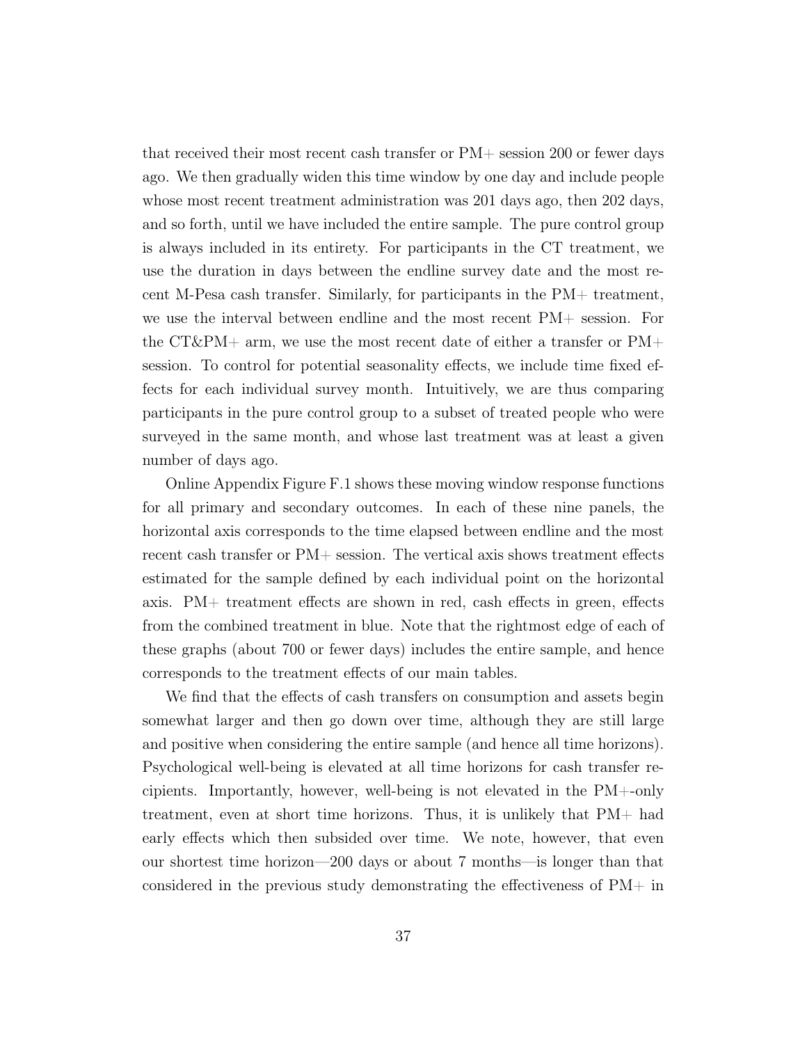that received their most recent cash transfer or PM+ session 200 or fewer days ago. We then gradually widen this time window by one day and include people whose most recent treatment administration was 201 days ago, then 202 days, and so forth, until we have included the entire sample. The pure control group is always included in its entirety. For participants in the CT treatment, we use the duration in days between the endline survey date and the most recent M-Pesa cash transfer. Similarly, for participants in the PM+ treatment, we use the interval between endline and the most recent PM+ session. For the CT&PM+ arm, we use the most recent date of either a transfer or PM+ session. To control for potential seasonality effects, we include time fixed effects for each individual survey month. Intuitively, we are thus comparing participants in the pure control group to a subset of treated people who were surveyed in the same month, and whose last treatment was at least a given number of days ago.

Online Appendix Figure F.1 shows these moving window response functions for all primary and secondary outcomes. In each of these nine panels, the horizontal axis corresponds to the time elapsed between endline and the most recent cash transfer or PM+ session. The vertical axis shows treatment effects estimated for the sample defined by each individual point on the horizontal axis. PM+ treatment effects are shown in red, cash effects in green, effects from the combined treatment in blue. Note that the rightmost edge of each of these graphs (about 700 or fewer days) includes the entire sample, and hence corresponds to the treatment effects of our main tables.

We find that the effects of cash transfers on consumption and assets begin somewhat larger and then go down over time, although they are still large and positive when considering the entire sample (and hence all time horizons). Psychological well-being is elevated at all time horizons for cash transfer recipients. Importantly, however, well-being is not elevated in the PM+-only treatment, even at short time horizons. Thus, it is unlikely that PM+ had early effects which then subsided over time. We note, however, that even our shortest time horizon—200 days or about 7 months—is longer than that considered in the previous study demonstrating the effectiveness of PM+ in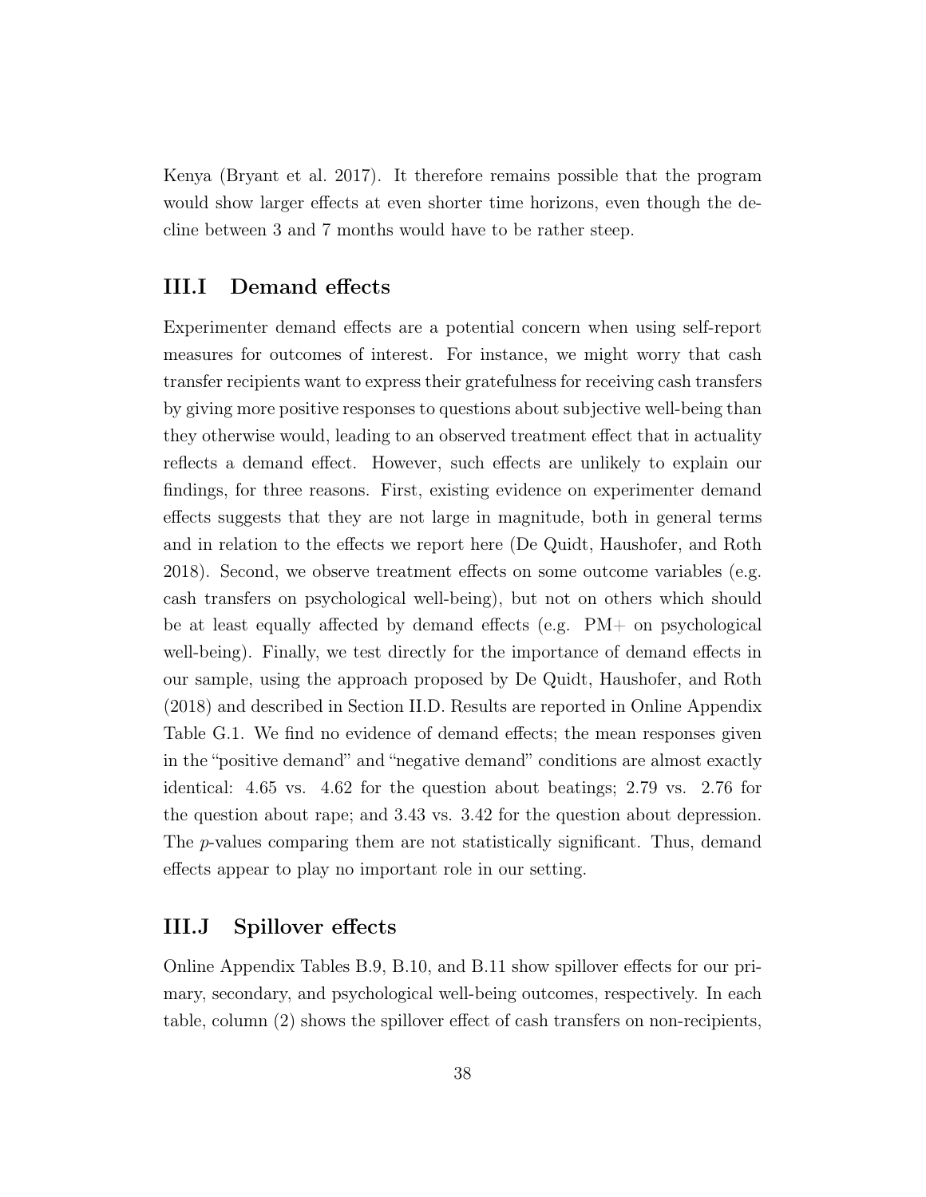Kenya (Bryant et al. 2017). It therefore remains possible that the program would show larger effects at even shorter time horizons, even though the decline between 3 and 7 months would have to be rather steep.

### III.I Demand effects

Experimenter demand effects are a potential concern when using self-report measures for outcomes of interest. For instance, we might worry that cash transfer recipients want to express their gratefulness for receiving cash transfers by giving more positive responses to questions about subjective well-being than they otherwise would, leading to an observed treatment effect that in actuality reflects a demand effect. However, such effects are unlikely to explain our findings, for three reasons. First, existing evidence on experimenter demand effects suggests that they are not large in magnitude, both in general terms and in relation to the effects we report here (De Quidt, Haushofer, and Roth 2018). Second, we observe treatment effects on some outcome variables (e.g. cash transfers on psychological well-being), but not on others which should be at least equally affected by demand effects (e.g. PM+ on psychological well-being). Finally, we test directly for the importance of demand effects in our sample, using the approach proposed by De Quidt, Haushofer, and Roth (2018) and described in Section II.D. Results are reported in Online Appendix Table G.1. We find no evidence of demand effects; the mean responses given in the "positive demand" and "negative demand" conditions are almost exactly identical: 4.65 vs. 4.62 for the question about beatings; 2.79 vs. 2.76 for the question about rape; and 3.43 vs. 3.42 for the question about depression. The $p$-values comparing them are not statistically significant. Thus, demand effects appear to play no important role in our setting.

### III.J Spillover effects

Online Appendix Tables B.9, B.10, and B.11 show spillover effects for our primary, secondary, and psychological well-being outcomes, respectively. In each table, column (2) shows the spillover effect of cash transfers on non-recipients,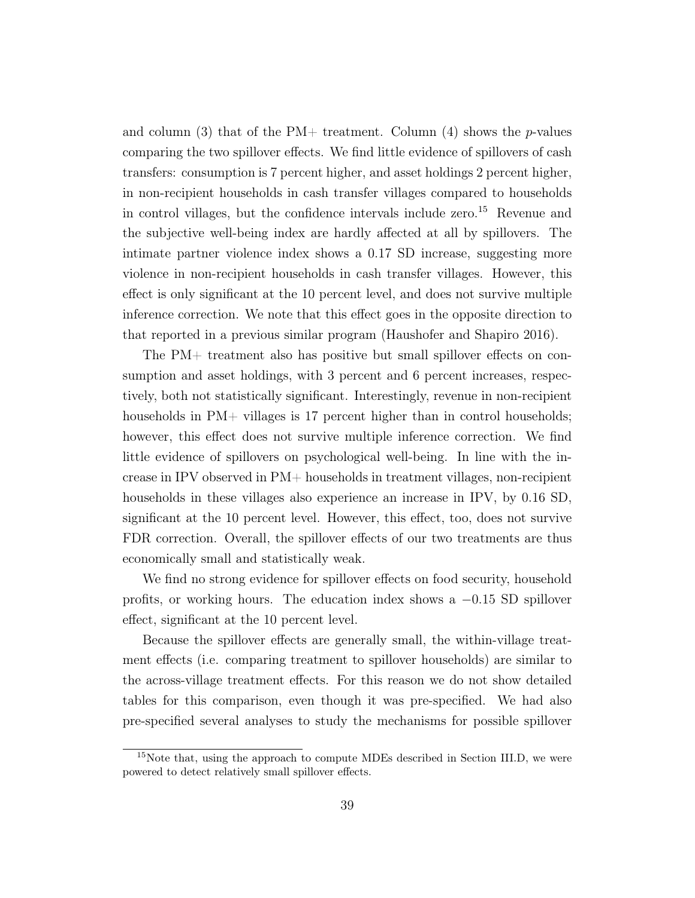and column (3) that of the PM+ treatment. Column (4) shows the *p*-values comparing the two spillover effects. We find little evidence of spillovers of cash transfers: consumption is 7 percent higher, and asset holdings 2 percent higher, in non-recipient households in cash transfer villages compared to households in control villages, but the confidence intervals include zero.[15] Revenue and the subjective well-being index are hardly affected at all by spillovers. The intimate partner violence index shows a 0.17 SD increase, suggesting more violence in non-recipient households in cash transfer villages. However, this effect is only significant at the 10 percent level, and does not survive multiple inference correction. We note that this effect goes in the opposite direction to that reported in a previous similar program (Haushofer and Shapiro 2016).

The PM+ treatment also has positive but small spillover effects on consumption and asset holdings, with 3 percent and 6 percent increases, respectively, both not statistically significant. Interestingly, revenue in non-recipient households in PM+ villages is 17 percent higher than in control households; however, this effect does not survive multiple inference correction. We find little evidence of spillovers on psychological well-being. In line with the increase in IPV observed in PM+ households in treatment villages, non-recipient households in these villages also experience an increase in IPV, by 0.16 SD, significant at the 10 percent level. However, this effect, too, does not survive FDR correction. Overall, the spillover effects of our two treatments are thus economically small and statistically weak.

We find no strong evidence for spillover effects on food security, household profits, or working hours. The education index shows a $-0.15$ SD spillover effect, significant at the 10 percent level.

Because the spillover effects are generally small, the within-village treatment effects (i.e. comparing treatment to spillover households) are similar to the across-village treatment effects. For this reason we do not show detailed tables for this comparison, even though it was pre-specified. We had also pre-specified several analyses to study the mechanisms for possible spillover

[15] Note that, using the approach to compute MDEs described in Section III.D, we were powered to detect relatively small spillover effects.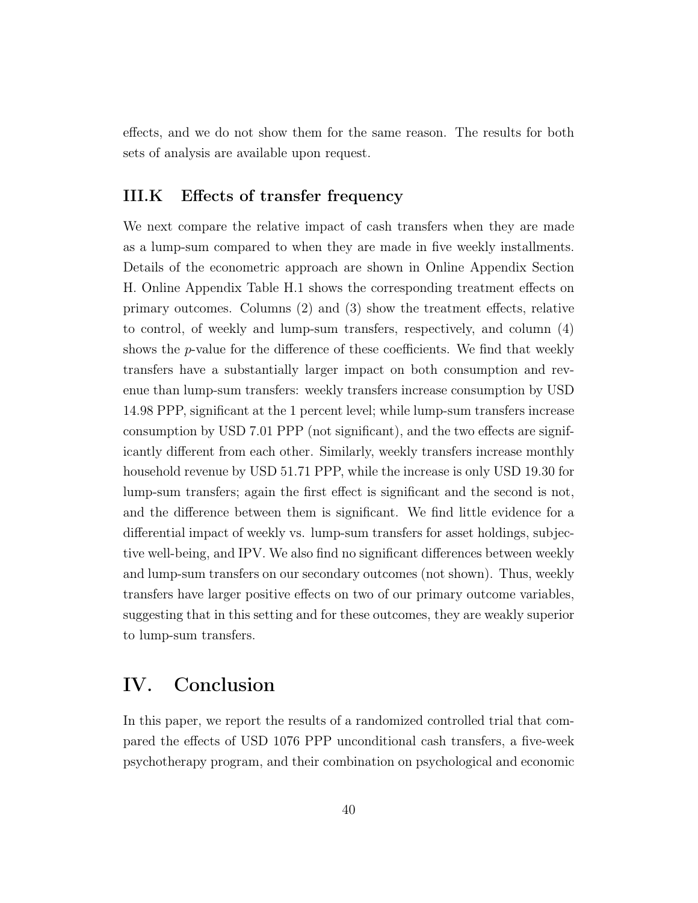effects, and we do not show them for the same reason. The results for both sets of analysis are available upon request.

### III.K Effects of transfer frequency

We next compare the relative impact of cash transfers when they are made as a lump-sum compared to when they are made in five weekly installments. Details of the econometric approach are shown in Online Appendix Section H. Online Appendix Table H.1 shows the corresponding treatment effects on primary outcomes. Columns (2) and (3) show the treatment effects, relative to control, of weekly and lump-sum transfers, respectively, and column (4) shows the $p$-value for the difference of these coefficients. We find that weekly transfers have a substantially larger impact on both consumption and revenue than lump-sum transfers: weekly transfers increase consumption by USD 14.98 PPP, significant at the 1 percent level; while lump-sum transfers increase consumption by USD 7.01 PPP (not significant), and the two effects are significantly different from each other. Similarly, weekly transfers increase monthly household revenue by USD 51.71 PPP, while the increase is only USD 19.30 for lump-sum transfers; again the first effect is significant and the second is not, and the difference between them is significant. We find little evidence for a differential impact of weekly vs. lump-sum transfers for asset holdings, subjective well-being, and IPV. We also find no significant differences between weekly and lump-sum transfers on our secondary outcomes (not shown). Thus, weekly transfers have larger positive effects on two of our primary outcome variables, suggesting that in this setting and for these outcomes, they are weakly superior to lump-sum transfers.

# IV. Conclusion

In this paper, we report the results of a randomized controlled trial that compared the effects of USD 1076 PPP unconditional cash transfers, a five-week psychotherapy program, and their combination on psychological and economic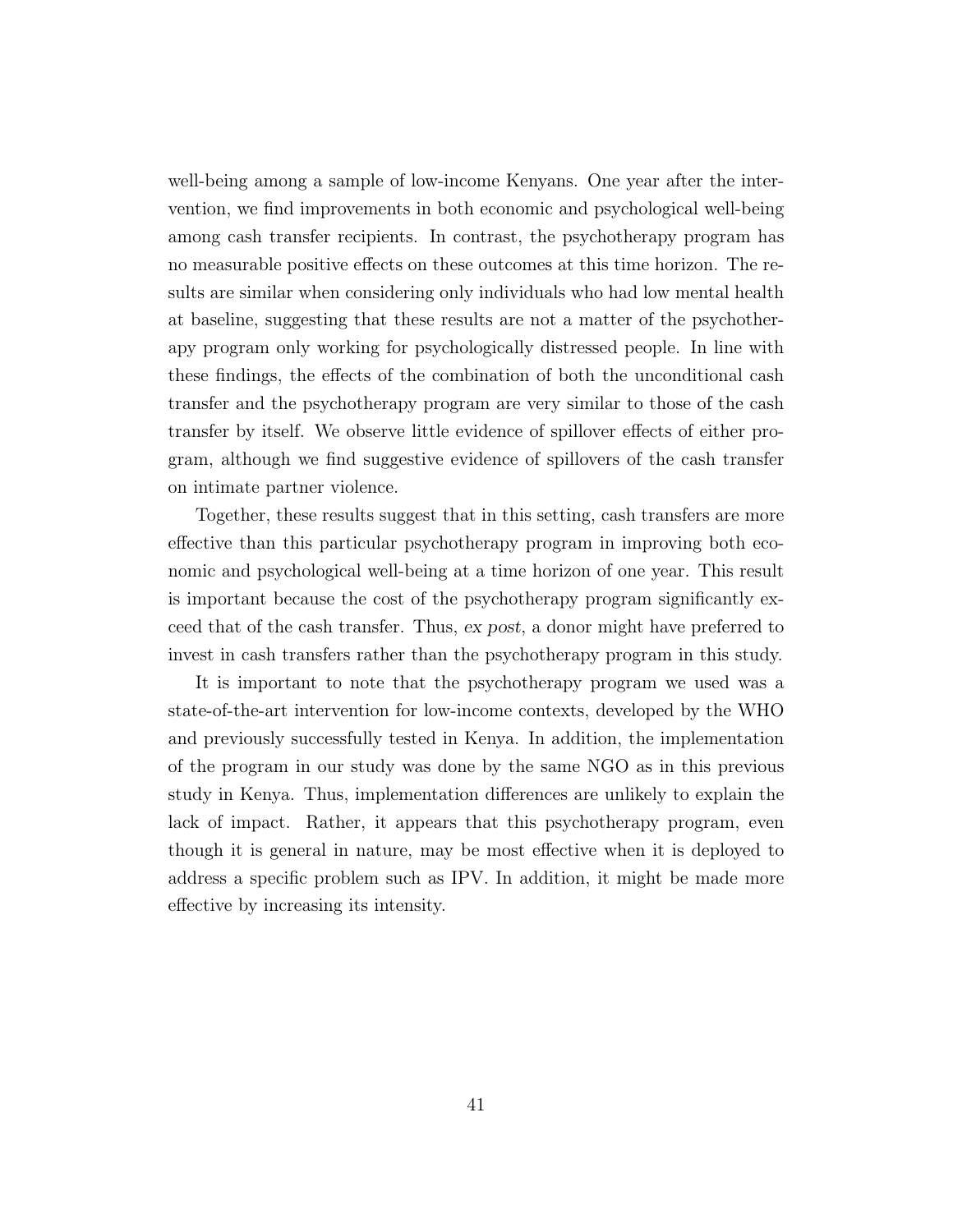well-being among a sample of low-income Kenyans. One year after the intervention, we find improvements in both economic and psychological well-being among cash transfer recipients. In contrast, the psychotherapy program has no measurable positive effects on these outcomes at this time horizon. The results are similar when considering only individuals who had low mental health at baseline, suggesting that these results are not a matter of the psychotherapy program only working for psychologically distressed people. In line with these findings, the effects of the combination of both the unconditional cash transfer and the psychotherapy program are very similar to those of the cash transfer by itself. We observe little evidence of spillover effects of either program, although we find suggestive evidence of spillovers of the cash transfer on intimate partner violence.

Together, these results suggest that in this setting, cash transfers are more effective than this particular psychotherapy program in improving both economic and psychological well-being at a time horizon of one year. This result is important because the cost of the psychotherapy program significantly exceed that of the cash transfer. Thus, *ex post*, a donor might have preferred to invest in cash transfers rather than the psychotherapy program in this study.

It is important to note that the psychotherapy program we used was a state-of-the-art intervention for low-income contexts, developed by the WHO and previously successfully tested in Kenya. In addition, the implementation of the program in our study was done by the same NGO as in this previous study in Kenya. Thus, implementation differences are unlikely to explain the lack of impact. Rather, it appears that this psychotherapy program, even though it is general in nature, may be most effective when it is deployed to address a specific problem such as IPV. In addition, it might be made more effective by increasing its intensity.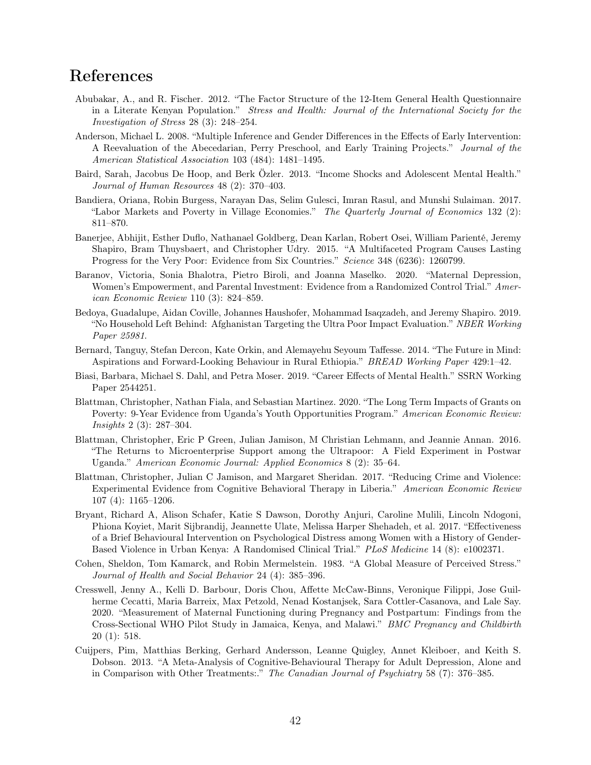# References

Abubakar, A., and R. Fischer. 2012. "The Factor Structure of the 12-Item General Health Questionnaire in a Literate Kenyan Population." *Stress and Health: Journal of the International Society for the Investigation of Stress* 28 (3): 248–254.

Anderson, Michael L. 2008. "Multiple Inference and Gender Differences in the Effects of Early Intervention: A Reevaluation of the Abecedarian, Perry Preschool, and Early Training Projects." *Journal of the American Statistical Association* 103 (484): 1481–1495.

Baird, Sarah, Jacobus De Hoop, and Berk Özler. 2013. "Income Shocks and Adolescent Mental Health." *Journal of Human Resources* 48 (2): 370–403.

Bandiera, Oriana, Robin Burgess, Narayan Das, Selim Gulesci, Imran Rasul, and Munshi Sulaiman. 2017. "Labor Markets and Poverty in Village Economies." *The Quarterly Journal of Economics* 132 (2): 811–870.

Banerjee, Abhijit, Esther Duflo, Nathanael Goldberg, Dean Karlan, Robert Osei, William Parienté, Jeremy Shapiro, Bram Thuysbaert, and Christopher Udry. 2015. "A Multifaceted Program Causes Lasting Progress for the Very Poor: Evidence from Six Countries." *Science* 348 (6236): 1260799.

Baranov, Victoria, Sonia Bhalotra, Pietro Biroli, and Joanna Maselko. 2020. "Maternal Depression, Women's Empowerment, and Parental Investment: Evidence from a Randomized Control Trial." *American Economic Review* 110 (3): 824–859.

Bedoya, Guadalupe, Aidan Coville, Johannes Haushofer, Mohammad Isaqzadeh, and Jeremy Shapiro. 2019. "No Household Left Behind: Afghanistan Targeting the Ultra Poor Impact Evaluation." *NBER Working Paper 25981.*

Bernard, Tanguy, Stefan Dercon, Kate Orkin, and Alemayehu Seyoum Taffesse. 2014. "The Future in Mind: Aspirations and Forward-Looking Behaviour in Rural Ethiopia." *BREAD Working Paper* 429:1–42.

Biasi, Barbara, Michael S. Dahl, and Petra Moser. 2019. "Career Effects of Mental Health." SSRN Working Paper 2544251.

Blattman, Christopher, Nathan Fiala, and Sebastian Martinez. 2020. "The Long Term Impacts of Grants on Poverty: 9-Year Evidence from Uganda's Youth Opportunities Program." *American Economic Review: Insights* 2 (3): 287–304.

Blattman, Christopher, Eric P Green, Julian Jamison, M Christian Lehmann, and Jeannie Annan. 2016. "The Returns to Microenterprise Support among the Ultrapoor: A Field Experiment in Postwar Uganda." *American Economic Journal: Applied Economics* 8 (2): 35–64.

Blattman, Christopher, Julian C Jamison, and Margaret Sheridan. 2017. "Reducing Crime and Violence: Experimental Evidence from Cognitive Behavioral Therapy in Liberia." *American Economic Review* 107 (4): 1165–1206.

Bryant, Richard A, Alison Schafer, Katie S Dawson, Dorothy Anjuri, Caroline Mulili, Lincoln Ndogoni, Phiona Koyiet, Marit Sijbrandij, Jeannette Ulate, Melissa Harper Shehadeh, et al. 2017. "Effectiveness of a Brief Behavioural Intervention on Psychological Distress among Women with a History of Gender-Based Violence in Urban Kenya: A Randomised Clinical Trial." *PLoS Medicine* 14 (8): e1002371.

Cohen, Sheldon, Tom Kamarck, and Robin Mermelstein. 1983. "A Global Measure of Perceived Stress." *Journal of Health and Social Behavior* 24 (4): 385–396.

Cresswell, Jenny A., Kelli D. Barbour, Doris Chou, Affette McCaw-Binns, Veronique Filippi, Jose Guilherme Cecatti, Maria Barreix, Max Petzold, Nenad Kostanjsek, Sara Cottler-Casanova, and Lale Say. 2020. "Measurement of Maternal Functioning during Pregnancy and Postpartum: Findings from the Cross-Sectional WHO Pilot Study in Jamaica, Kenya, and Malawi." *BMC Pregnancy and Childbirth* 20 (1): 518.

Cuijpers, Pim, Matthias Berking, Gerhard Andersson, Leanne Quigley, Annet Kleiboer, and Keith S. Dobson. 2013. "A Meta-Analysis of Cognitive-Behavioural Therapy for Adult Depression, Alone and in Comparison with Other Treatments:." *The Canadian Journal of Psychiatry* 58 (7): 376–385.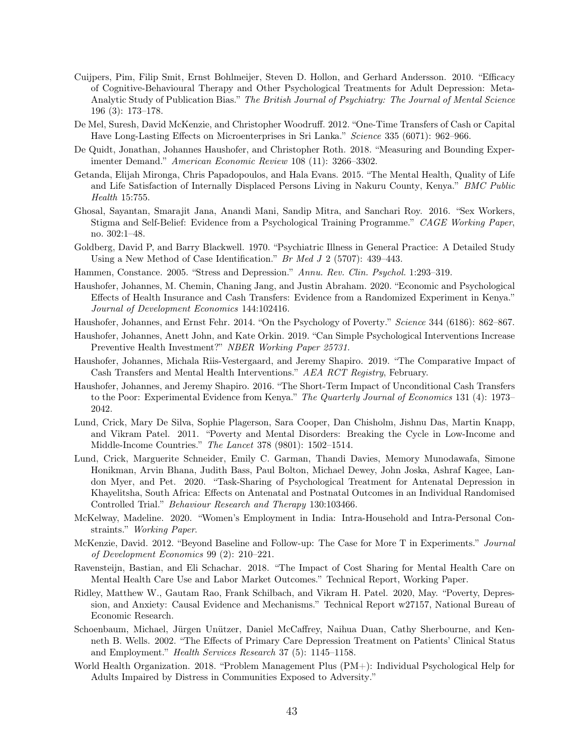Cuijpers, Pim, Filip Smit, Ernst Bohlmeijer, Steven D. Hollon, and Gerhard Andersson. 2010. "Efficacy of Cognitive-Behavioural Therapy and Other Psychological Treatments for Adult Depression: Meta-Analytic Study of Publication Bias." *The British Journal of Psychiatry: The Journal of Mental Science* 196 (3): 173–178.

De Mel, Suresh, David McKenzie, and Christopher Woodruff. 2012. "One-Time Transfers of Cash or Capital Have Long-Lasting Effects on Microenterprises in Sri Lanka." *Science* 335 (6071): 962–966.

De Quidt, Jonathan, Johannes Haushofer, and Christopher Roth. 2018. "Measuring and Bounding Experimenter Demand." *American Economic Review* 108 (11): 3266–3302.

Getanda, Elijah Mironga, Chris Papadopoulos, and Hala Evans. 2015. "The Mental Health, Quality of Life and Life Satisfaction of Internally Displaced Persons Living in Nakuru County, Kenya." *BMC Public Health* 15:755.

Ghosal, Sayantan, Smarajit Jana, Anandi Mani, Sandip Mitra, and Sanchari Roy. 2016. "Sex Workers, Stigma and Self-Belief: Evidence from a Psychological Training Programme." *CAGE Working Paper*, no. 302:1–48.

Goldberg, David P, and Barry Blackwell. 1970. "Psychiatric Illness in General Practice: A Detailed Study Using a New Method of Case Identification." *Br Med J* 2 (5707): 439–443.

Hammen, Constance. 2005. "Stress and Depression." *Annu. Rev. Clin. Psychol.* 1:293–319.

Haushofer, Johannes, M. Chemin, Chaning Jang, and Justin Abraham. 2020. "Economic and Psychological Effects of Health Insurance and Cash Transfers: Evidence from a Randomized Experiment in Kenya." *Journal of Development Economics* 144:102416.

Haushofer, Johannes, and Ernst Fehr. 2014. "On the Psychology of Poverty." *Science* 344 (6186): 862–867.

Haushofer, Johannes, Anett John, and Kate Orkin. 2019. "Can Simple Psychological Interventions Increase Preventive Health Investment?" *NBER Working Paper 25731*.

Haushofer, Johannes, Michala Riis-Vestergaard, and Jeremy Shapiro. 2019. "The Comparative Impact of Cash Transfers and Mental Health Interventions." *AEA RCT Registry*, February.

Haushofer, Johannes, and Jeremy Shapiro. 2016. "The Short-Term Impact of Unconditional Cash Transfers to the Poor: Experimental Evidence from Kenya." *The Quarterly Journal of Economics* 131 (4): 1973–2042.

Lund, Crick, Mary De Silva, Sophie Plagerson, Sara Cooper, Dan Chisholm, Jishnu Das, Martin Knapp, and Vikram Patel. 2011. "Poverty and Mental Disorders: Breaking the Cycle in Low-Income and Middle-Income Countries." *The Lancet* 378 (9801): 1502–1514.

Lund, Crick, Marguerite Schneider, Emily C. Garman, Thandi Davies, Memory Munodawafa, Simone Honikman, Arvin Bhana, Judith Bass, Paul Bolton, Michael Dewey, John Joska, Ashraf Kagee, Landon Myer, and Pet. 2020. "Task-Sharing of Psychological Treatment for Antenatal Depression in Khayelitsha, South Africa: Effects on Antenatal and Postnatal Outcomes in an Individual Randomised Controlled Trial." *Behaviour Research and Therapy* 130:103466.

McKelway, Madeline. 2020. "Women's Employment in India: Intra-Household and Intra-Personal Constraints." *Working Paper*.

McKenzie, David. 2012. "Beyond Baseline and Follow-up: The Case for More T in Experiments." *Journal of Development Economics* 99 (2): 210–221.

Ravensteijn, Bastian, and Eli Schachar. 2018. "The Impact of Cost Sharing for Mental Health Care on Mental Health Care Use and Labor Market Outcomes." Technical Report, Working Paper.

Ridley, Matthew W., Gautam Rao, Frank Schilbach, and Vikram H. Patel. 2020, May. "Poverty, Depression, and Anxiety: Causal Evidence and Mechanisms." Technical Report w27157, National Bureau of Economic Research.

Schoenbaum, Michael, Jürgen Unützer, Daniel McCaffrey, Naihua Duan, Cathy Sherbourne, and Kenneth B. Wells. 2002. "The Effects of Primary Care Depression Treatment on Patients' Clinical Status and Employment." *Health Services Research* 37 (5): 1145–1158.

World Health Organization. 2018. "Problem Management Plus (PM+): Individual Psychological Help for Adults Impaired by Distress in Communities Exposed to Adversity."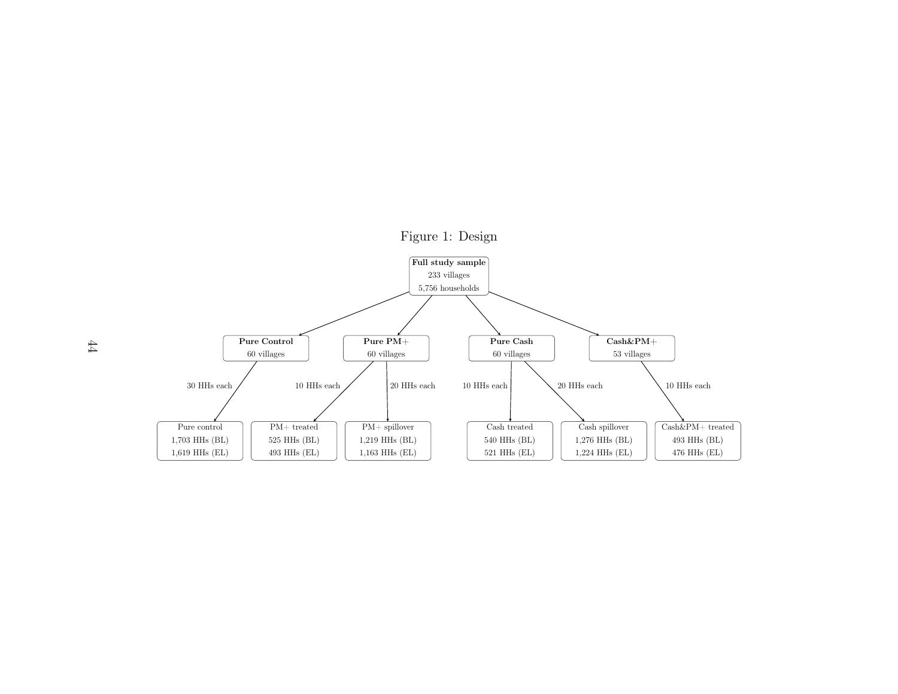# Figure 1: Design

**Full study sample**
233 villages
5,756 households

- **Pure Control** — 60 villages
  - 30 HHs each → Pure control: 1,703 HHs (BL), 1,619 HHs (EL)
- **Pure PM+** — 60 villages
  - 10 HHs each → PM+ treated: 525 HHs (BL), 493 HHs (EL)
  - 20 HHs each → PM+ spillover: 1,219 HHs (BL), 1,163 HHs (EL)
- **Pure Cash** — 60 villages
  - 10 HHs each → Cash treated: 540 HHs (BL), 521 HHs (EL)
  - 20 HHs each → Cash spillover: 1,276 HHs (BL), 1,224 HHs (EL)
- **Cash&PM+** — 53 villages
  - 10 HHs each → Cash&PM+ treated: 493 HHs (BL), 476 HHs (EL)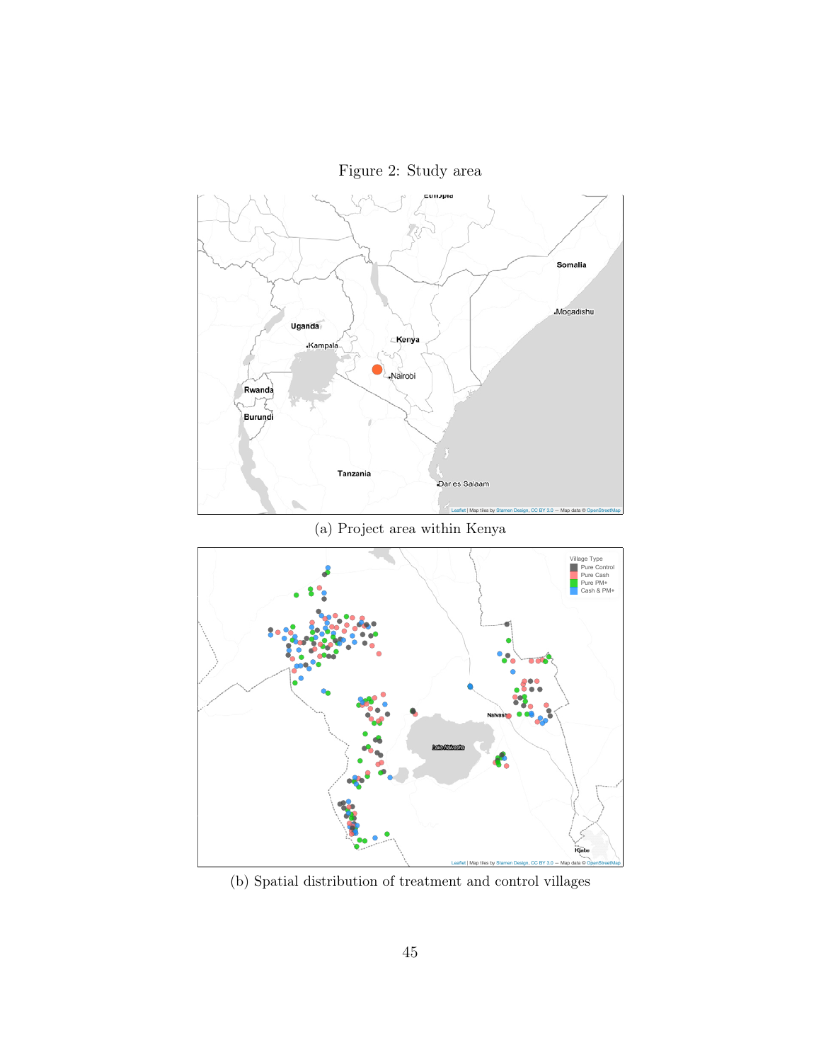Figure 2: Study area

(a) Project area within Kenya

(b) Spatial distribution of treatment and control villages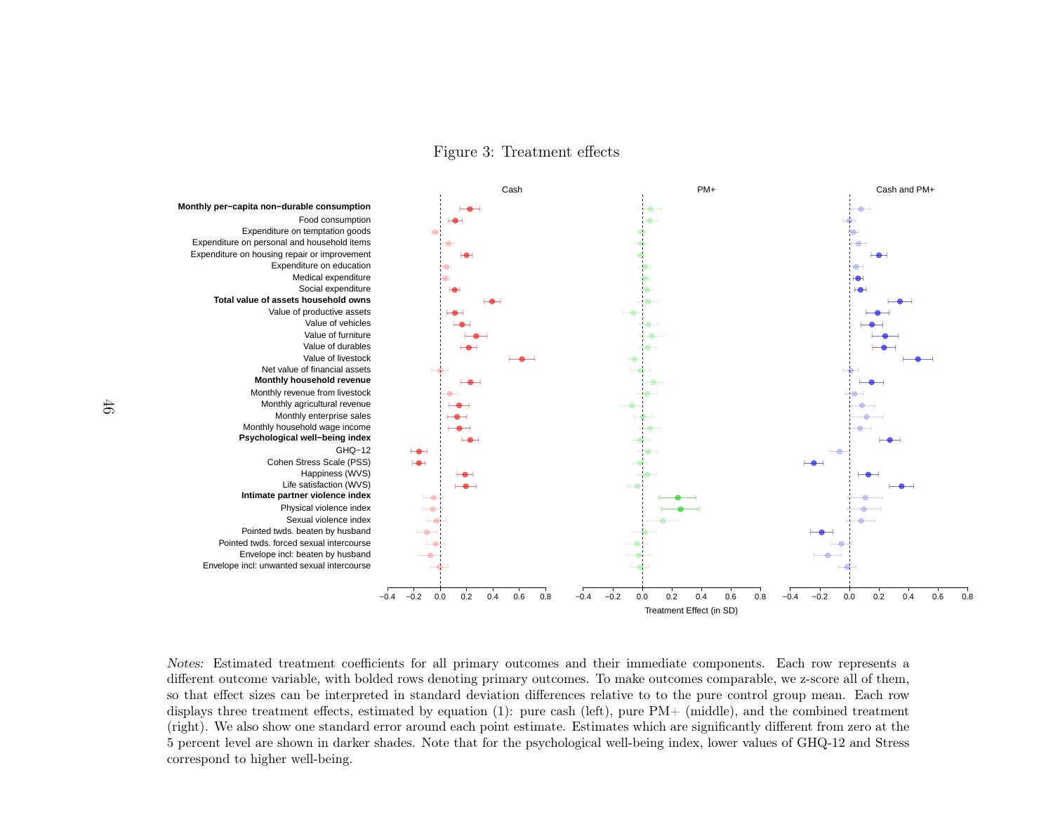Figure 3: Treatment effects

| | Cash | PM+ | Cash and PM+ |
|---|---|---|---|
| **Monthly per−capita non−durable consumption** | | | |
| Food consumption | | | |
| Expenditure on temptation goods | | | |
| Expenditure on personal and household items | | | |
| Expenditure on housing repair or improvement | | | |
| Expenditure on education | | | |
| Medical expenditure | | | |
| Social expenditure | | | |
| **Total value of assets household owns** | | | |
| Value of productive assets | | | |
| Value of vehicles | | | |
| Value of furniture | | | |
| Value of durables | | | |
| Value of livestock | | | |
| Net value of financial assets | | | |
| **Monthly household revenue** | | | |
| Monthly revenue from livestock | | | |
| Monthly agricultural revenue | | | |
| Monthly enterprise sales | | | |
| Monthly household wage income | | | |
| **Psychological well−being index** | | | |
| GHQ−12 | | | |
| Cohen Stress Scale (PSS) | | | |
| Happiness (WVS) | | | |
| Life satisfaction (WVS) | | | |
| **Intimate partner violence index** | | | |
| Physical violence index | | | |
| Sexual violence index | | | |
| Pointed twds. beaten by husband | | | |
| Pointed twds. forced sexual intercourse | | | |
| Envelope incl: beaten by husband | | | |
| Envelope incl: unwanted sexual intercourse | | | |

Treatment Effect (in SD)

*Notes:* Estimated treatment coefficients for all primary outcomes and their immediate components. Each row represents a different outcome variable, with bolded rows denoting primary outcomes. To make outcomes comparable, we z-score all of them, so that effect sizes can be interpreted in standard deviation differences relative to to the pure control group mean. Each row displays three treatment effects, estimated by equation (1): pure cash (left), pure PM+ (middle), and the combined treatment (right). We also show one standard error around each point estimate. Estimates which are significantly different from zero at the 5 percent level are shown in darker shades. Note that for the psychological well-being index, lower values of GHQ-12 and Stress correspond to higher well-being.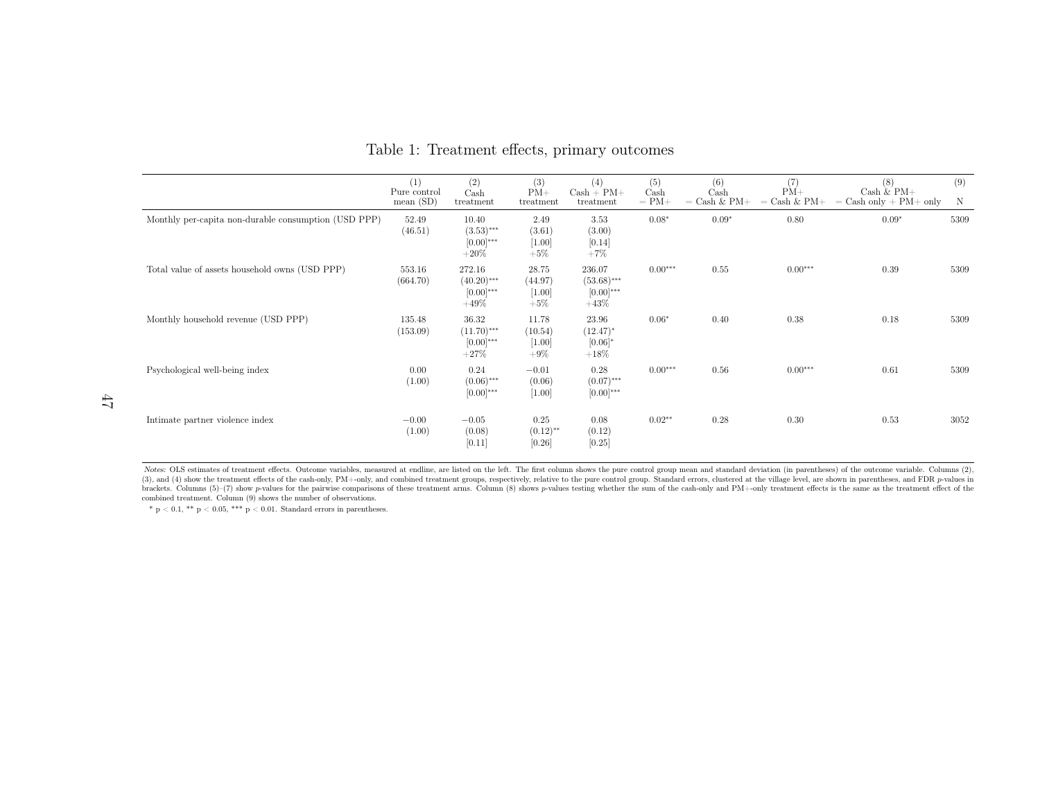# Table 1: Treatment effects, primary outcomes

| | (1) Pure control mean (SD) | (2) Cash treatment | (3) PM+ treatment | (4) Cash + PM+ treatment | (5) Cash = PM+ | (6) Cash = Cash & PM+ | (7) PM+ = Cash & PM+ | (8) Cash & PM+ = Cash only + PM+ only | (9) N |
|---|---|---|---|---|---|---|---|---|---|
| Monthly per-capita non-durable consumption (USD PPP) | 52.49 (46.51) | 10.40 (3.53)*** [0.00]*** +20% | 2.49 (3.61) [1.00] +5% | 3.53 (3.00) [0.14] +7% | 0.08* | 0.09* | 0.80 | 0.09* | 5309 |
| Total value of assets household owns (USD PPP) | 553.16 (664.70) | 272.16 (40.20)*** [0.00]*** +49% | 28.75 (44.97) [1.00] +5% | 236.07 (53.68)*** [0.00]*** +43% | 0.00*** | 0.55 | 0.00*** | 0.39 | 5309 |
| Monthly household revenue (USD PPP) | 135.48 (153.09) | 36.32 (11.70)*** [0.00]*** +27% | 11.78 (10.54) [1.00] +9% | 23.96 (12.47)* [0.06]* +18% | 0.06* | 0.40 | 0.38 | 0.18 | 5309 |
| Psychological well-being index | 0.00 (1.00) | 0.24 (0.06)*** [0.00]*** | −0.01 (0.06) [1.00] | 0.28 (0.07)*** [0.00]*** | 0.00*** | 0.56 | 0.00*** | 0.61 | 5309 |
| Intimate partner violence index | −0.00 (1.00) | −0.05 (0.08) [0.11] | 0.25 (0.12)** [0.26] | 0.08 (0.12) [0.25] | 0.02** | 0.28 | 0.30 | 0.53 | 3052 |

*Notes:* OLS estimates of treatment effects. Outcome variables, measured at endline, are listed on the left. The first column shows the pure control group mean and standard deviation (in parentheses) of the outcome variable. Columns (2), (3), and (4) show the treatment effects of the cash-only, PM+-only, and combined treatment groups, respectively, relative to the pure control group. Standard errors, clustered at the village level, are shown in parentheses, and FDR *p*-values in brackets. Columns (5)–(7) show *p*-values for the pairwise comparisons of these treatment arms. Column (8) shows *p*-values testing whether the sum of the cash-only and PM+-only treatment effects is the same as the treatment effect of the combined treatment. Column (9) shows the number of observations.

* $p < 0.1$, ** $p < 0.05$, *** $p < 0.01$. Standard errors in parentheses.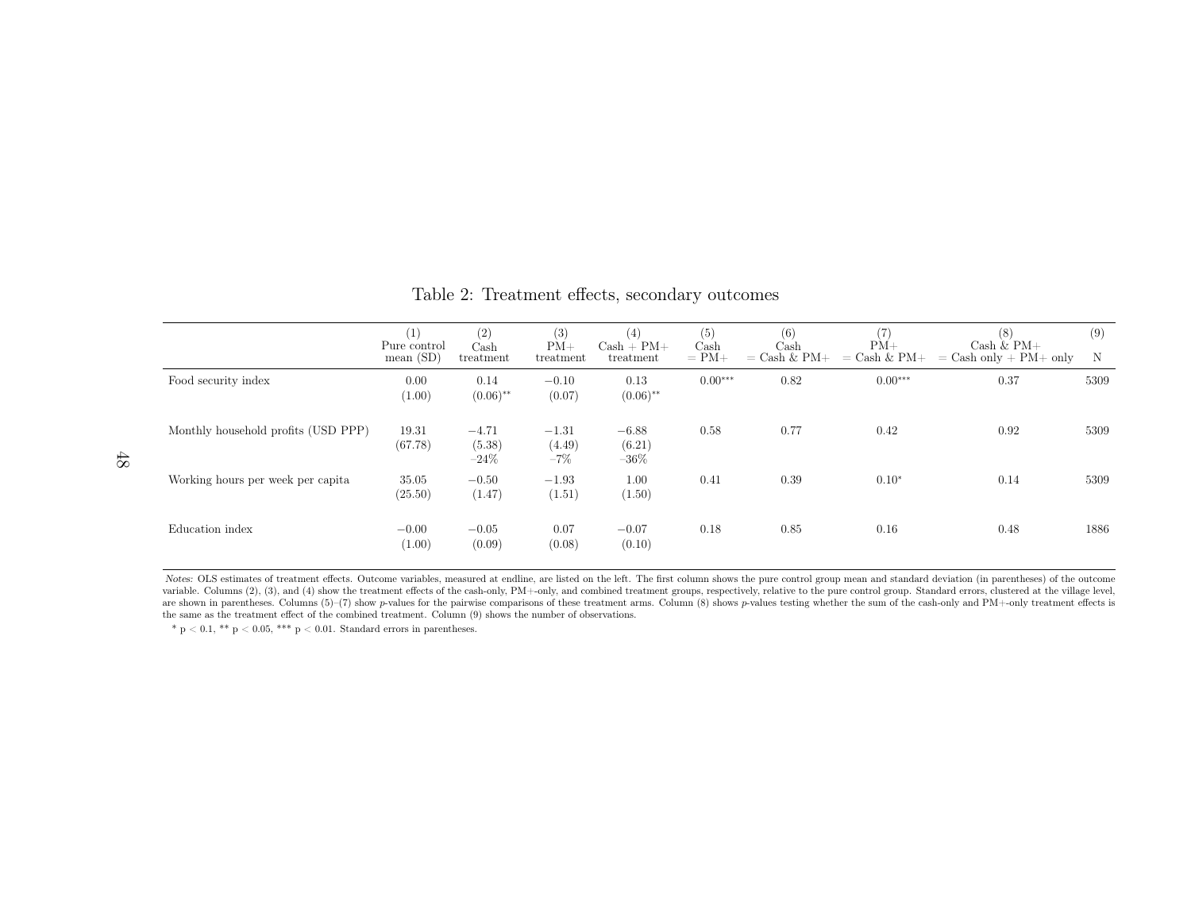Table 2: Treatment effects, secondary outcomes

| | (1) Pure control mean (SD) | (2) Cash treatment | (3) PM+ treatment | (4) Cash + PM+ treatment | (5) Cash = PM+ | (6) Cash = Cash & PM+ | (7) PM+ = Cash & PM+ | (8) Cash & PM+ = Cash only + PM+ only | (9) N |
|---|---|---|---|---|---|---|---|---|---|
| Food security index | 0.00 | 0.14 | −0.10 | 0.13 | 0.00*** | 0.82 | 0.00*** | 0.37 | 5309 |
| | (1.00) | (0.06)** | (0.07) | (0.06)** | | | | | |
| Monthly household profits (USD PPP) | 19.31 | −4.71 | −1.31 | −6.88 | 0.58 | 0.77 | 0.42 | 0.92 | 5309 |
| | (67.78) | (5.38) | (4.49) | (6.21) | | | | | |
| | | −24% | −7% | −36% | | | | | |
| Working hours per week per capita | 35.05 | −0.50 | −1.93 | 1.00 | 0.41 | 0.39 | 0.10* | 0.14 | 5309 |
| | (25.50) | (1.47) | (1.51) | (1.50) | | | | | |
| Education index | −0.00 | −0.05 | 0.07 | −0.07 | 0.18 | 0.85 | 0.16 | 0.48 | 1886 |
| | (1.00) | (0.09) | (0.08) | (0.10) | | | | | |

*Notes:* OLS estimates of treatment effects. Outcome variables, measured at endline, are listed on the left. The first column shows the pure control group mean and standard deviation (in parentheses) of the outcome variable. Columns (2), (3), and (4) show the treatment effects of the cash-only, PM+-only, and combined treatment groups, respectively, relative to the pure control group. Standard errors, clustered at the village level, are shown in parentheses. Columns (5)–(7) show *p*-values for the pairwise comparisons of these treatment arms. Column (8) shows *p*-values testing whether the sum of the cash-only and PM+-only treatment effects is the same as the treatment effect of the combined treatment. Column (9) shows the number of observations.

* $p < 0.1$, ** $p < 0.05$, *** $p < 0.01$. Standard errors in parentheses.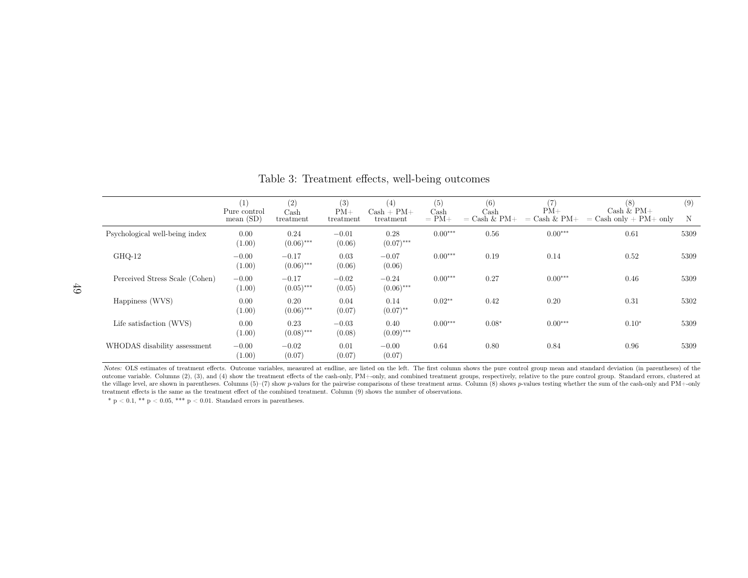Table 3: Treatment effects, well-being outcomes

| | (1) Pure control mean (SD) | (2) Cash treatment | (3) PM+ treatment | (4) Cash + PM+ treatment | (5) Cash = PM+ | (6) Cash = Cash & PM+ | (7) PM+ = Cash & PM+ | (8) Cash & PM+ = Cash only + PM+ only | (9) N |
|---|---|---|---|---|---|---|---|---|---|
| Psychological well-being index | 0.00 | 0.24 | −0.01 | 0.28 | 0.00*** | 0.56 | 0.00*** | 0.61 | 5309 |
| | (1.00) | (0.06)*** | (0.06) | (0.07)*** | | | | | |
| GHQ-12 | −0.00 | −0.17 | 0.03 | −0.07 | 0.00*** | 0.19 | 0.14 | 0.52 | 5309 |
| | (1.00) | (0.06)*** | (0.06) | (0.06) | | | | | |
| Perceived Stress Scale (Cohen) | −0.00 | −0.17 | −0.02 | −0.24 | 0.00*** | 0.27 | 0.00*** | 0.46 | 5309 |
| | (1.00) | (0.05)*** | (0.05) | (0.06)*** | | | | | |
| Happiness (WVS) | 0.00 | 0.20 | 0.04 | 0.14 | 0.02** | 0.42 | 0.20 | 0.31 | 5302 |
| | (1.00) | (0.06)*** | (0.07) | (0.07)** | | | | | |
| Life satisfaction (WVS) | 0.00 | 0.23 | −0.03 | 0.40 | 0.00*** | 0.08* | 0.00*** | 0.10* | 5309 |
| | (1.00) | (0.08)*** | (0.08) | (0.09)*** | | | | | |
| WHODAS disability assessment | −0.00 | −0.02 | 0.01 | −0.00 | 0.64 | 0.80 | 0.84 | 0.96 | 5309 |
| | (1.00) | (0.07) | (0.07) | (0.07) | | | | | |

*Notes:* OLS estimates of treatment effects. Outcome variables, measured at endline, are listed on the left. The first column shows the pure control group mean and standard deviation (in parentheses) of the outcome variable. Columns (2), (3), and (4) show the treatment effects of the cash-only, PM+-only, and combined treatment groups, respectively, relative to the pure control group. Standard errors, clustered at the village level, are shown in parentheses. Columns (5)–(7) show *p*-values for the pairwise comparisons of these treatment arms. Column (8) shows *p*-values testing whether the sum of the cash-only and PM+-only treatment effects is the same as the treatment effect of the combined treatment. Column (9) shows the number of observations.

* $p < 0.1$, ** $p < 0.05$, *** $p < 0.01$. Standard errors in parentheses.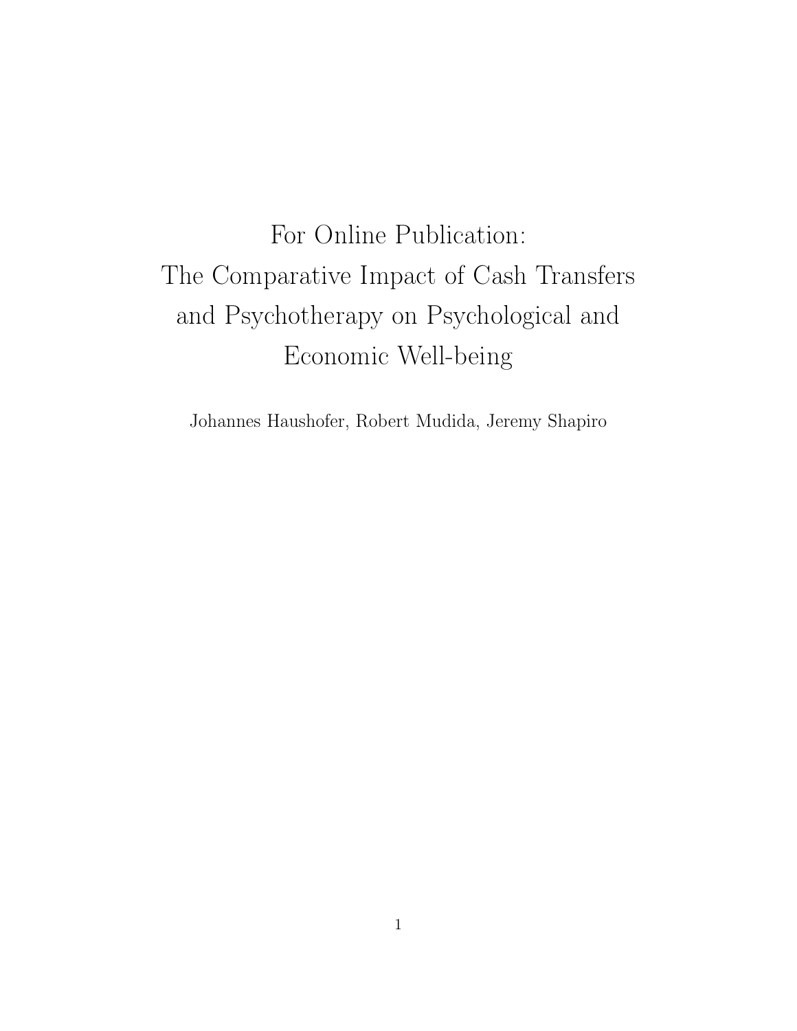# For Online Publication: The Comparative Impact of Cash Transfers and Psychotherapy on Psychological and Economic Well-being

Johannes Haushofer, Robert Mudida, Jeremy Shapiro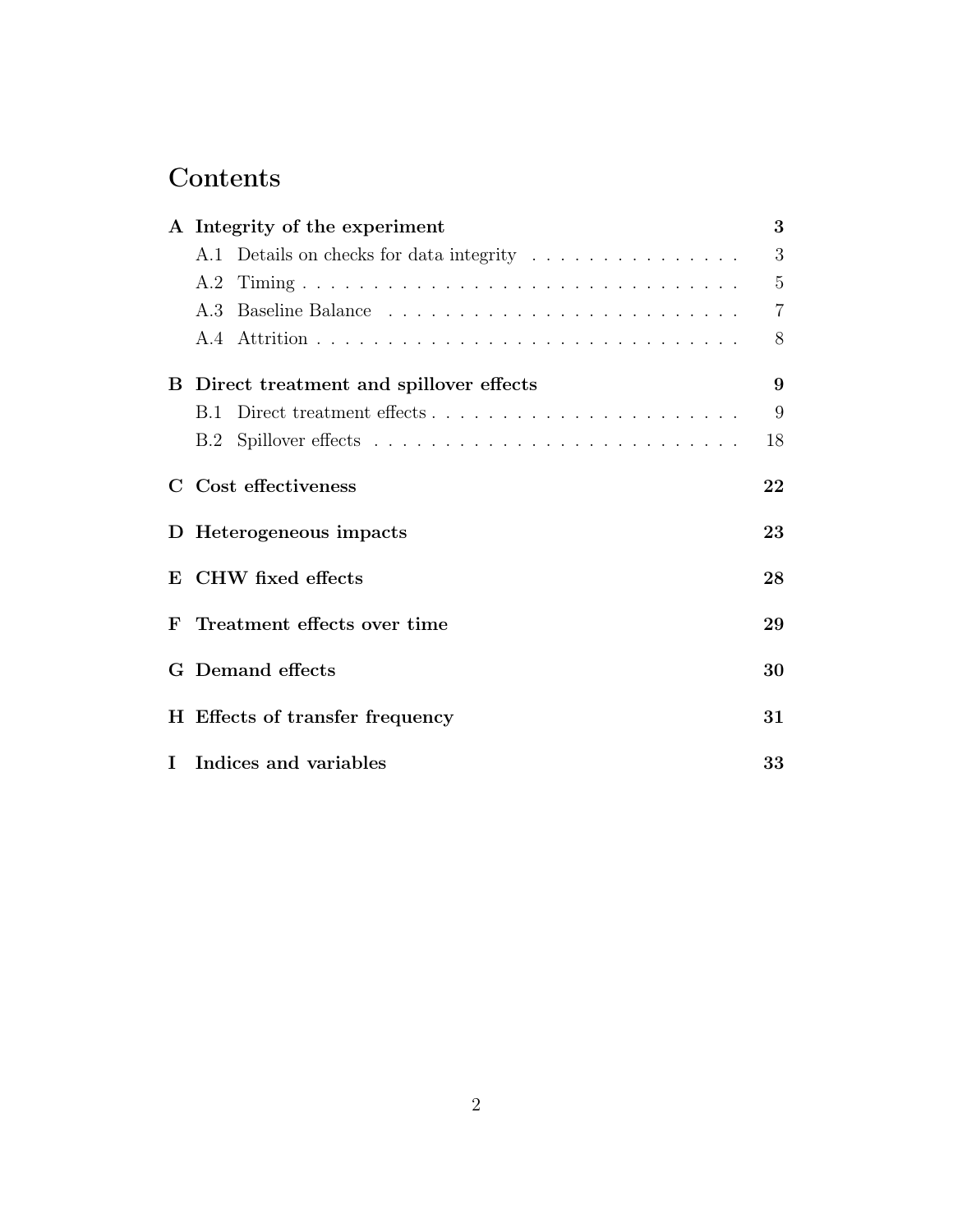# Contents

**A Integrity of the experiment** — **3**
- A.1 Details on checks for data integrity — 3
- A.2 Timing — 5
- A.3 Baseline Balance — 7
- A.4 Attrition — 8

**B Direct treatment and spillover effects** — **9**
- B.1 Direct treatment effects — 9
- B.2 Spillover effects — 18

**C Cost effectiveness** — **22**

**D Heterogeneous impacts** — **23**

**E CHW fixed effects** — **28**

**F Treatment effects over time** — **29**

**G Demand effects** — **30**

**H Effects of transfer frequency** — **31**

**I Indices and variables** — **33**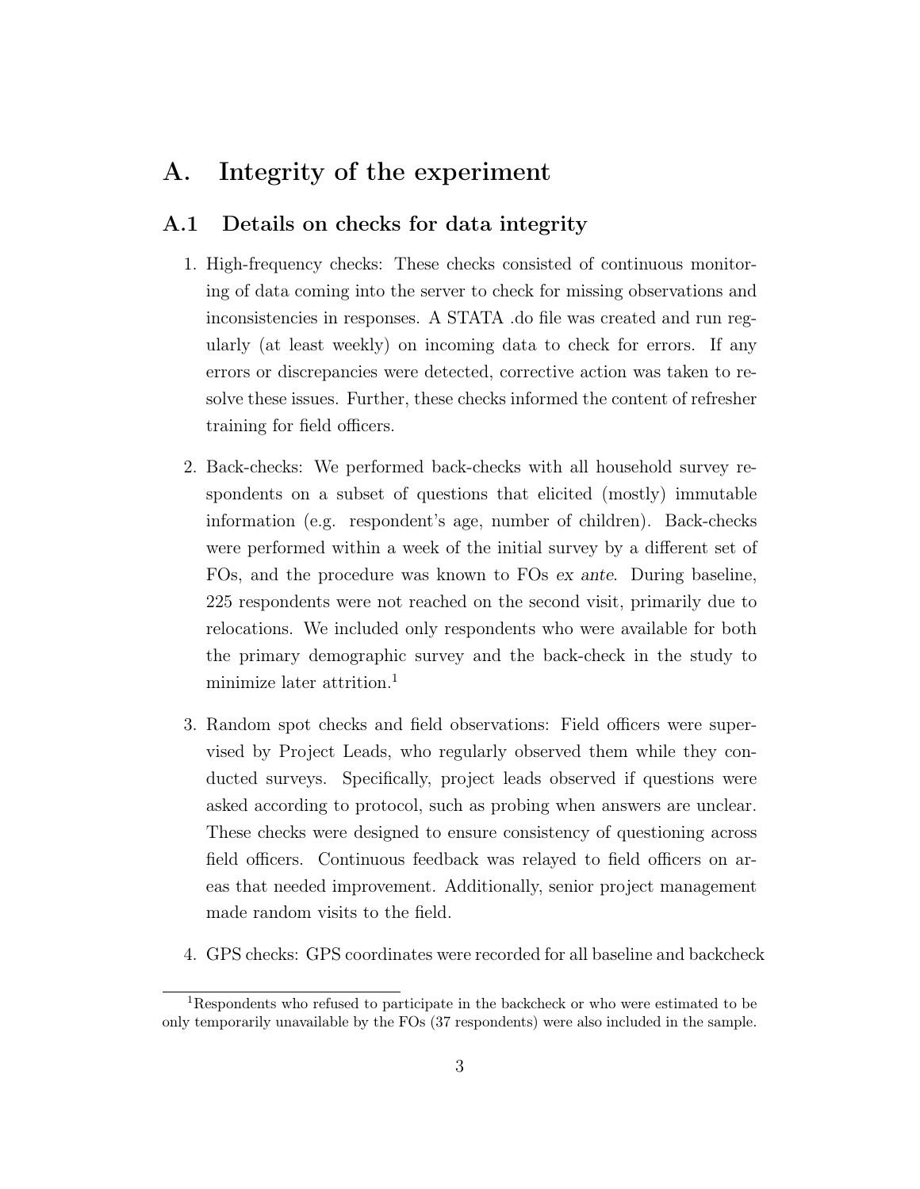# A. Integrity of the experiment

## A.1 Details on checks for data integrity

1. High-frequency checks: These checks consisted of continuous monitoring of data coming into the server to check for missing observations and inconsistencies in responses. A STATA .do file was created and run regularly (at least weekly) on incoming data to check for errors. If any errors or discrepancies were detected, corrective action was taken to resolve these issues. Further, these checks informed the content of refresher training for field officers.

2. Back-checks: We performed back-checks with all household survey respondents on a subset of questions that elicited (mostly) immutable information (e.g. respondent's age, number of children). Back-checks were performed within a week of the initial survey by a different set of FOs, and the procedure was known to FOs *ex ante*. During baseline, 225 respondents were not reached on the second visit, primarily due to relocations. We included only respondents who were available for both the primary demographic survey and the back-check in the study to minimize later attrition.[1]

3. Random spot checks and field observations: Field officers were supervised by Project Leads, who regularly observed them while they conducted surveys. Specifically, project leads observed if questions were asked according to protocol, such as probing when answers are unclear. These checks were designed to ensure consistency of questioning across field officers. Continuous feedback was relayed to field officers on areas that needed improvement. Additionally, senior project management made random visits to the field.

4. GPS checks: GPS coordinates were recorded for all baseline and backcheck

[1] Respondents who refused to participate in the backcheck or who were estimated to be only temporarily unavailable by the FOs (37 respondents) were also included in the sample.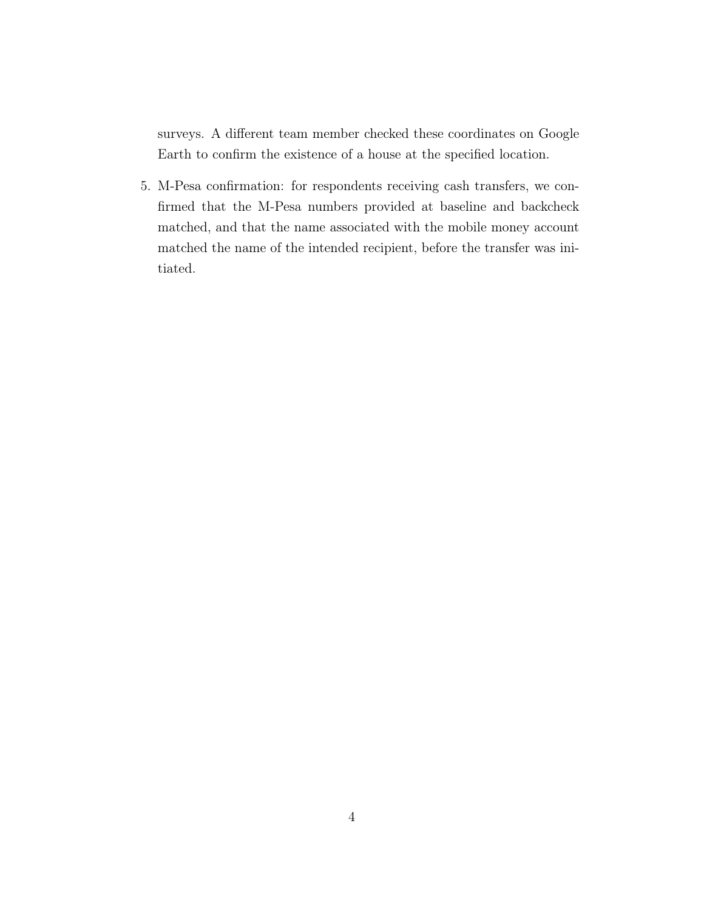surveys. A different team member checked these coordinates on Google Earth to confirm the existence of a house at the specified location.

5. M-Pesa confirmation: for respondents receiving cash transfers, we confirmed that the M-Pesa numbers provided at baseline and backcheck matched, and that the name associated with the mobile money account matched the name of the intended recipient, before the transfer was initiated.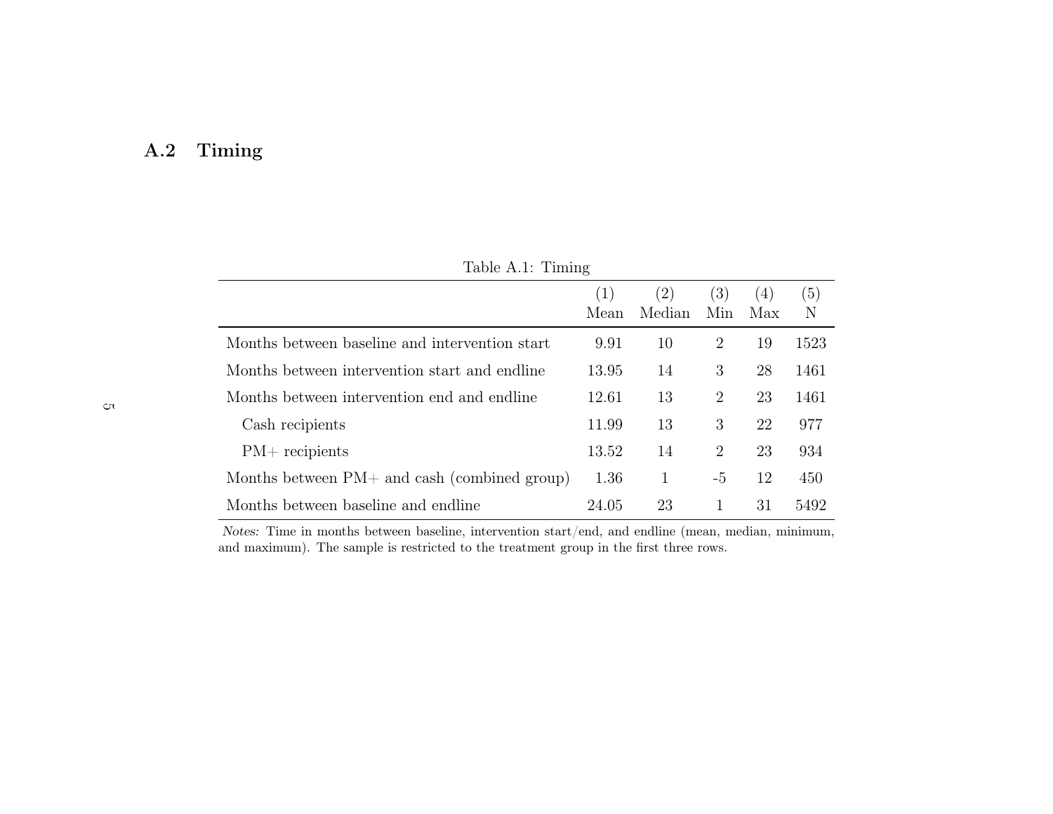## A.2 Timing

Table A.1: Timing

| | (1) Mean | (2) Median | (3) Min | (4) Max | (5) N |
|---|---|---|---|---|---|
| Months between baseline and intervention start | 9.91 | 10 | 2 | 19 | 1523 |
| Months between intervention start and endline | 13.95 | 14 | 3 | 28 | 1461 |
| Months between intervention end and endline | 12.61 | 13 | 2 | 23 | 1461 |
| Cash recipients | 11.99 | 13 | 3 | 22 | 977 |
| PM+ recipients | 13.52 | 14 | 2 | 23 | 934 |
| Months between PM+ and cash (combined group) | 1.36 | 1 | -5 | 12 | 450 |
| Months between baseline and endline | 24.05 | 23 | 1 | 31 | 5492 |

*Notes:* Time in months between baseline, intervention start/end, and endline (mean, median, minimum, and maximum). The sample is restricted to the treatment group in the first three rows.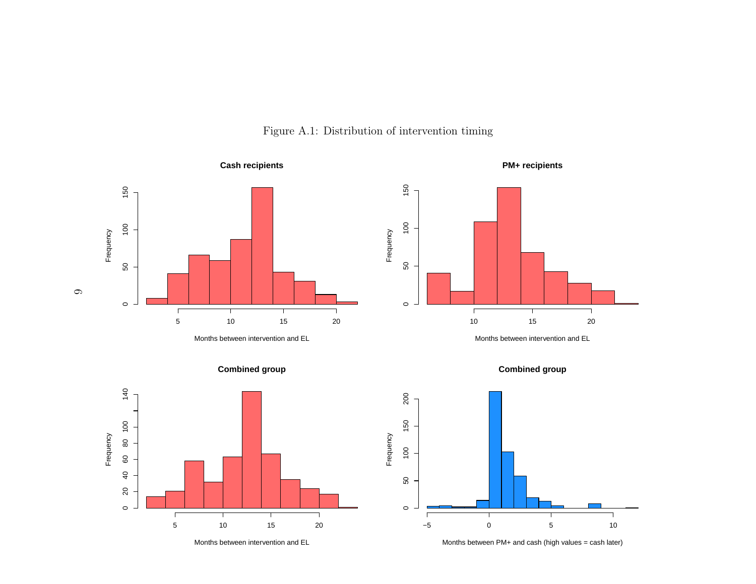Figure A.1: Distribution of intervention timing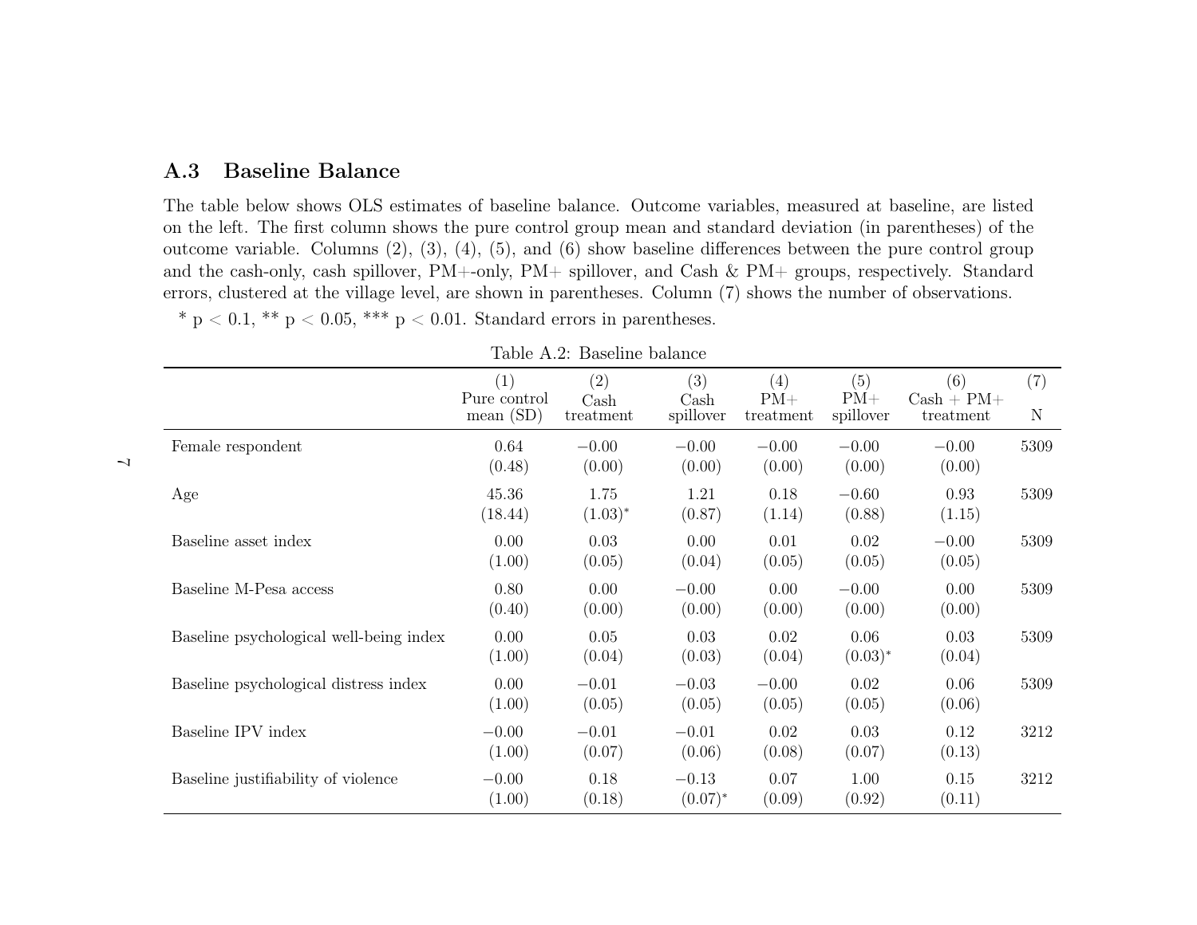## A.3 Baseline Balance

The table below shows OLS estimates of baseline balance. Outcome variables, measured at baseline, are listed on the left. The first column shows the pure control group mean and standard deviation (in parentheses) of the outcome variable. Columns (2), (3), (4), (5), and (6) show baseline differences between the pure control group and the cash-only, cash spillover, PM+-only, PM+ spillover, and Cash & PM+ groups, respectively. Standard errors, clustered at the village level, are shown in parentheses. Column (7) shows the number of observations.

* $p < 0.1$, ** $p < 0.05$, *** $p < 0.01$. Standard errors in parentheses.

Table A.2: Baseline balance

| | (1) Pure control mean (SD) | (2) Cash treatment | (3) Cash spillover | (4) PM+ treatment | (5) PM+ spillover | (6) Cash + PM+ treatment | (7) N |
|---|---|---|---|---|---|---|---|
| Female respondent | 0.64 | −0.00 | −0.00 | −0.00 | −0.00 | −0.00 | 5309 |
| | (0.48) | (0.00) | (0.00) | (0.00) | (0.00) | (0.00) | |
| Age | 45.36 | 1.75 | 1.21 | 0.18 | −0.60 | 0.93 | 5309 |
| | (18.44) | (1.03)* | (0.87) | (1.14) | (0.88) | (1.15) | |
| Baseline asset index | 0.00 | 0.03 | 0.00 | 0.01 | 0.02 | −0.00 | 5309 |
| | (1.00) | (0.05) | (0.04) | (0.05) | (0.05) | (0.05) | |
| Baseline M-Pesa access | 0.80 | 0.00 | −0.00 | 0.00 | −0.00 | 0.00 | 5309 |
| | (0.40) | (0.00) | (0.00) | (0.00) | (0.00) | (0.00) | |
| Baseline psychological well-being index | 0.00 | 0.05 | 0.03 | 0.02 | 0.06 | 0.03 | 5309 |
| | (1.00) | (0.04) | (0.03) | (0.04) | (0.03)* | (0.04) | |
| Baseline psychological distress index | 0.00 | −0.01 | −0.03 | −0.00 | 0.02 | 0.06 | 5309 |
| | (1.00) | (0.05) | (0.05) | (0.05) | (0.05) | (0.06) | |
| Baseline IPV index | −0.00 | −0.01 | −0.01 | 0.02 | 0.03 | 0.12 | 3212 |
| | (1.00) | (0.07) | (0.06) | (0.08) | (0.07) | (0.13) | |
| Baseline justifiability of violence | −0.00 | 0.18 | −0.13 | 0.07 | 1.00 | 0.15 | 3212 |
| | (1.00) | (0.18) | (0.07)* | (0.09) | (0.92) | (0.11) | |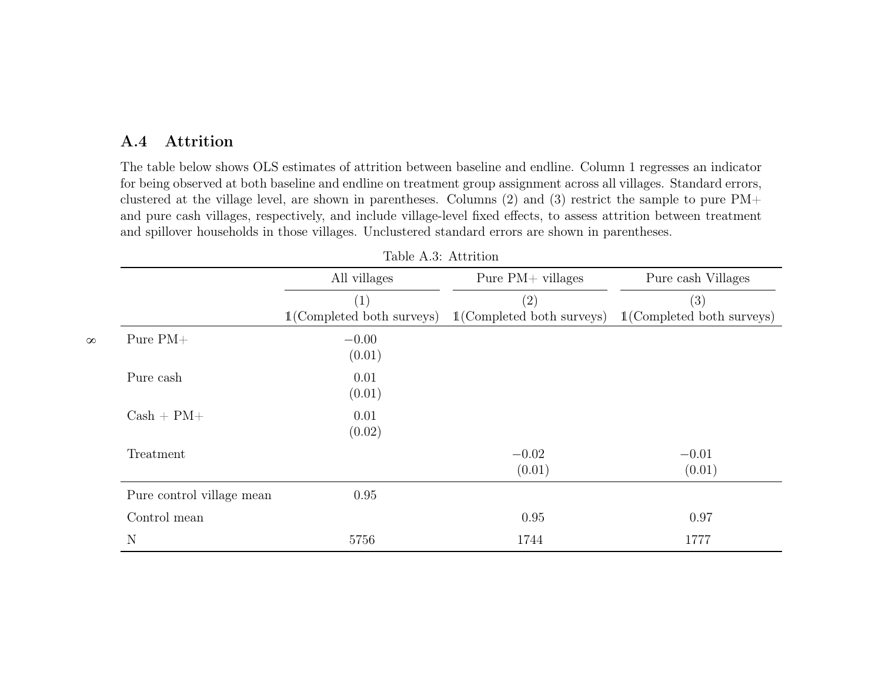## A.4 Attrition

The table below shows OLS estimates of attrition between baseline and endline. Column 1 regresses an indicator for being observed at both baseline and endline on treatment group assignment across all villages. Standard errors, clustered at the village level, are shown in parentheses. Columns (2) and (3) restrict the sample to pure PM+ and pure cash villages, respectively, and include village-level fixed effects, to assess attrition between treatment and spillover households in those villages. Unclustered standard errors are shown in parentheses.

Table A.3: Attrition

| | All villages | Pure PM+ villages | Pure cash Villages |
|---|---|---|---|
| | (1) | (2) | (3) |
| | $\mathbb{1}$(Completed both surveys) | $\mathbb{1}$(Completed both surveys) | $\mathbb{1}$(Completed both surveys) |
| Pure PM+ | −0.00 | | |
| | (0.01) | | |
| Pure cash | 0.01 | | |
| | (0.01) | | |
| Cash + PM+ | 0.01 | | |
| | (0.02) | | |
| Treatment | | −0.02 | −0.01 |
| | | (0.01) | (0.01) |
| Pure control village mean | 0.95 | | |
| Control mean | | 0.95 | 0.97 |
| N | 5756 | 1744 | 1777 |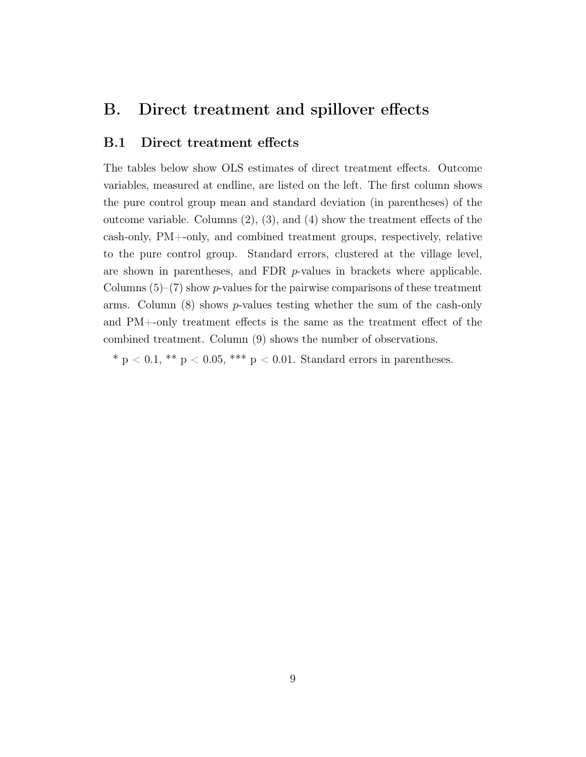# B. Direct treatment and spillover effects

## B.1 Direct treatment effects

The tables below show OLS estimates of direct treatment effects. Outcome variables, measured at endline, are listed on the left. The first column shows the pure control group mean and standard deviation (in parentheses) of the outcome variable. Columns (2), (3), and (4) show the treatment effects of the cash-only, PM+-only, and combined treatment groups, respectively, relative to the pure control group. Standard errors, clustered at the village level, are shown in parentheses, and FDR $p$-values in brackets where applicable. Columns (5)–(7) show $p$-values for the pairwise comparisons of these treatment arms. Column (8) shows $p$-values testing whether the sum of the cash-only and PM+-only treatment effects is the same as the treatment effect of the combined treatment. Column (9) shows the number of observations.

* $p < 0.1$, ** $p < 0.05$, *** $p < 0.01$. Standard errors in parentheses.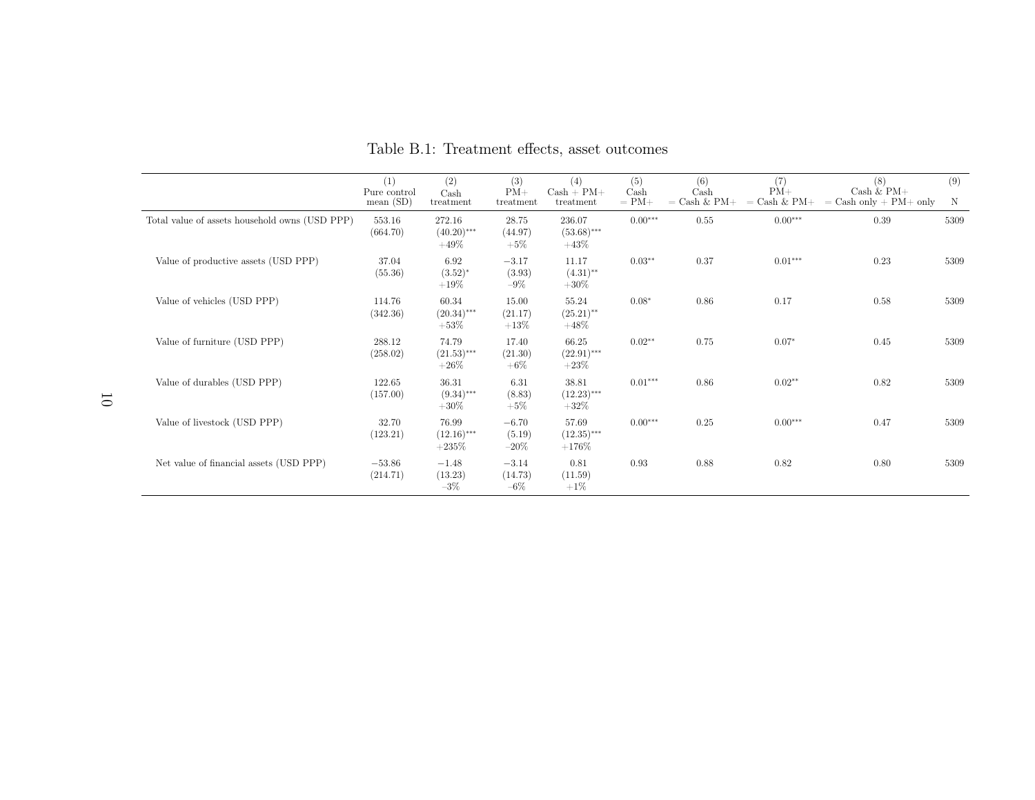Table B.1: Treatment effects, asset outcomes

| | (1)<br>Pure control<br>mean (SD) | (2)<br>Cash<br>treatment | (3)<br>PM+<br>treatment | (4)<br>Cash + PM+<br>treatment | (5)<br>Cash<br>= PM+ | (6)<br>Cash<br>= Cash & PM+ | (7)<br>PM+<br>= Cash & PM+ | (8)<br>Cash & PM+<br>= Cash only + PM+ only | (9)<br>N |
|---|---|---|---|---|---|---|---|---|---|
| Total value of assets household owns (USD PPP) | 553.16<br>(664.70) | 272.16<br>(40.20)*** <br>+49% | 28.75<br>(44.97)<br>+5% | 236.07<br>(53.68)***<br>+43% | 0.00*** | 0.55 | 0.00*** | 0.39 | 5309 |
| Value of productive assets (USD PPP) | 37.04<br>(55.36) | 6.92<br>(3.52)*<br>+19% | −3.17<br>(3.93)<br>−9% | 11.17<br>(4.31)**<br>+30% | 0.03** | 0.37 | 0.01*** | 0.23 | 5309 |
| Value of vehicles (USD PPP) | 114.76<br>(342.36) | 60.34<br>(20.34)***<br>+53% | 15.00<br>(21.17)<br>+13% | 55.24<br>(25.21)**<br>+48% | 0.08* | 0.86 | 0.17 | 0.58 | 5309 |
| Value of furniture (USD PPP) | 288.12<br>(258.02) | 74.79<br>(21.53)***<br>+26% | 17.40<br>(21.30)<br>+6% | 66.25<br>(22.91)***<br>+23% | 0.02** | 0.75 | 0.07* | 0.45 | 5309 |
| Value of durables (USD PPP) | 122.65<br>(157.00) | 36.31<br>(9.34)***<br>+30% | 6.31<br>(8.83)<br>+5% | 38.81<br>(12.23)***<br>+32% | 0.01*** | 0.86 | 0.02** | 0.82 | 5309 |
| Value of livestock (USD PPP) | 32.70<br>(123.21) | 76.99<br>(12.16)***<br>+235% | −6.70<br>(5.19)<br>−20% | 57.69<br>(12.35)***<br>+176% | 0.00*** | 0.25 | 0.00*** | 0.47 | 5309 |
| Net value of financial assets (USD PPP) | −53.86<br>(214.71) | −1.48<br>(13.23)<br>−3% | −3.14<br>(14.73)<br>−6% | 0.81<br>(11.59)<br>+1% | 0.93 | 0.88 | 0.82 | 0.80 | 5309 |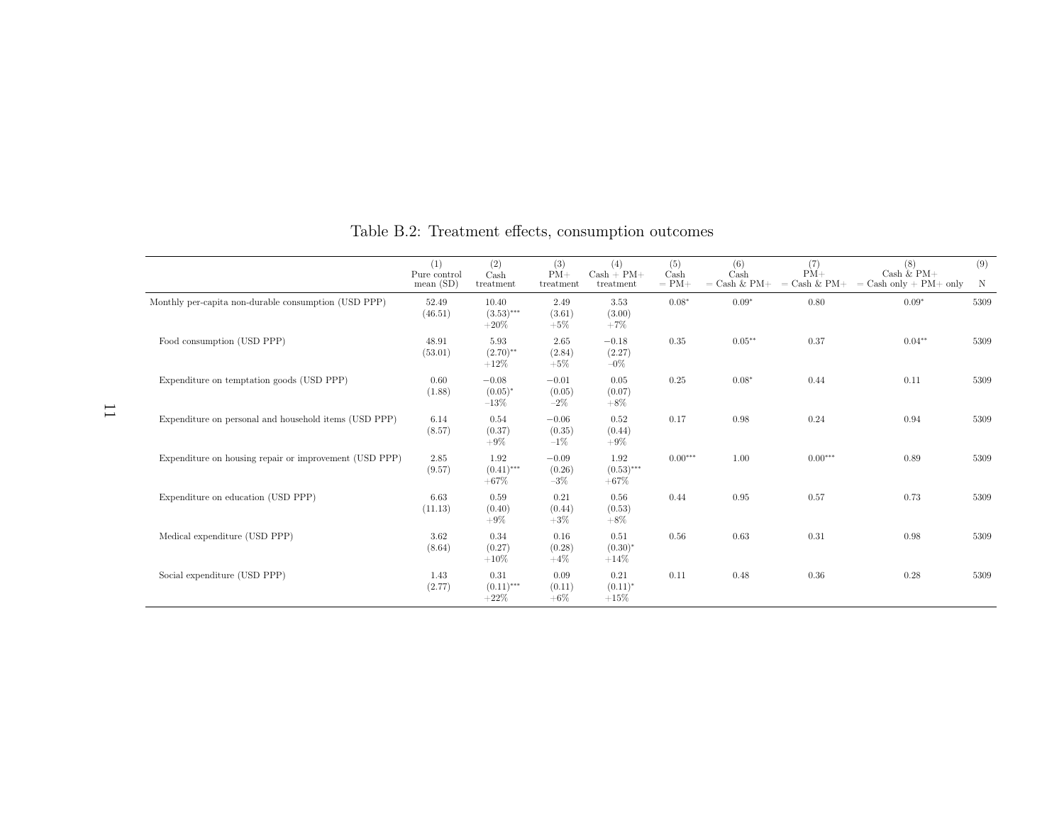Table B.2: Treatment effects, consumption outcomes

| | (1) Pure control mean (SD) | (2) Cash treatment | (3) PM+ treatment | (4) Cash + PM+ treatment | (5) Cash = PM+ | (6) Cash = Cash & PM+ | (7) PM+ = Cash & PM+ | (8) Cash & PM+ = Cash only + PM+ only | (9) N |
|---|---|---|---|---|---|---|---|---|---|
| Monthly per-capita non-durable consumption (USD PPP) | 52.49 (46.51) | 10.40 (3.53)*** +20% | 2.49 (3.61) +5% | 3.53 (3.00) +7% | 0.08* | 0.09* | 0.80 | 0.09* | 5309 |
| Food consumption (USD PPP) | 48.91 (53.01) | 5.93 (2.70)** +12% | 2.65 (2.84) +5% | −0.18 (2.27) −0% | 0.35 | 0.05** | 0.37 | 0.04** | 5309 |
| Expenditure on temptation goods (USD PPP) | 0.60 (1.88) | −0.08 (0.05)* −13% | −0.01 (0.05) −2% | 0.05 (0.07) +8% | 0.25 | 0.08* | 0.44 | 0.11 | 5309 |
| Expenditure on personal and household items (USD PPP) | 6.14 (8.57) | 0.54 (0.37) +9% | −0.06 (0.35) −1% | 0.52 (0.44) +9% | 0.17 | 0.98 | 0.24 | 0.94 | 5309 |
| Expenditure on housing repair or improvement (USD PPP) | 2.85 (9.57) | 1.92 (0.41)*** +67% | −0.09 (0.26) −3% | 1.92 (0.53)*** +67% | 0.00*** | 1.00 | 0.00*** | 0.89 | 5309 |
| Expenditure on education (USD PPP) | 6.63 (11.13) | 0.59 (0.40) +9% | 0.21 (0.44) +3% | 0.56 (0.53) +8% | 0.44 | 0.95 | 0.57 | 0.73 | 5309 |
| Medical expenditure (USD PPP) | 3.62 (8.64) | 0.34 (0.27) +10% | 0.16 (0.28) +4% | 0.51 (0.30)* +14% | 0.56 | 0.63 | 0.31 | 0.98 | 5309 |
| Social expenditure (USD PPP) | 1.43 (2.77) | 0.31 (0.11)*** +22% | 0.09 (0.11) +6% | 0.21 (0.11)* +15% | 0.11 | 0.48 | 0.36 | 0.28 | 5309 |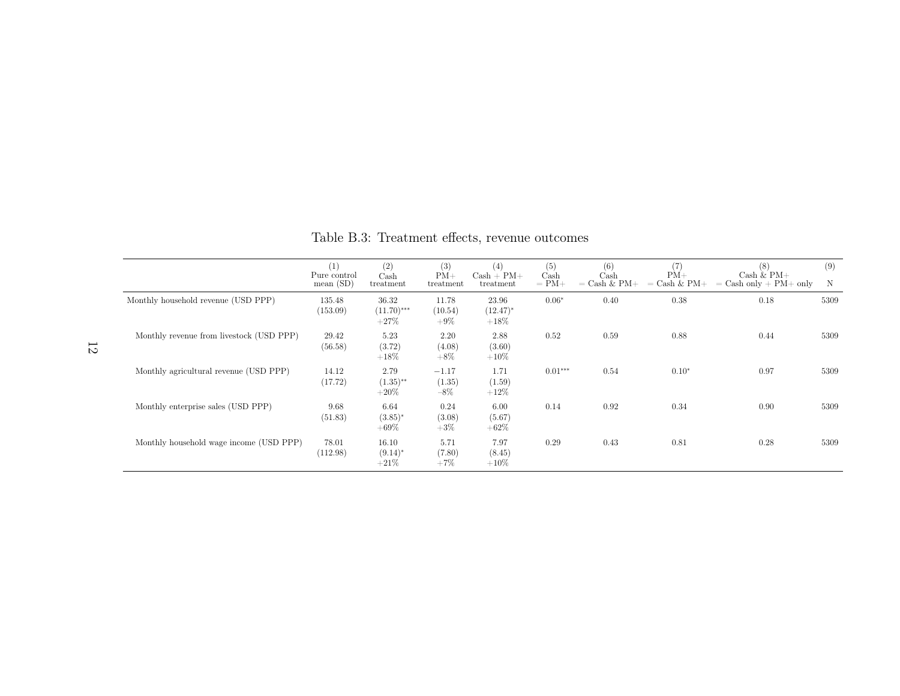Table B.3: Treatment effects, revenue outcomes

| | (1) Pure control mean (SD) | (2) Cash treatment | (3) PM+ treatment | (4) Cash + PM+ treatment | (5) Cash = PM+ | (6) Cash = Cash & PM+ | (7) PM+ = Cash & PM+ | (8) Cash & PM+ = Cash only + PM+ only | (9) N |
|---|---|---|---|---|---|---|---|---|---|
| Monthly household revenue (USD PPP) | 135.48 (153.09) | 36.32 (11.70)*** +27% | 11.78 (10.54) +9% | 23.96 (12.47)* +18% | 0.06* | 0.40 | 0.38 | 0.18 | 5309 |
| Monthly revenue from livestock (USD PPP) | 29.42 (56.58) | 5.23 (3.72) +18% | 2.20 (4.08) +8% | 2.88 (3.60) +10% | 0.52 | 0.59 | 0.88 | 0.44 | 5309 |
| Monthly agricultural revenue (USD PPP) | 14.12 (17.72) | 2.79 (1.35)** +20% | −1.17 (1.35) –8% | 1.71 (1.59) +12% | 0.01*** | 0.54 | 0.10* | 0.97 | 5309 |
| Monthly enterprise sales (USD PPP) | 9.68 (51.83) | 6.64 (3.85)* +69% | 0.24 (3.08) +3% | 6.00 (5.67) +62% | 0.14 | 0.92 | 0.34 | 0.90 | 5309 |
| Monthly household wage income (USD PPP) | 78.01 (112.98) | 16.10 (9.14)* +21% | 5.71 (7.80) +7% | 7.97 (8.45) +10% | 0.29 | 0.43 | 0.81 | 0.28 | 5309 |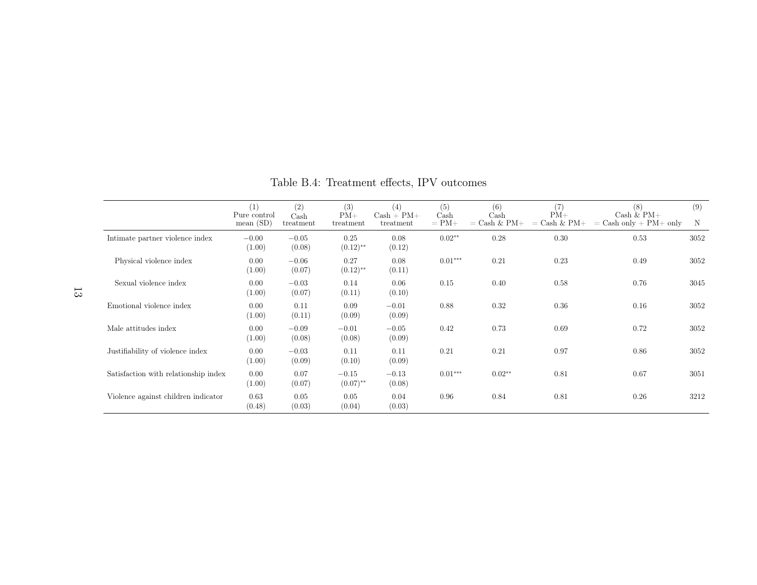Table B.4: Treatment effects, IPV outcomes

| | (1) Pure control mean (SD) | (2) Cash treatment | (3) PM+ treatment | (4) Cash + PM+ treatment | (5) Cash = PM+ | (6) Cash = Cash & PM+ | (7) PM+ = Cash & PM+ | (8) Cash & PM+ = Cash only + PM+ only | (9) N |
|---|---|---|---|---|---|---|---|---|---|
| Intimate partner violence index | −0.00 | −0.05 | 0.25 | 0.08 | 0.02** | 0.28 | 0.30 | 0.53 | 3052 |
| | (1.00) | (0.08) | (0.12)** | (0.12) | | | | | |
| Physical violence index | 0.00 | −0.06 | 0.27 | 0.08 | 0.01*** | 0.21 | 0.23 | 0.49 | 3052 |
| | (1.00) | (0.07) | (0.12)** | (0.11) | | | | | |
| Sexual violence index | 0.00 | −0.03 | 0.14 | 0.06 | 0.15 | 0.40 | 0.58 | 0.76 | 3045 |
| | (1.00) | (0.07) | (0.11) | (0.10) | | | | | |
| Emotional violence index | 0.00 | 0.11 | 0.09 | −0.01 | 0.88 | 0.32 | 0.36 | 0.16 | 3052 |
| | (1.00) | (0.11) | (0.09) | (0.09) | | | | | |
| Male attitudes index | 0.00 | −0.09 | −0.01 | −0.05 | 0.42 | 0.73 | 0.69 | 0.72 | 3052 |
| | (1.00) | (0.08) | (0.08) | (0.09) | | | | | |
| Justifiability of violence index | 0.00 | −0.03 | 0.11 | 0.11 | 0.21 | 0.21 | 0.97 | 0.86 | 3052 |
| | (1.00) | (0.09) | (0.10) | (0.09) | | | | | |
| Satisfaction with relationship index | 0.00 | 0.07 | −0.15 | −0.13 | 0.01*** | 0.02** | 0.81 | 0.67 | 3051 |
| | (1.00) | (0.07) | (0.07)** | (0.08) | | | | | |
| Violence against children indicator | 0.63 | 0.05 | 0.05 | 0.04 | 0.96 | 0.84 | 0.81 | 0.26 | 3212 |
| | (0.48) | (0.03) | (0.04) | (0.03) | | | | | |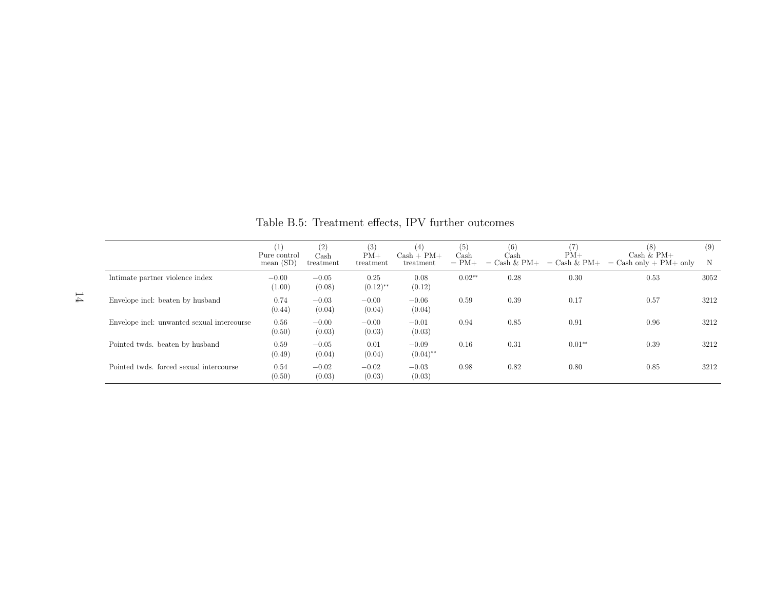Table B.5: Treatment effects, IPV further outcomes

| | (1) Pure control mean (SD) | (2) Cash treatment | (3) PM+ treatment | (4) Cash + PM+ treatment | (5) Cash = PM+ | (6) Cash = Cash & PM+ | (7) PM+ = Cash & PM+ | (8) Cash & PM+ = Cash only + PM+ only | (9) N |
|---|---|---|---|---|---|---|---|---|---|
| Intimate partner violence index | −0.00 | −0.05 | 0.25 | 0.08 | 0.02** | 0.28 | 0.30 | 0.53 | 3052 |
| | (1.00) | (0.08) | (0.12)** | (0.12) | | | | | |
| Envelope incl: beaten by husband | 0.74 | −0.03 | −0.00 | −0.06 | 0.59 | 0.39 | 0.17 | 0.57 | 3212 |
| | (0.44) | (0.04) | (0.04) | (0.04) | | | | | |
| Envelope incl: unwanted sexual intercourse | 0.56 | −0.00 | −0.00 | −0.01 | 0.94 | 0.85 | 0.91 | 0.96 | 3212 |
| | (0.50) | (0.03) | (0.03) | (0.03) | | | | | |
| Pointed twds. beaten by husband | 0.59 | −0.05 | 0.01 | −0.09 | 0.16 | 0.31 | 0.01** | 0.39 | 3212 |
| | (0.49) | (0.04) | (0.04) | (0.04)** | | | | | |
| Pointed twds. forced sexual intercourse | 0.54 | −0.02 | −0.02 | −0.03 | 0.98 | 0.82 | 0.80 | 0.85 | 3212 |
| | (0.50) | (0.03) | (0.03) | (0.03) | | | | | |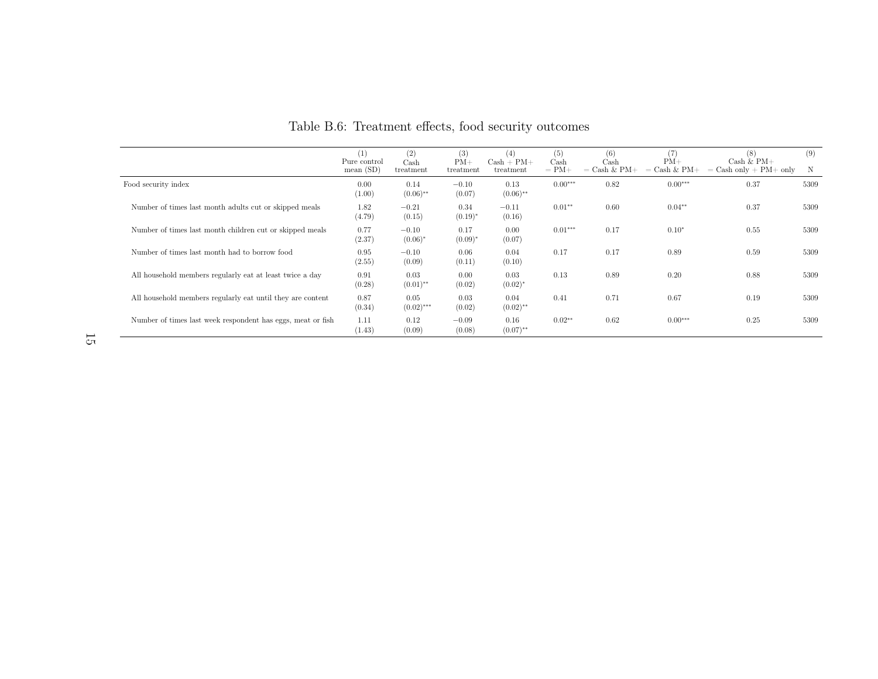Table B.6: Treatment effects, food security outcomes

| | (1) Pure control mean (SD) | (2) Cash treatment | (3) PM+ treatment | (4) Cash + PM+ treatment | (5) Cash = PM+ | (6) Cash = Cash & PM+ | (7) PM+ = Cash & PM+ | (8) Cash & PM+ = Cash only + PM+ only | (9) N |
|---|---|---|---|---|---|---|---|---|---|
| Food security index | 0.00 | 0.14 | −0.10 | 0.13 | 0.00*** | 0.82 | 0.00*** | 0.37 | 5309 |
| | (1.00) | (0.06)** | (0.07) | (0.06)** | | | | | |
| Number of times last month adults cut or skipped meals | 1.82 | −0.21 | 0.34 | −0.11 | 0.01** | 0.60 | 0.04** | 0.37 | 5309 |
| | (4.79) | (0.15) | (0.19)* | (0.16) | | | | | |
| Number of times last month children cut or skipped meals | 0.77 | −0.10 | 0.17 | 0.00 | 0.01*** | 0.17 | 0.10* | 0.55 | 5309 |
| | (2.37) | (0.06)* | (0.09)* | (0.07) | | | | | |
| Number of times last month had to borrow food | 0.95 | −0.10 | 0.06 | 0.04 | 0.17 | 0.17 | 0.89 | 0.59 | 5309 |
| | (2.55) | (0.09) | (0.11) | (0.10) | | | | | |
| All household members regularly eat at least twice a day | 0.91 | 0.03 | 0.00 | 0.03 | 0.13 | 0.89 | 0.20 | 0.88 | 5309 |
| | (0.28) | (0.01)** | (0.02) | (0.02)* | | | | | |
| All household members regularly eat until they are content | 0.87 | 0.05 | 0.03 | 0.04 | 0.41 | 0.71 | 0.67 | 0.19 | 5309 |
| | (0.34) | (0.02)*** | (0.02) | (0.02)** | | | | | |
| Number of times last week respondent has eggs, meat or fish | 1.11 | 0.12 | −0.09 | 0.16 | 0.02** | 0.62 | 0.00*** | 0.25 | 5309 |
| | (1.43) | (0.09) | (0.08) | (0.07)** | | | | | |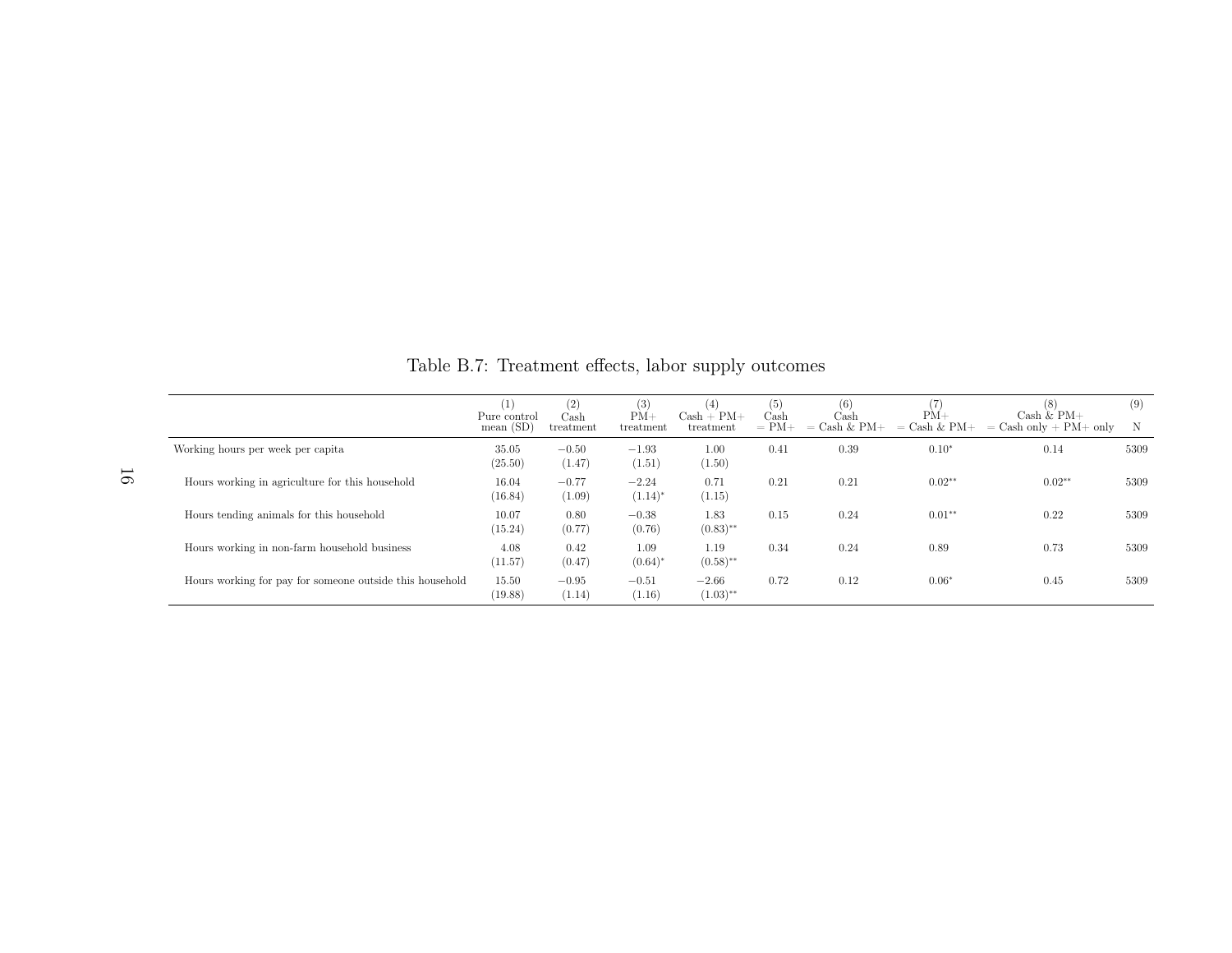Table B.7: Treatment effects, labor supply outcomes

| | (1)<br>Pure control<br>mean (SD) | (2)<br>Cash<br>treatment | (3)<br>PM+<br>treatment | (4)<br>Cash + PM+<br>treatment | (5)<br>Cash<br>= PM+ | (6)<br>Cash<br>= Cash & PM+ | (7)<br>PM+<br>= Cash & PM+ | (8)<br>Cash & PM+<br>= Cash only + PM+ only | (9)<br>N |
|---|---|---|---|---|---|---|---|---|---|
| Working hours per week per capita | 35.05<br>(25.50) | −0.50<br>(1.47) | −1.93<br>(1.51) | 1.00<br>(1.50) | 0.41 | 0.39 | 0.10* | 0.14 | 5309 |
| Hours working in agriculture for this household | 16.04<br>(16.84) | −0.77<br>(1.09) | −2.24<br>(1.14)* | 0.71<br>(1.15) | 0.21 | 0.21 | 0.02** | 0.02** | 5309 |
| Hours tending animals for this household | 10.07<br>(15.24) | 0.80<br>(0.77) | −0.38<br>(0.76) | 1.83<br>(0.83)** | 0.15 | 0.24 | 0.01** | 0.22 | 5309 |
| Hours working in non-farm household business | 4.08<br>(11.57) | 0.42<br>(0.47) | 1.09<br>(0.64)* | 1.19<br>(0.58)** | 0.34 | 0.24 | 0.89 | 0.73 | 5309 |
| Hours working for pay for someone outside this household | 15.50<br>(19.88) | −0.95<br>(1.14) | −0.51<br>(1.16) | −2.66<br>(1.03)** | 0.72 | 0.12 | 0.06* | 0.45 | 5309 |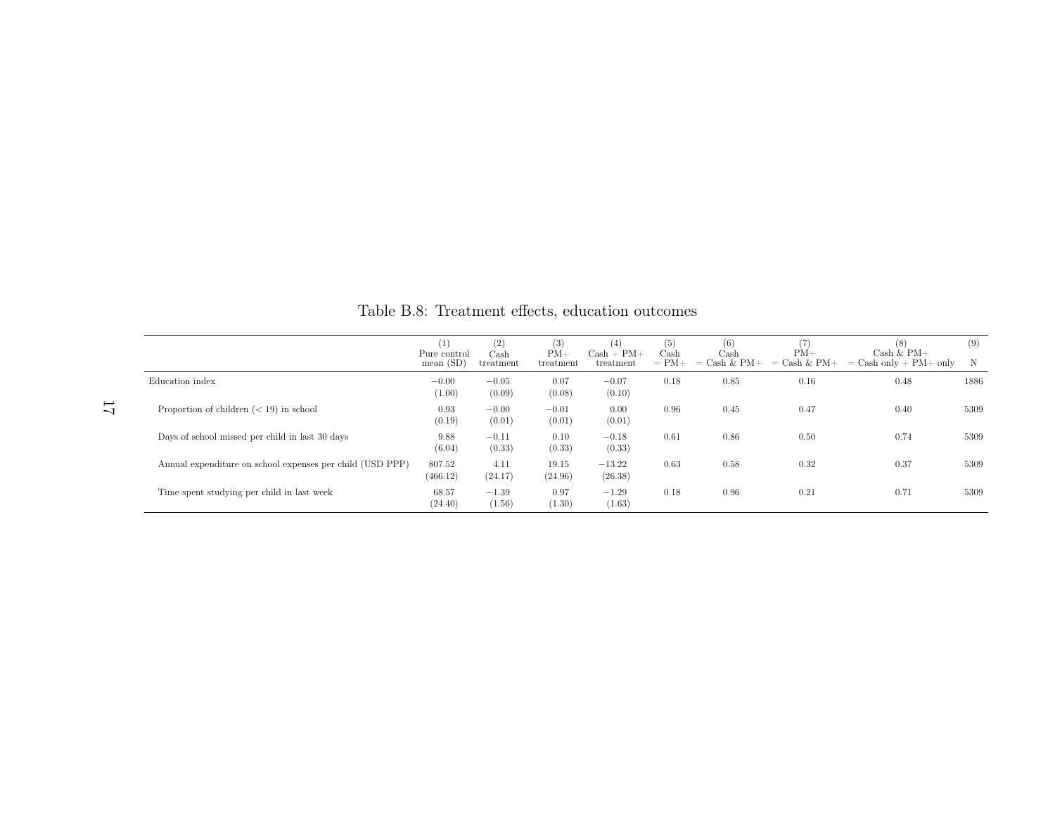Table B.8: Treatment effects, education outcomes

| | (1)<br>Pure control<br>mean (SD) | (2)<br>Cash<br>treatment | (3)<br>PM+<br>treatment | (4)<br>Cash + PM+<br>treatment | (5)<br>Cash<br>= PM+ | (6)<br>Cash<br>= Cash & PM+ | (7)<br>PM+<br>= Cash & PM+ | (8)<br>Cash & PM+<br>= Cash only + PM+ only | (9)<br>N |
|---|---|---|---|---|---|---|---|---|---|
| Education index | −0.00<br>(1.00) | −0.05<br>(0.09) | 0.07<br>(0.08) | −0.07<br>(0.10) | 0.18 | 0.85 | 0.16 | 0.48 | 1886 |
| Proportion of children (< 19) in school | 0.93<br>(0.19) | −0.00<br>(0.01) | −0.01<br>(0.01) | 0.00<br>(0.01) | 0.96 | 0.45 | 0.47 | 0.40 | 5309 |
| Days of school missed per child in last 30 days | 9.88<br>(6.04) | −0.11<br>(0.33) | 0.10<br>(0.33) | −0.18<br>(0.33) | 0.61 | 0.86 | 0.50 | 0.74 | 5309 |
| Annual expenditure on school expenses per child (USD PPP) | 807.52<br>(466.12) | 4.11<br>(24.17) | 19.15<br>(24.96) | −13.22<br>(26.38) | 0.63 | 0.58 | 0.32 | 0.37 | 5309 |
| Time spent studying per child in last week | 68.57<br>(24.40) | −1.39<br>(1.56) | 0.97<br>(1.30) | −1.29<br>(1.63) | 0.18 | 0.96 | 0.21 | 0.71 | 5309 |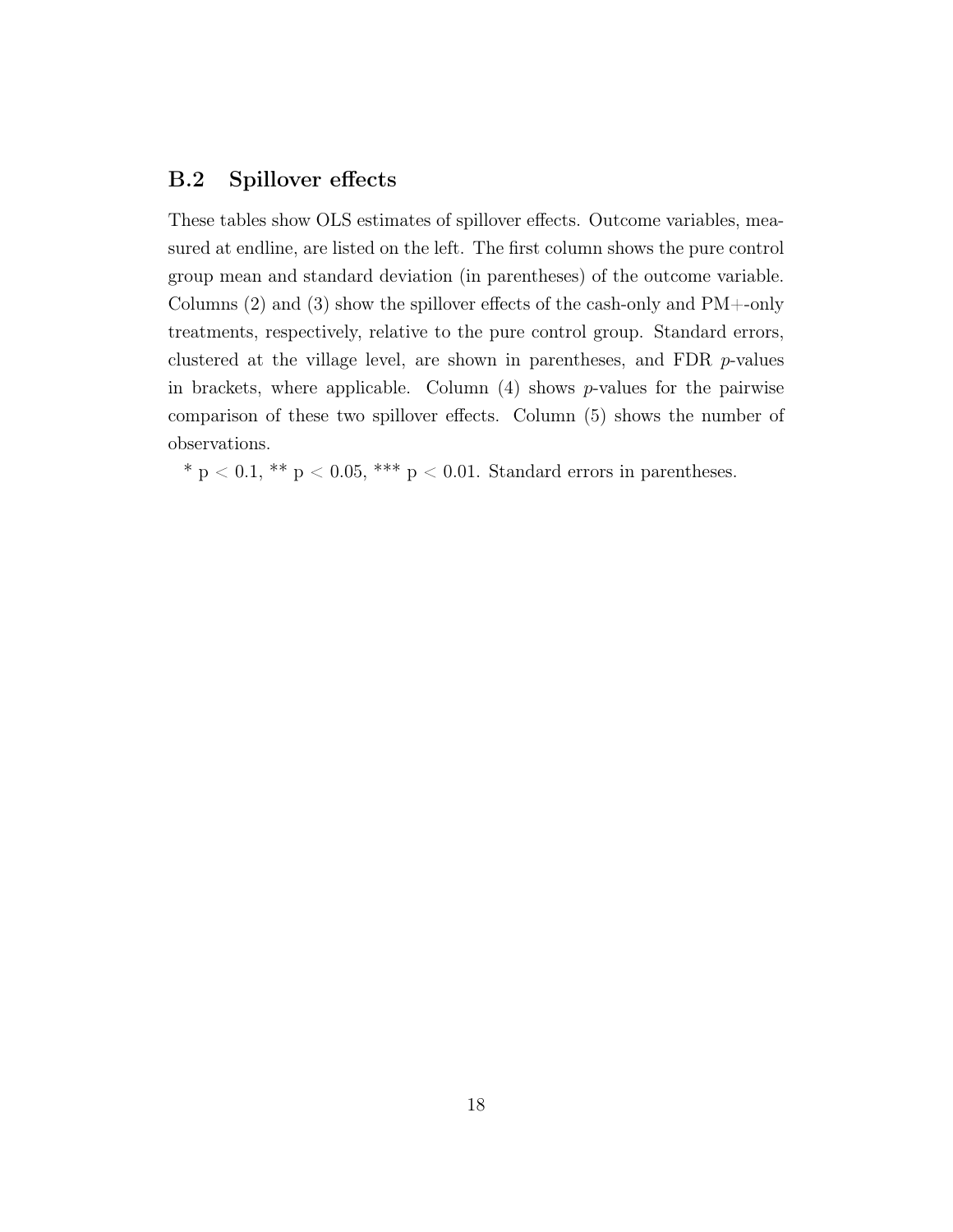## B.2 Spillover effects

These tables show OLS estimates of spillover effects. Outcome variables, measured at endline, are listed on the left. The first column shows the pure control group mean and standard deviation (in parentheses) of the outcome variable. Columns (2) and (3) show the spillover effects of the cash-only and PM+-only treatments, respectively, relative to the pure control group. Standard errors, clustered at the village level, are shown in parentheses, and FDR *p*-values in brackets, where applicable. Column (4) shows *p*-values for the pairwise comparison of these two spillover effects. Column (5) shows the number of observations.

* $p < 0.1$, ** $p < 0.05$, *** $p < 0.01$. Standard errors in parentheses.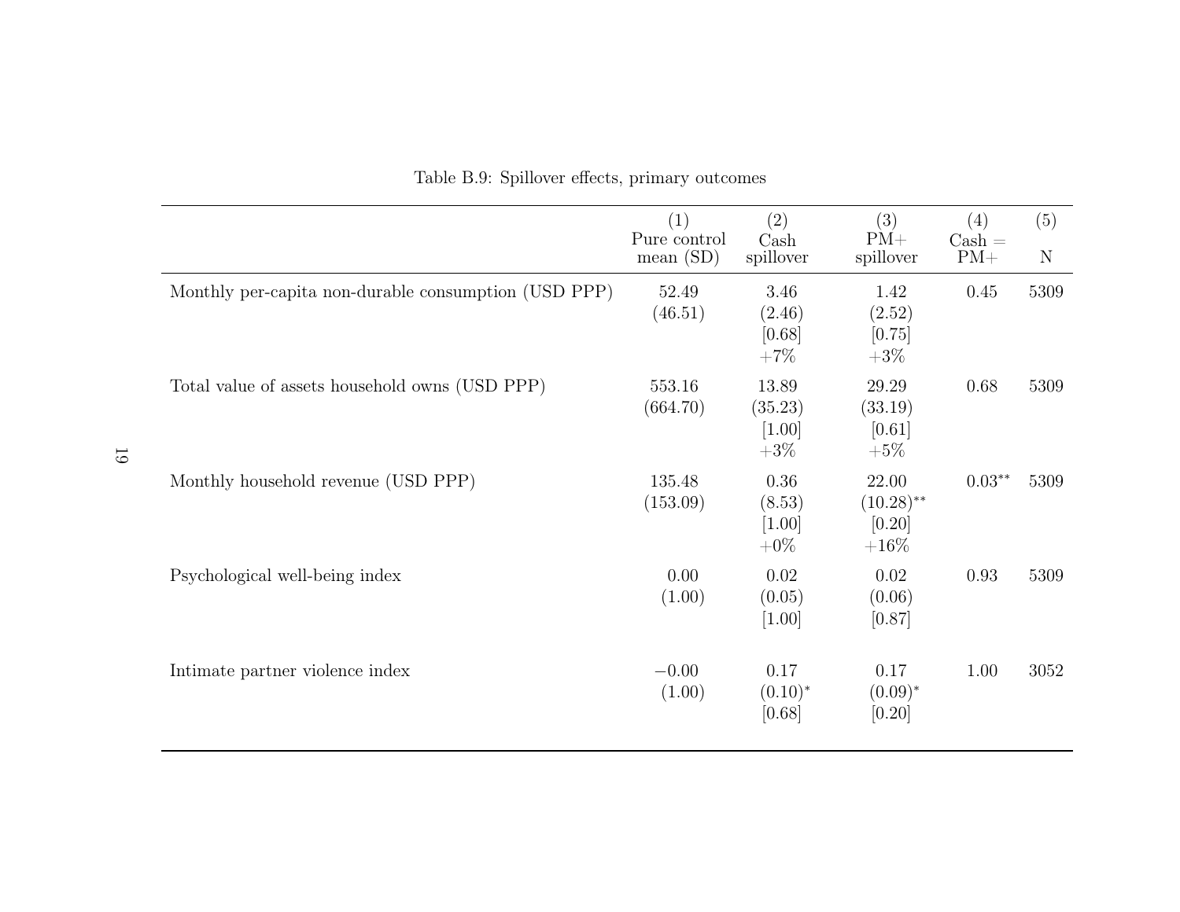Table B.9: Spillover effects, primary outcomes

| | (1)<br>Pure control<br>mean (SD) | (2)<br>Cash<br>spillover | (3)<br>PM+<br>spillover | (4)<br>Cash =<br>PM+ | (5)<br>N |
|---|---|---|---|---|---|
| Monthly per-capita non-durable consumption (USD PPP) | 52.49<br>(46.51) | 3.46<br>(2.46)<br>[0.68]<br>+7% | 1.42<br>(2.52)<br>[0.75]<br>+3% | 0.45 | 5309 |
| Total value of assets household owns (USD PPP) | 553.16<br>(664.70) | 13.89<br>(35.23)<br>[1.00]<br>+3% | 29.29<br>(33.19)<br>[0.61]<br>+5% | 0.68 | 5309 |
| Monthly household revenue (USD PPP) | 135.48<br>(153.09) | 0.36<br>(8.53)<br>[1.00]<br>+0% | 22.00<br>(10.28)**<br>[0.20]<br>+16% | 0.03** | 5309 |
| Psychological well-being index | 0.00<br>(1.00) | 0.02<br>(0.05)<br>[1.00] | 0.02<br>(0.06)<br>[0.87] | 0.93 | 5309 |
| Intimate partner violence index | −0.00<br>(1.00) | 0.17<br>(0.10)*<br>[0.68] | 0.17<br>(0.09)*<br>[0.20] | 1.00 | 3052 |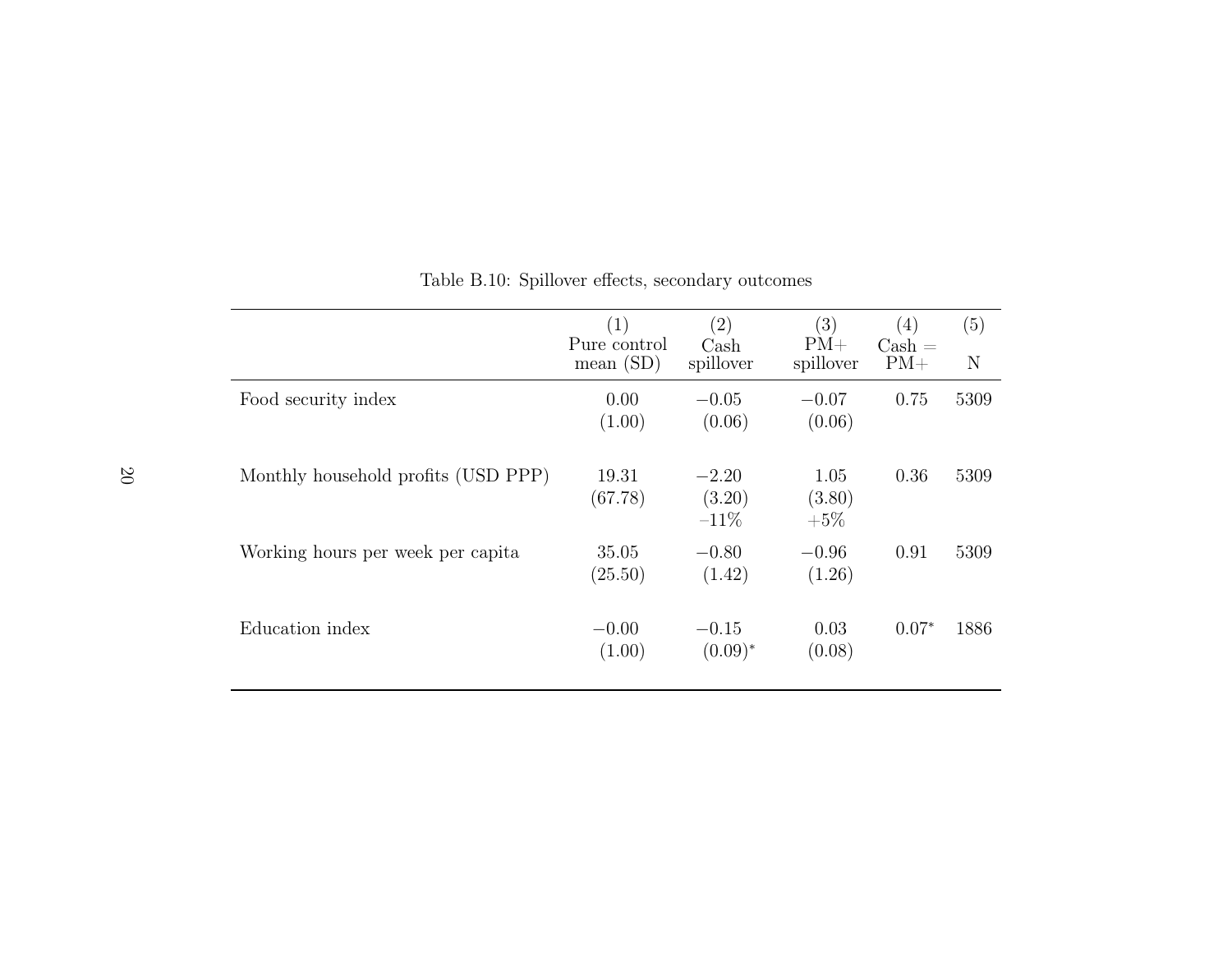Table B.10: Spillover effects, secondary outcomes

| | (1)<br>Pure control<br>mean (SD) | (2)<br>Cash<br>spillover | (3)<br>PM+<br>spillover | (4)<br>Cash =<br>PM+ | (5)<br><br>N |
|---|---|---|---|---|---|
| Food security index | 0.00 | −0.05 | −0.07 | 0.75 | 5309 |
| | (1.00) | (0.06) | (0.06) | | |
| Monthly household profits (USD PPP) | 19.31 | −2.20 | 1.05 | 0.36 | 5309 |
| | (67.78) | (3.20) | (3.80) | | |
| | | −11% | +5% | | |
| Working hours per week per capita | 35.05 | −0.80 | −0.96 | 0.91 | 5309 |
| | (25.50) | (1.42) | (1.26) | | |
| Education index | −0.00 | −0.15 | 0.03 | 0.07* | 1886 |
| | (1.00) | (0.09)* | (0.08) | | |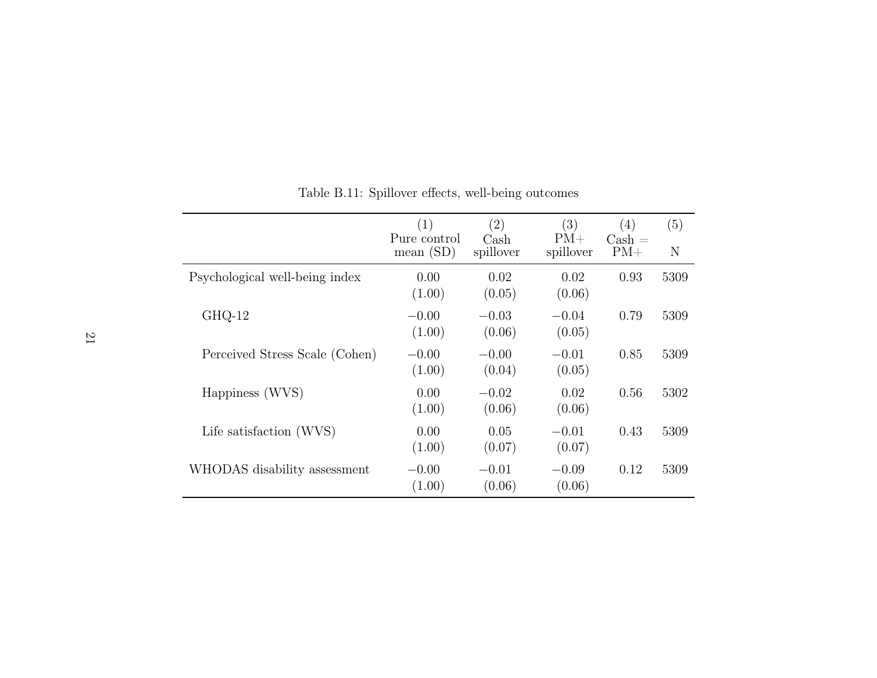Table B.11: Spillover effects, well-being outcomes

| | (1)<br>Pure control<br>mean (SD) | (2)<br>Cash<br>spillover | (3)<br>PM+<br>spillover | (4)<br>Cash =<br>PM+ | (5)<br><br>N |
|---|---|---|---|---|---|
| Psychological well-being index | 0.00<br>(1.00) | 0.02<br>(0.05) | 0.02<br>(0.06) | 0.93 | 5309 |
| GHQ-12 | −0.00<br>(1.00) | −0.03<br>(0.06) | −0.04<br>(0.05) | 0.79 | 5309 |
| Perceived Stress Scale (Cohen) | −0.00<br>(1.00) | −0.00<br>(0.04) | −0.01<br>(0.05) | 0.85 | 5309 |
| Happiness (WVS) | 0.00<br>(1.00) | −0.02<br>(0.06) | 0.02<br>(0.06) | 0.56 | 5302 |
| Life satisfaction (WVS) | 0.00<br>(1.00) | 0.05<br>(0.07) | −0.01<br>(0.07) | 0.43 | 5309 |
| WHODAS disability assessment | −0.00<br>(1.00) | −0.01<br>(0.06) | −0.09<br>(0.06) | 0.12 | 5309 |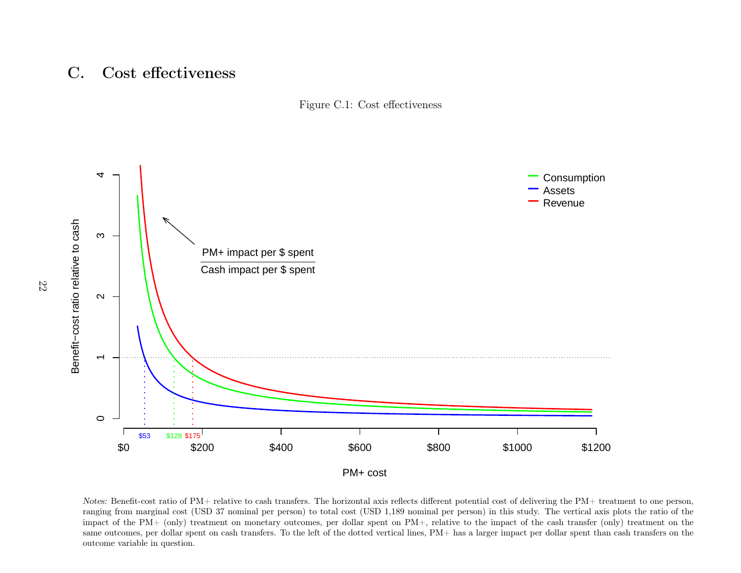## C. Cost effectiveness

Figure C.1: Cost effectiveness

*Notes:* Benefit-cost ratio of PM+ relative to cash transfers. The horizontal axis reflects different potential cost of delivering the PM+ treatment to one person, ranging from marginal cost (USD 37 nominal per person) to total cost (USD 1,189 nominal per person) in this study. The vertical axis plots the ratio of the impact of the PM+ (only) treatment on monetary outcomes, per dollar spent on PM+, relative to the impact of the cash transfer (only) treatment on the same outcomes, per dollar spent on cash transfers. To the left of the dotted vertical lines, PM+ has a larger impact per dollar spent than cash transfers on the outcome variable in question.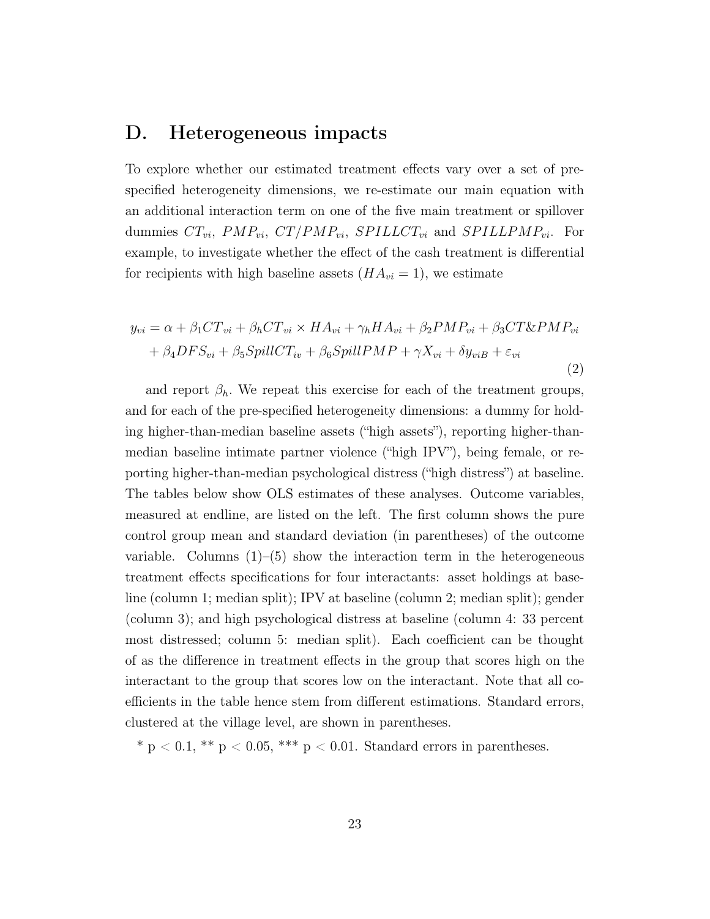# D. Heterogeneous impacts

To explore whether our estimated treatment effects vary over a set of pre-specified heterogeneity dimensions, we re-estimate our main equation with an additional interaction term on one of the five main treatment or spillover dummies $CT_{vi}$, $PMP_{vi}$, $CT/PMP_{vi}$, $SPILLCT_{vi}$ and $SPILLPMP_{vi}$. For example, to investigate whether the effect of the cash treatment is differential for recipients with high baseline assets ($HA_{vi} = 1$), we estimate

$$
\begin{aligned}
y_{vi} = \alpha &+ \beta_1 CT_{vi} + \beta_h CT_{vi} \times HA_{vi} + \gamma_h HA_{vi} + \beta_2 PMP_{vi} + \beta_3 CT\&PMP_{vi} \\
&+ \beta_4 DFS_{vi} + \beta_5 SpillCT_{iv} + \beta_6 SpillPMP + \gamma X_{vi} + \delta y_{viB} + \varepsilon_{vi}
\end{aligned}
\tag{2}
$$

and report $\beta_h$. We repeat this exercise for each of the treatment groups, and for each of the pre-specified heterogeneity dimensions: a dummy for holding higher-than-median baseline assets ("high assets"), reporting higher-than-median baseline intimate partner violence ("high IPV"), being female, or reporting higher-than-median psychological distress ("high distress") at baseline. The tables below show OLS estimates of these analyses. Outcome variables, measured at endline, are listed on the left. The first column shows the pure control group mean and standard deviation (in parentheses) of the outcome variable. Columns (1)–(5) show the interaction term in the heterogeneous treatment effects specifications for four interactants: asset holdings at baseline (column 1; median split); IPV at baseline (column 2; median split); gender (column 3); and high psychological distress at baseline (column 4: 33 percent most distressed; column 5: median split). Each coefficient can be thought of as the difference in treatment effects in the group that scores high on the interactant to the group that scores low on the interactant. Note that all coefficients in the table hence stem from different estimations. Standard errors, clustered at the village level, are shown in parentheses.

* $p < 0.1$, ** $p < 0.05$, *** $p < 0.01$. Standard errors in parentheses.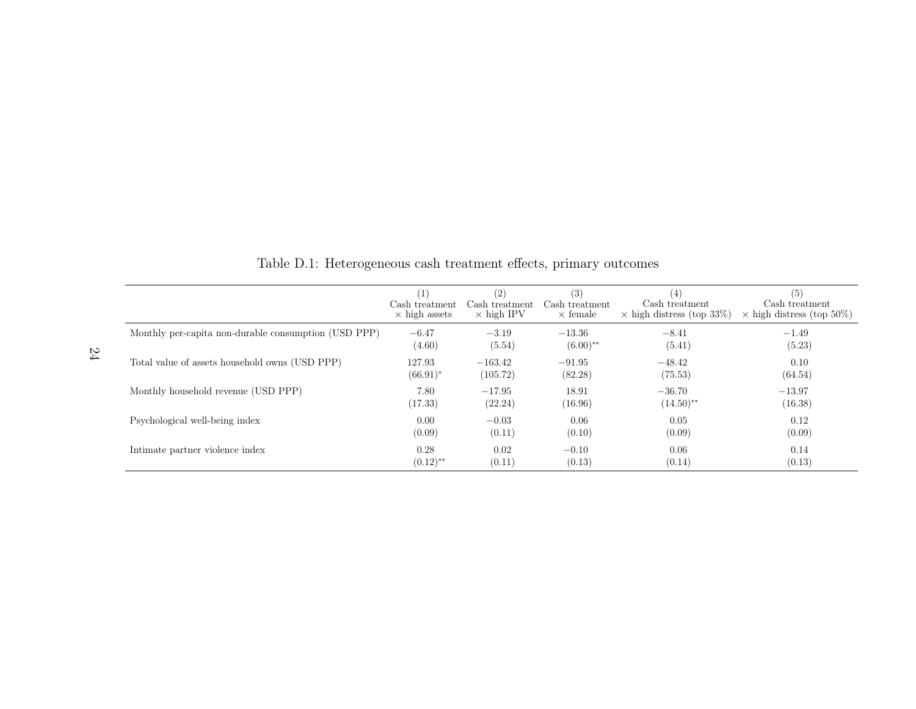Table D.1: Heterogeneous cash treatment effects, primary outcomes

| | (1) Cash treatment × high assets | (2) Cash treatment × high IPV | (3) Cash treatment × female | (4) Cash treatment × high distress (top 33%) | (5) Cash treatment × high distress (top 50%) |
|---|---|---|---|---|---|
| Monthly per-capita non-durable consumption (USD PPP) | −6.47 | −3.19 | −13.36 | −8.41 | −1.49 |
| | (4.60) | (5.54) | (6.00)** | (5.41) | (5.23) |
| Total value of assets household owns (USD PPP) | 127.93 | −163.42 | −91.95 | −48.42 | 0.10 |
| | (66.91)* | (105.72) | (82.28) | (75.53) | (64.54) |
| Monthly household revenue (USD PPP) | 7.80 | −17.95 | 18.91 | −36.70 | −13.97 |
| | (17.33) | (22.24) | (16.96) | (14.50)** | (16.38) |
| Psychological well-being index | 0.00 | −0.03 | 0.06 | 0.05 | 0.12 |
| | (0.09) | (0.11) | (0.10) | (0.09) | (0.09) |
| Intimate partner violence index | 0.28 | 0.02 | −0.10 | 0.06 | 0.14 |
| | (0.12)** | (0.11) | (0.13) | (0.14) | (0.13) |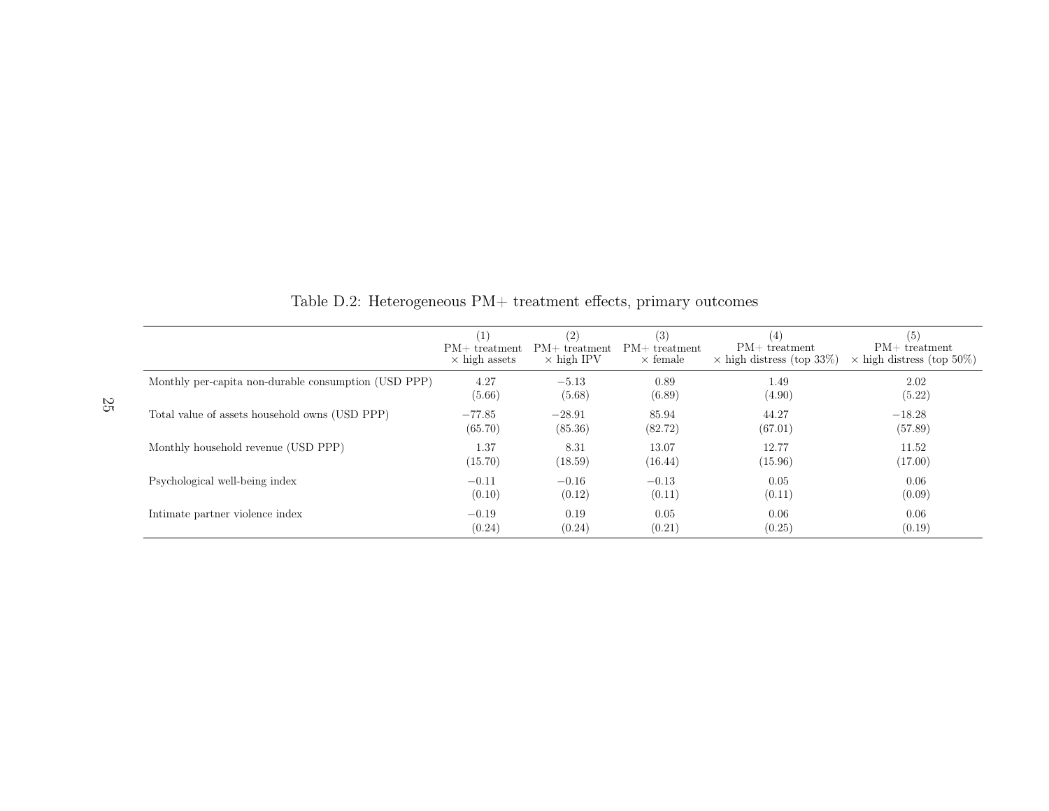Table D.2: Heterogeneous PM+ treatment effects, primary outcomes

| | (1) PM+ treatment × high assets | (2) PM+ treatment × high IPV | (3) PM+ treatment × female | (4) PM+ treatment × high distress (top 33%) | (5) PM+ treatment × high distress (top 50%) |
|---|---|---|---|---|---|
| Monthly per-capita non-durable consumption (USD PPP) | 4.27 | −5.13 | 0.89 | 1.49 | 2.02 |
| | (5.66) | (5.68) | (6.89) | (4.90) | (5.22) |
| Total value of assets household owns (USD PPP) | −77.85 | −28.91 | 85.94 | 44.27 | −18.28 |
| | (65.70) | (85.36) | (82.72) | (67.01) | (57.89) |
| Monthly household revenue (USD PPP) | 1.37 | 8.31 | 13.07 | 12.77 | 11.52 |
| | (15.70) | (18.59) | (16.44) | (15.96) | (17.00) |
| Psychological well-being index | −0.11 | −0.16 | −0.13 | 0.05 | 0.06 |
| | (0.10) | (0.12) | (0.11) | (0.11) | (0.09) |
| Intimate partner violence index | −0.19 | 0.19 | 0.05 | 0.06 | 0.06 |
| | (0.24) | (0.24) | (0.21) | (0.25) | (0.19) |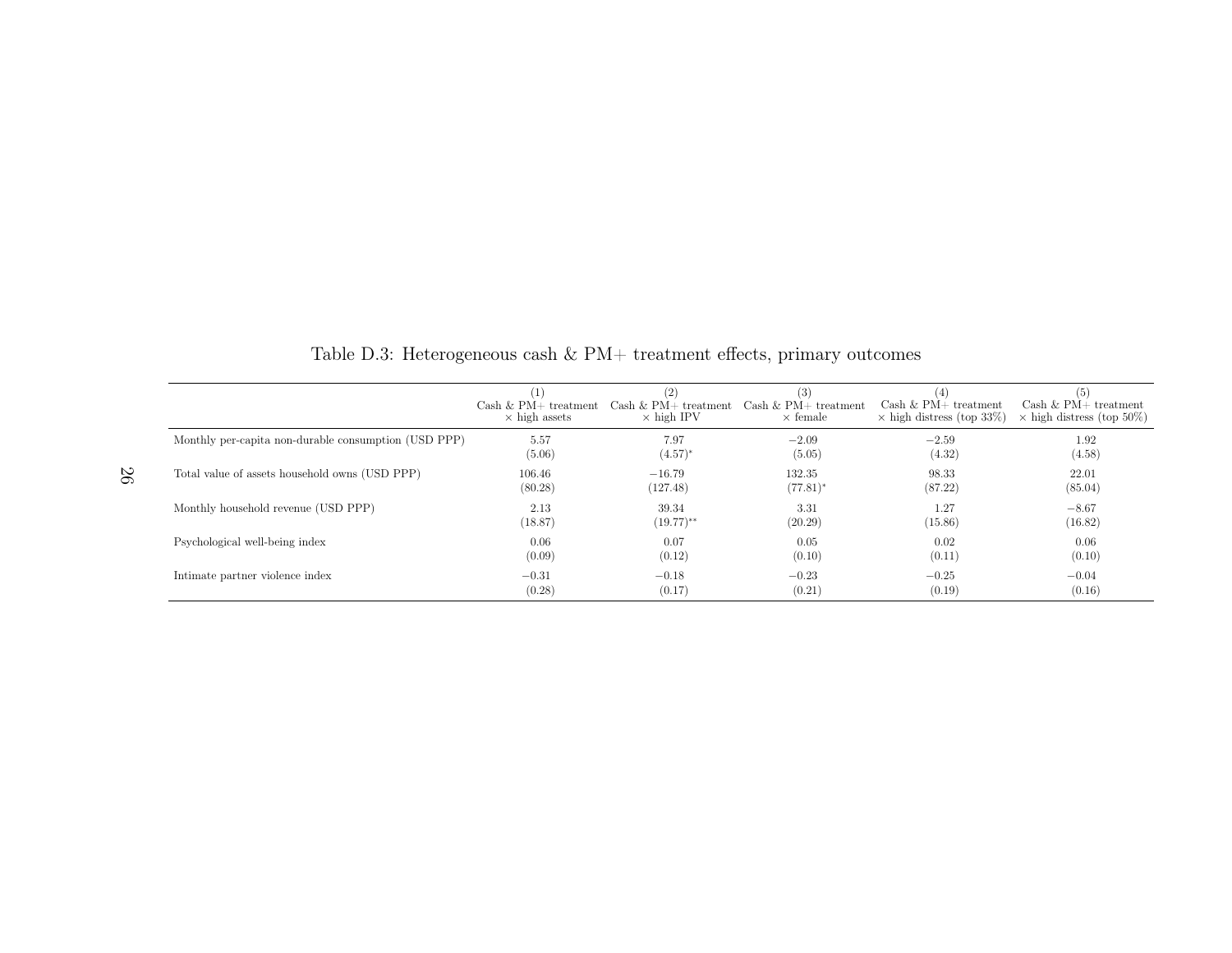Table D.3: Heterogeneous cash & PM+ treatment effects, primary outcomes

| | (1) Cash & PM+ treatment × high assets | (2) Cash & PM+ treatment × high IPV | (3) Cash & PM+ treatment × female | (4) Cash & PM+ treatment × high distress (top 33%) | (5) Cash & PM+ treatment × high distress (top 50%) |
|---|---|---|---|---|---|
| Monthly per-capita non-durable consumption (USD PPP) | 5.57 | 7.97 | −2.09 | −2.59 | 1.92 |
| | (5.06) | (4.57)* | (5.05) | (4.32) | (4.58) |
| Total value of assets household owns (USD PPP) | 106.46 | −16.79 | 132.35 | 98.33 | 22.01 |
| | (80.28) | (127.48) | (77.81)* | (87.22) | (85.04) |
| Monthly household revenue (USD PPP) | 2.13 | 39.34 | 3.31 | 1.27 | −8.67 |
| | (18.87) | (19.77)** | (20.29) | (15.86) | (16.82) |
| Psychological well-being index | 0.06 | 0.07 | 0.05 | 0.02 | 0.06 |
| | (0.09) | (0.12) | (0.10) | (0.11) | (0.10) |
| Intimate partner violence index | −0.31 | −0.18 | −0.23 | −0.25 | −0.04 |
| | (0.28) | (0.17) | (0.21) | (0.19) | (0.16) |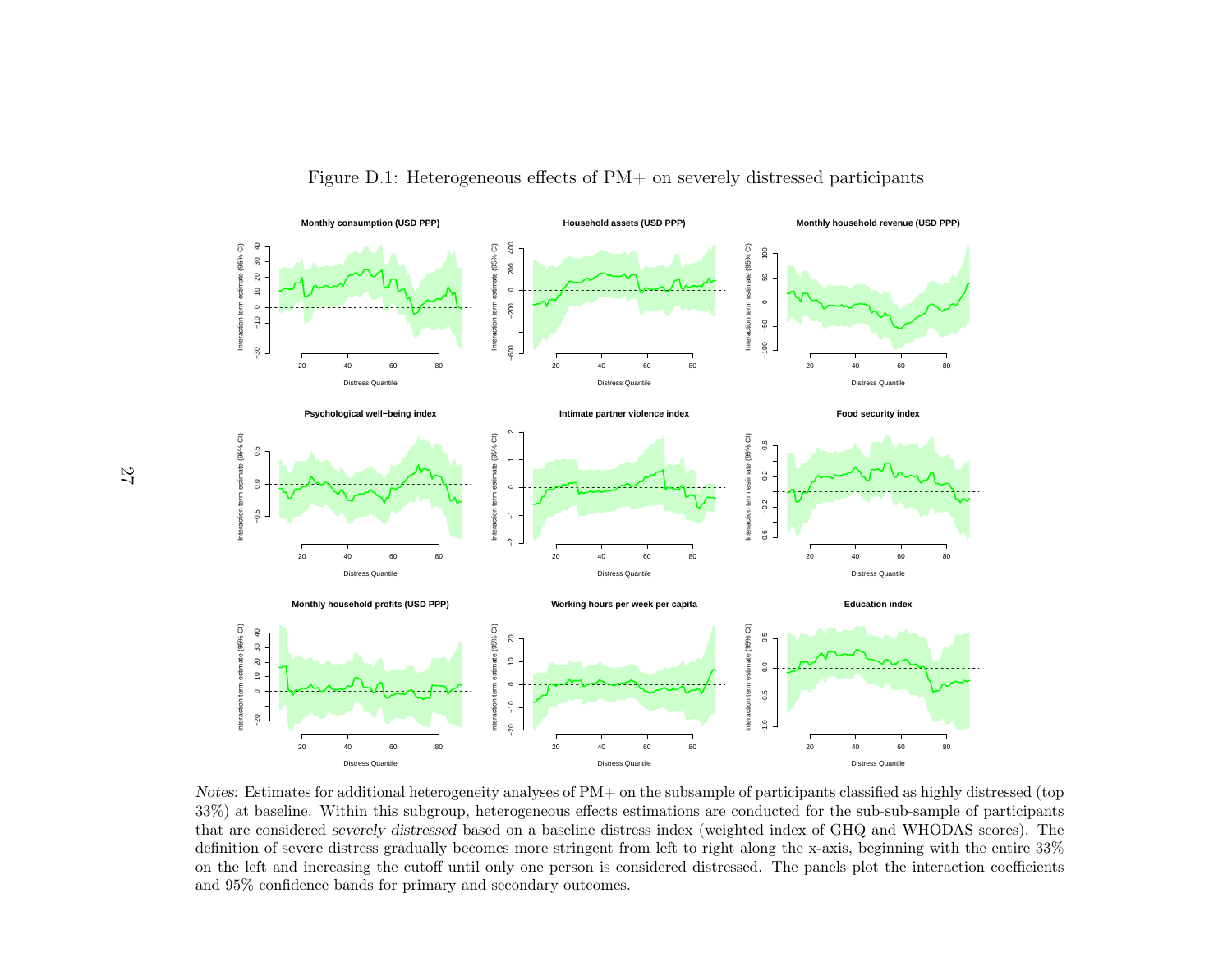Figure D.1: Heterogeneous effects of PM+ on severely distressed participants

*Notes:* Estimates for additional heterogeneity analyses of PM+ on the subsample of participants classified as highly distressed (top 33%) at baseline. Within this subgroup, heterogeneous effects estimations are conducted for the sub-sub-sample of participants that are considered *severely distressed* based on a baseline distress index (weighted index of GHQ and WHODAS scores). The definition of severe distress gradually becomes more stringent from left to right along the x-axis, beginning with the entire 33% on the left and increasing the cutoff until only one person is considered distressed. The panels plot the interaction coefficients and 95% confidence bands for primary and secondary outcomes.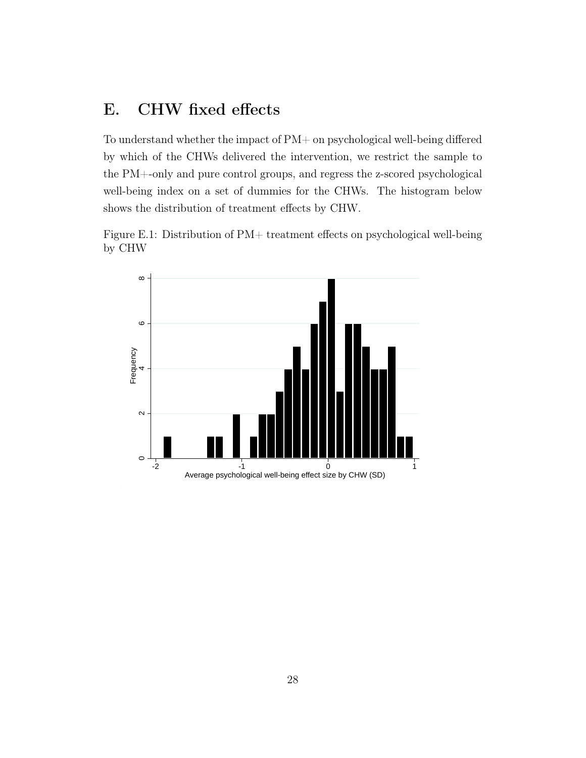# E. CHW fixed effects

To understand whether the impact of PM+ on psychological well-being differed by which of the CHWs delivered the intervention, we restrict the sample to the PM+-only and pure control groups, and regress the z-scored psychological well-being index on a set of dummies for the CHWs. The histogram below shows the distribution of treatment effects by CHW.

Figure E.1: Distribution of PM+ treatment effects on psychological well-being by CHW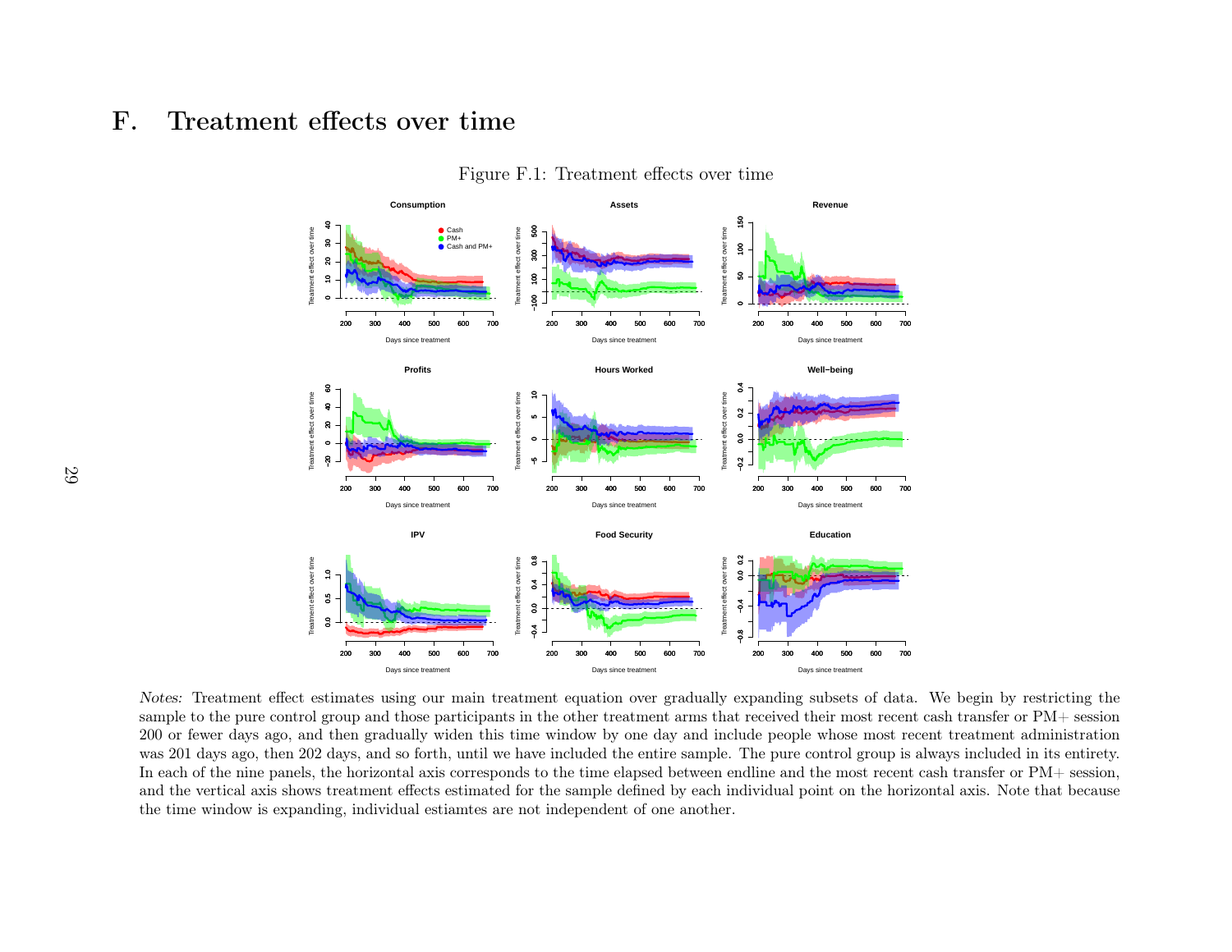# F. Treatment effects over time

Figure F.1: Treatment effects over time

*Notes:* Treatment effect estimates using our main treatment equation over gradually expanding subsets of data. We begin by restricting the sample to the pure control group and those participants in the other treatment arms that received their most recent cash transfer or PM+ session 200 or fewer days ago, and then gradually widen this time window by one day and include people whose most recent treatment administration was 201 days ago, then 202 days, and so forth, until we have included the entire sample. The pure control group is always included in its entirety. In each of the nine panels, the horizontal axis corresponds to the time elapsed between endline and the most recent cash transfer or PM+ session, and the vertical axis shows treatment effects estimated for the sample defined by each individual point on the horizontal axis. Note that because the time window is expanding, individual estiamtes are not independent of one another.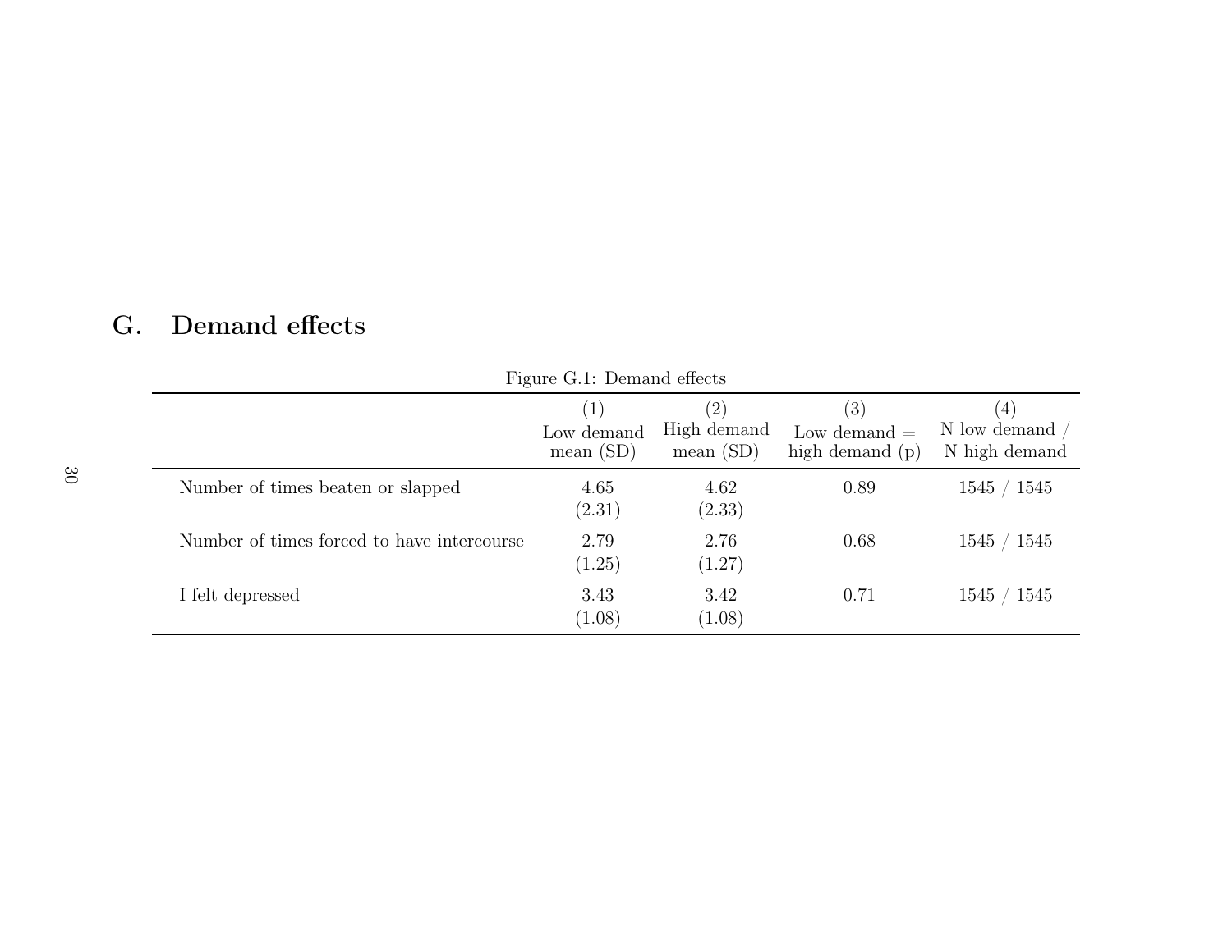## G. Demand effects

Figure G.1: Demand effects

| | (1)<br>Low demand<br>mean (SD) | (2)<br>High demand<br>mean (SD) | (3)<br>Low demand =<br>high demand (p) | (4)<br>N low demand /<br>N high demand |
|---|---|---|---|---|
| Number of times beaten or slapped | 4.65<br>(2.31) | 4.62<br>(2.33) | 0.89 | 1545 / 1545 |
| Number of times forced to have intercourse | 2.79<br>(1.25) | 2.76<br>(1.27) | 0.68 | 1545 / 1545 |
| I felt depressed | 3.43<br>(1.08) | 3.42<br>(1.08) | 0.71 | 1545 / 1545 |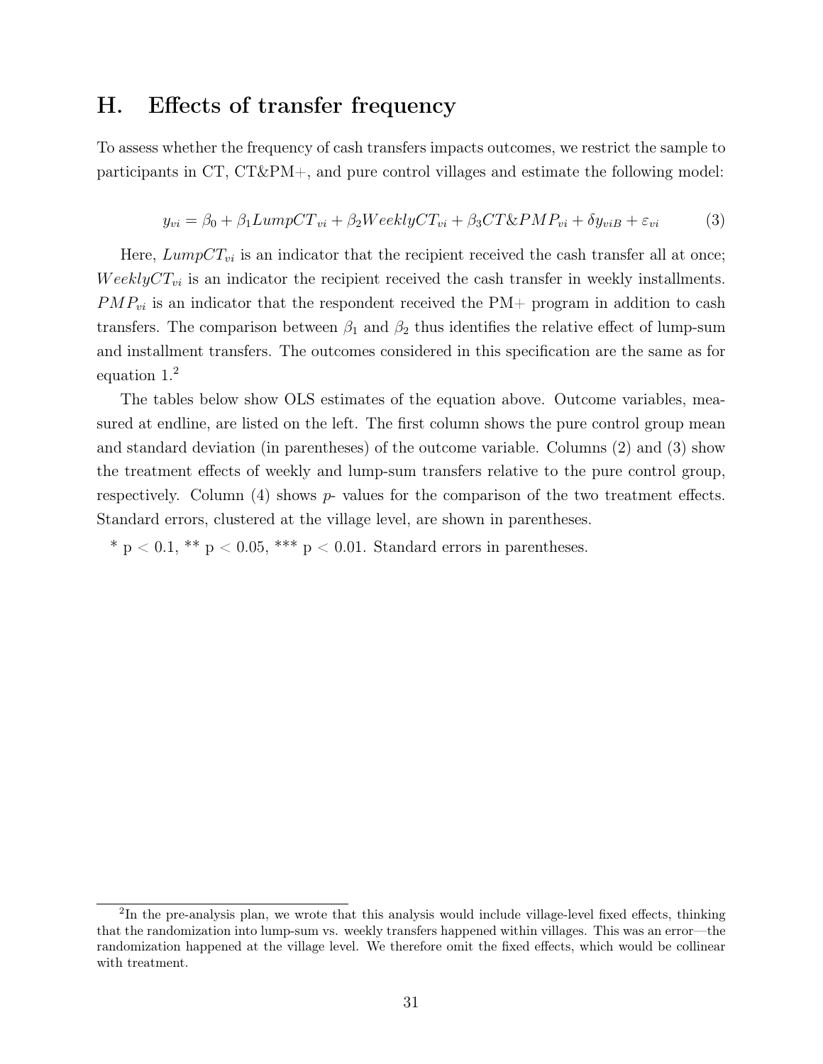## H. Effects of transfer frequency

To assess whether the frequency of cash transfers impacts outcomes, we restrict the sample to participants in CT, CT&PM+, and pure control villages and estimate the following model:

$$y_{vi} = \beta_0 + \beta_1 LumpCT_{vi} + \beta_2 WeeklyCT_{vi} + \beta_3 CT\&PMP_{vi} + \delta y_{viB} + \varepsilon_{vi} \tag{3}$$

Here, $LumpCT_{vi}$ is an indicator that the recipient received the cash transfer all at once; $WeeklyCT_{vi}$ is an indicator the recipient received the cash transfer in weekly installments. $PMP_{vi}$ is an indicator that the respondent received the PM+ program in addition to cash transfers. The comparison between $\beta_1$ and $\beta_2$ thus identifies the relative effect of lump-sum and installment transfers. The outcomes considered in this specification are the same as for equation 1.[2]

The tables below show OLS estimates of the equation above. Outcome variables, measured at endline, are listed on the left. The first column shows the pure control group mean and standard deviation (in parentheses) of the outcome variable. Columns (2) and (3) show the treatment effects of weekly and lump-sum transfers relative to the pure control group, respectively. Column (4) shows *p*- values for the comparison of the two treatment effects. Standard errors, clustered at the village level, are shown in parentheses.

* $p < 0.1$, ** $p < 0.05$, *** $p < 0.01$. Standard errors in parentheses.

[2] In the pre-analysis plan, we wrote that this analysis would include village-level fixed effects, thinking that the randomization into lump-sum vs. weekly transfers happened within villages. This was an error—the randomization happened at the village level. We therefore omit the fixed effects, which would be collinear with treatment.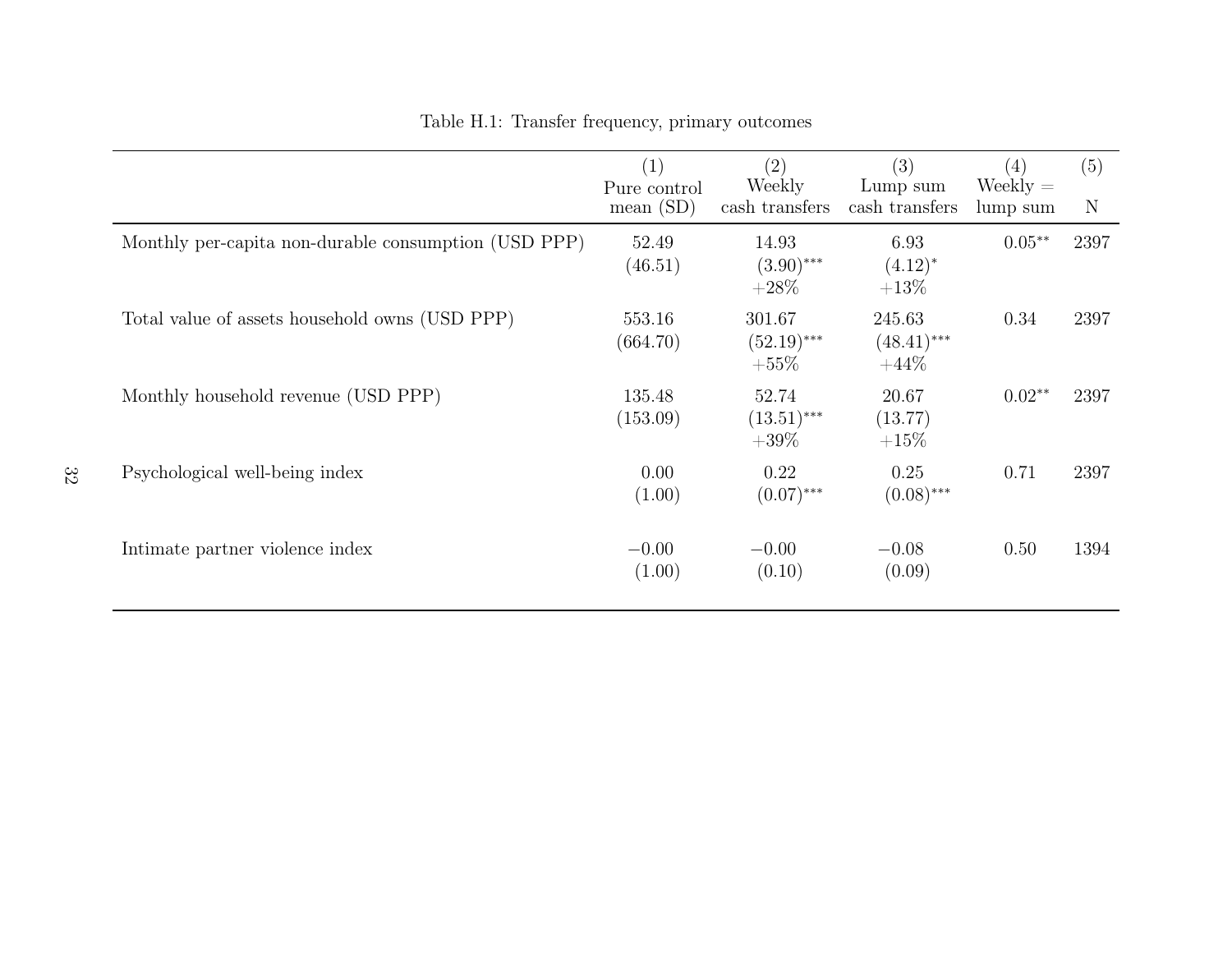Table H.1: Transfer frequency, primary outcomes

| | (1) Pure control mean (SD) | (2) Weekly cash transfers | (3) Lump sum cash transfers | (4) Weekly = lump sum | (5) N |
|---|---|---|---|---|---|
| Monthly per-capita non-durable consumption (USD PPP) | 52.49 | 14.93 | 6.93 | 0.05** | 2397 |
| | (46.51) | (3.90)*** | (4.12)* | | |
| | | +28% | +13% | | |
| Total value of assets household owns (USD PPP) | 553.16 | 301.67 | 245.63 | 0.34 | 2397 |
| | (664.70) | (52.19)*** | (48.41)*** | | |
| | | +55% | +44% | | |
| Monthly household revenue (USD PPP) | 135.48 | 52.74 | 20.67 | 0.02** | 2397 |
| | (153.09) | (13.51)*** | (13.77) | | |
| | | +39% | +15% | | |
| Psychological well-being index | 0.00 | 0.22 | 0.25 | 0.71 | 2397 |
| | (1.00) | (0.07)*** | (0.08)*** | | |
| Intimate partner violence index | −0.00 | −0.00 | −0.08 | 0.50 | 1394 |
| | (1.00) | (0.10) | (0.09) | | |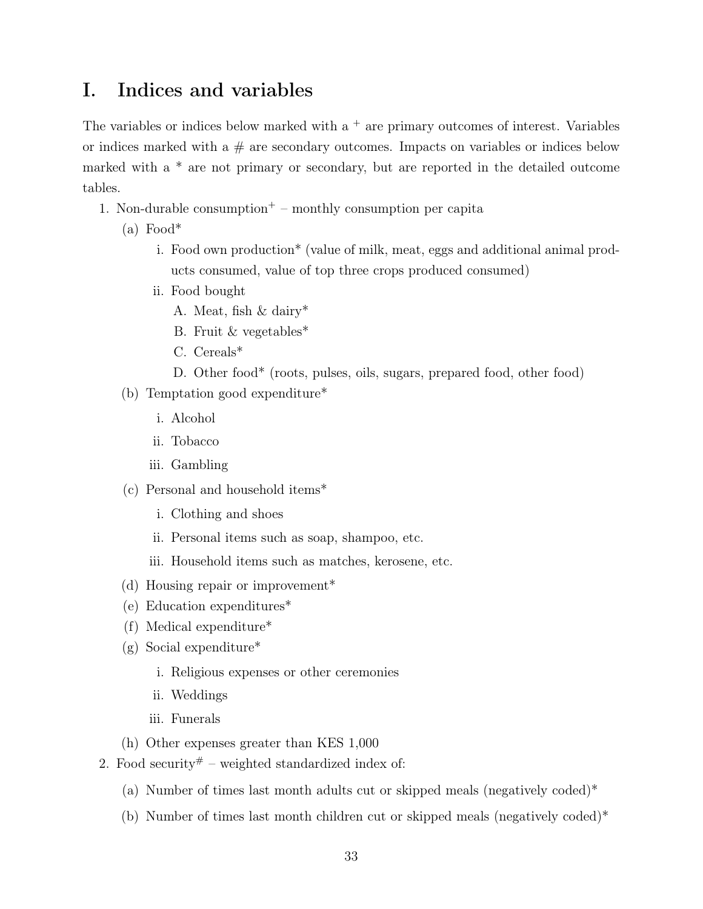# I. Indices and variables

The variables or indices below marked with a $^+$ are primary outcomes of interest. Variables or indices marked with a # are secondary outcomes. Impacts on variables or indices below marked with a * are not primary or secondary, but are reported in the detailed outcome tables.

1. Non-durable consumption$^+$ – monthly consumption per capita
   - (a) Food*
     - i. Food own production* (value of milk, meat, eggs and additional animal products consumed, value of top three crops produced consumed)
     - ii. Food bought
       - A. Meat, fish & dairy*
       - B. Fruit & vegetables*
       - C. Cereals*
       - D. Other food* (roots, pulses, oils, sugars, prepared food, other food)
   - (b) Temptation good expenditure*
     - i. Alcohol
     - ii. Tobacco
     - iii. Gambling
   - (c) Personal and household items*
     - i. Clothing and shoes
     - ii. Personal items such as soap, shampoo, etc.
     - iii. Household items such as matches, kerosene, etc.
   - (d) Housing repair or improvement*
   - (e) Education expenditures*
   - (f) Medical expenditure*
   - (g) Social expenditure*
     - i. Religious expenses or other ceremonies
     - ii. Weddings
     - iii. Funerals
   - (h) Other expenses greater than KES 1,000
2. Food security$^{\#}$ – weighted standardized index of:
   - (a) Number of times last month adults cut or skipped meals (negatively coded)*
   - (b) Number of times last month children cut or skipped meals (negatively coded)*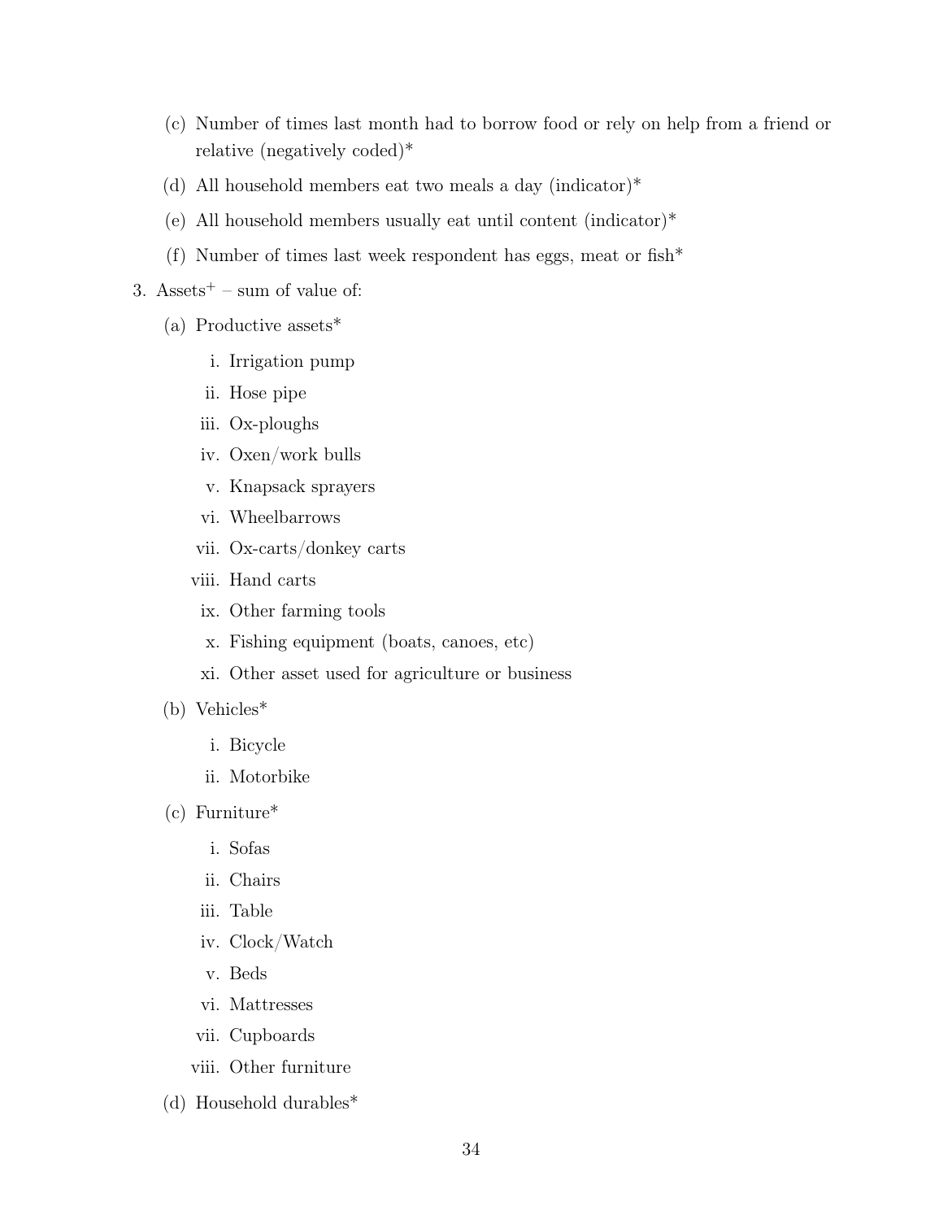(c) Number of times last month had to borrow food or rely on help from a friend or relative (negatively coded)*

   (d) All household members eat two meals a day (indicator)*

   (e) All household members usually eat until content (indicator)*

   (f) Number of times last week respondent has eggs, meat or fish*

3. Assets$^{+}$ – sum of value of:

   (a) Productive assets*

      i. Irrigation pump
      ii. Hose pipe
      iii. Ox-ploughs
      iv. Oxen/work bulls
      v. Knapsack sprayers
      vi. Wheelbarrows
      vii. Ox-carts/donkey carts
      viii. Hand carts
      ix. Other farming tools
      x. Fishing equipment (boats, canoes, etc)
      xi. Other asset used for agriculture or business

   (b) Vehicles*

      i. Bicycle
      ii. Motorbike

   (c) Furniture*

      i. Sofas
      ii. Chairs
      iii. Table
      iv. Clock/Watch
      v. Beds
      vi. Mattresses
      vii. Cupboards
      viii. Other furniture

   (d) Household durables*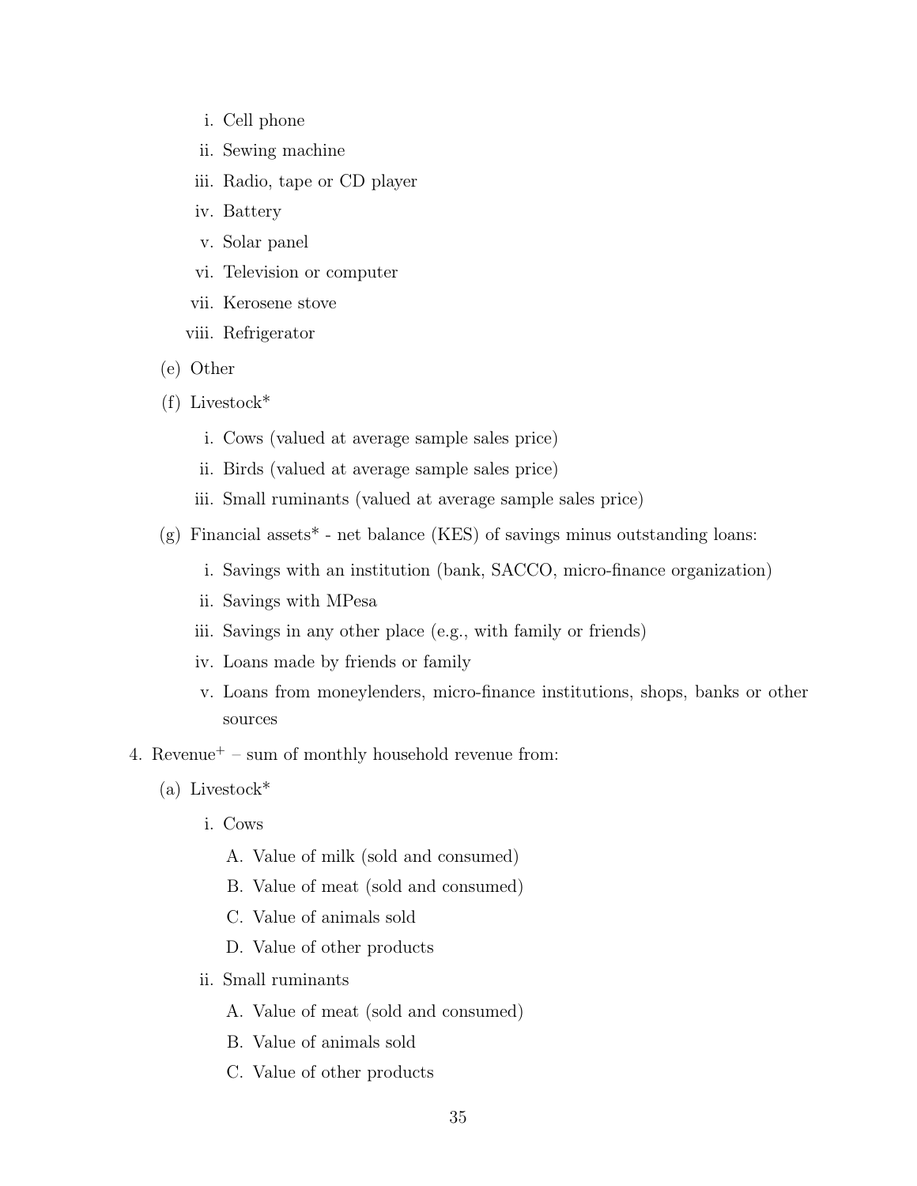i. Cell phone
    ii. Sewing machine
    iii. Radio, tape or CD player
    iv. Battery
    v. Solar panel
    vi. Television or computer
    vii. Kerosene stove
    viii. Refrigerator

  (e) Other

  (f) Livestock*

    i. Cows (valued at average sample sales price)
    ii. Birds (valued at average sample sales price)
    iii. Small ruminants (valued at average sample sales price)

  (g) Financial assets* - net balance (KES) of savings minus outstanding loans:

    i. Savings with an institution (bank, SACCO, micro-finance organization)
    ii. Savings with MPesa
    iii. Savings in any other place (e.g., with family or friends)
    iv. Loans made by friends or family
    v. Loans from moneylenders, micro-finance institutions, shops, banks or other sources

4. Revenue$^{+}$ – sum of monthly household revenue from:

  (a) Livestock*

    i. Cows

      A. Value of milk (sold and consumed)
      B. Value of meat (sold and consumed)
      C. Value of animals sold
      D. Value of other products

    ii. Small ruminants

      A. Value of meat (sold and consumed)
      B. Value of animals sold
      C. Value of other products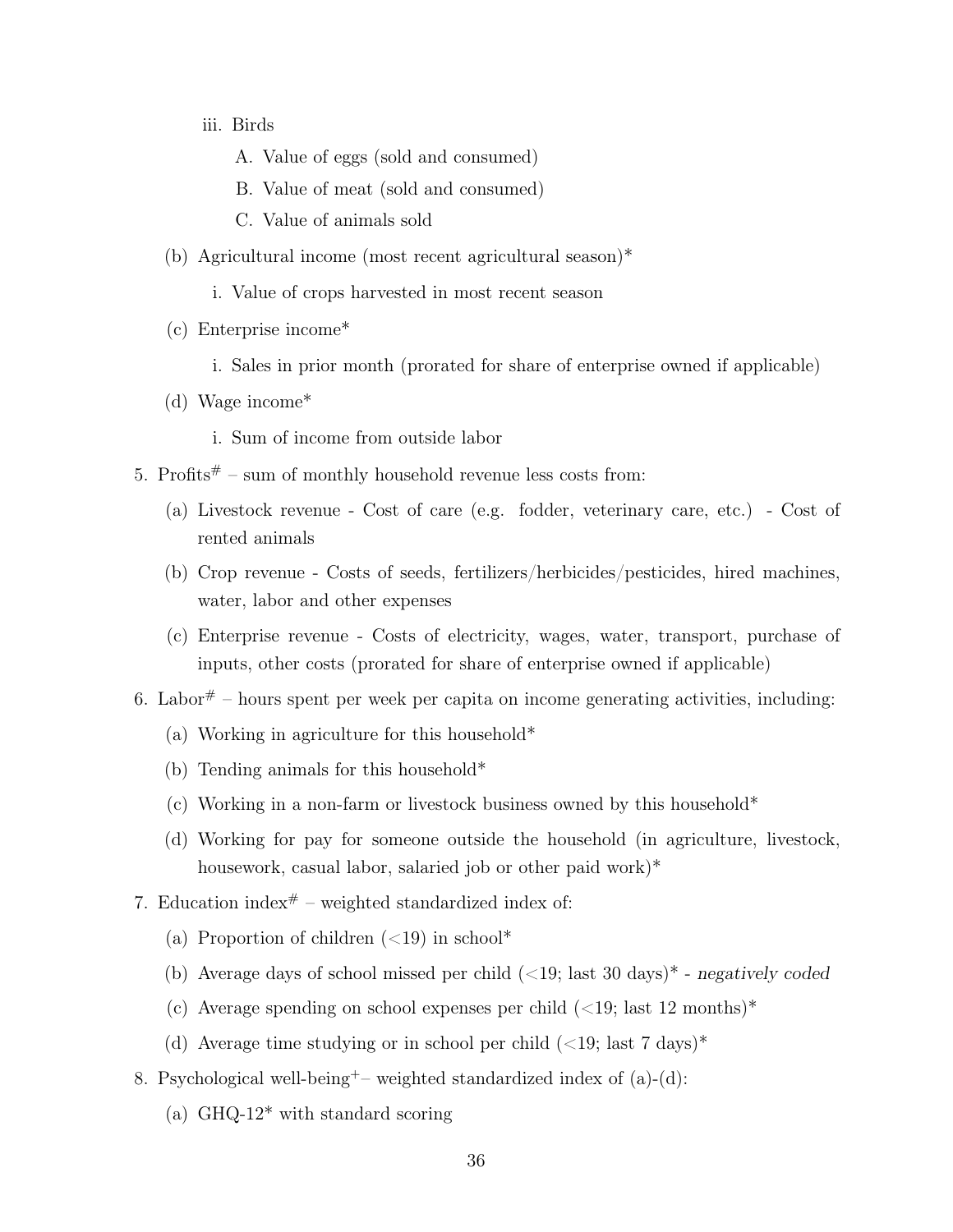iii. Birds
   A. Value of eggs (sold and consumed)
   B. Value of meat (sold and consumed)
   C. Value of animals sold

(b) Agricultural income (most recent agricultural season)*
   i. Value of crops harvested in most recent season

(c) Enterprise income*
   i. Sales in prior month (prorated for share of enterprise owned if applicable)

(d) Wage income*
   i. Sum of income from outside labor

5. Profits# – sum of monthly household revenue less costs from:
   (a) Livestock revenue - Cost of care (e.g. fodder, veterinary care, etc.) - Cost of rented animals
   (b) Crop revenue - Costs of seeds, fertilizers/herbicides/pesticides, hired machines, water, labor and other expenses
   (c) Enterprise revenue - Costs of electricity, wages, water, transport, purchase of inputs, other costs (prorated for share of enterprise owned if applicable)

6. Labor# – hours spent per week per capita on income generating activities, including:
   (a) Working in agriculture for this household*
   (b) Tending animals for this household*
   (c) Working in a non-farm or livestock business owned by this household*
   (d) Working for pay for someone outside the household (in agriculture, livestock, housework, casual labor, salaried job or other paid work)*

7. Education index# – weighted standardized index of:
   (a) Proportion of children (<19) in school*
   (b) Average days of school missed per child (<19; last 30 days)* - *negatively coded*
   (c) Average spending on school expenses per child (<19; last 12 months)*
   (d) Average time studying or in school per child (<19; last 7 days)*

8. Psychological well-being+– weighted standardized index of (a)-(d):
   (a) GHQ-12* with standard scoring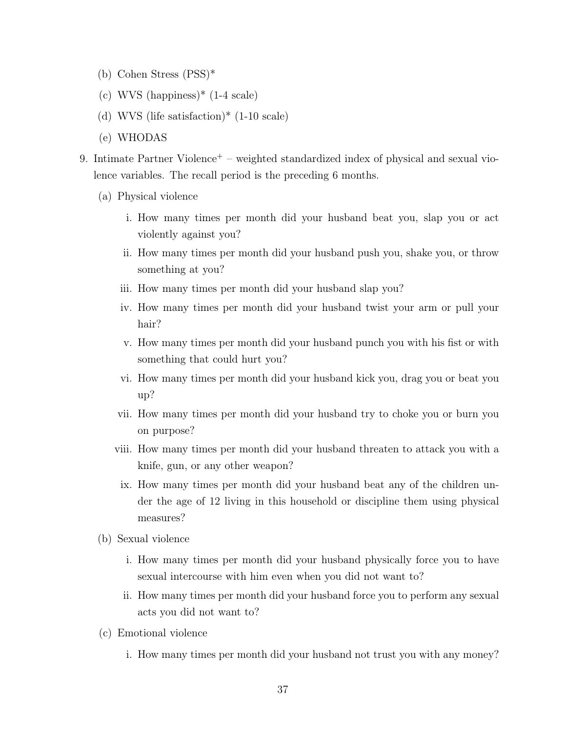(b) Cohen Stress (PSS)*

(c) WVS (happiness)* (1-4 scale)

(d) WVS (life satisfaction)* (1-10 scale)

(e) WHODAS

9. Intimate Partner Violence$^{+}$ – weighted standardized index of physical and sexual violence variables. The recall period is the preceding 6 months.

   (a) Physical violence

   i. How many times per month did your husband beat you, slap you or act violently against you?

   ii. How many times per month did your husband push you, shake you, or throw something at you?

   iii. How many times per month did your husband slap you?

   iv. How many times per month did your husband twist your arm or pull your hair?

   v. How many times per month did your husband punch you with his fist or with something that could hurt you?

   vi. How many times per month did your husband kick you, drag you or beat you up?

   vii. How many times per month did your husband try to choke you or burn you on purpose?

   viii. How many times per month did your husband threaten to attack you with a knife, gun, or any other weapon?

   ix. How many times per month did your husband beat any of the children under the age of 12 living in this household or discipline them using physical measures?

   (b) Sexual violence

   i. How many times per month did your husband physically force you to have sexual intercourse with him even when you did not want to?

   ii. How many times per month did your husband force you to perform any sexual acts you did not want to?

   (c) Emotional violence

   i. How many times per month did your husband not trust you with any money?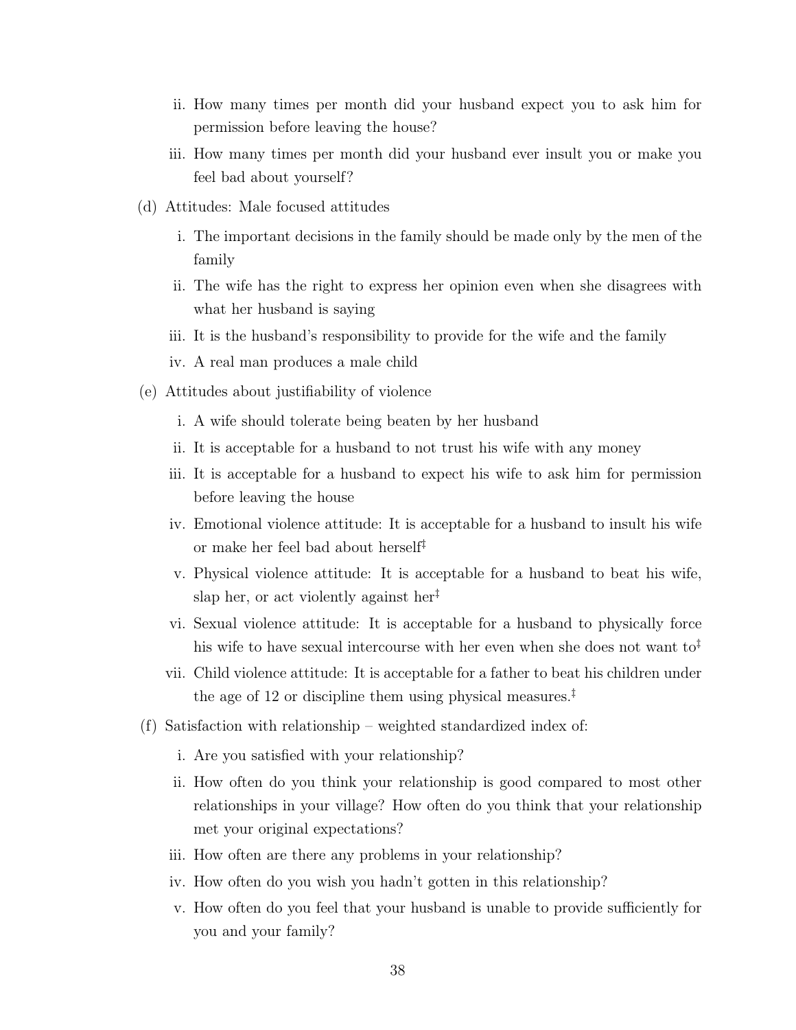ii. How many times per month did your husband expect you to ask him for permission before leaving the house?

   iii. How many times per month did your husband ever insult you or make you feel bad about yourself?

(d) Attitudes: Male focused attitudes

   i. The important decisions in the family should be made only by the men of the family

   ii. The wife has the right to express her opinion even when she disagrees with what her husband is saying

   iii. It is the husband's responsibility to provide for the wife and the family

   iv. A real man produces a male child

(e) Attitudes about justifiability of violence

   i. A wife should tolerate being beaten by her husband

   ii. It is acceptable for a husband to not trust his wife with any money

   iii. It is acceptable for a husband to expect his wife to ask him for permission before leaving the house

   iv. Emotional violence attitude: It is acceptable for a husband to insult his wife or make her feel bad about herself[‡]

   v. Physical violence attitude: It is acceptable for a husband to beat his wife, slap her, or act violently against her[‡]

   vi. Sexual violence attitude: It is acceptable for a husband to physically force his wife to have sexual intercourse with her even when she does not want to[‡]

   vii. Child violence attitude: It is acceptable for a father to beat his children under the age of 12 or discipline them using physical measures.[‡]

(f) Satisfaction with relationship – weighted standardized index of:

   i. Are you satisfied with your relationship?

   ii. How often do you think your relationship is good compared to most other relationships in your village? How often do you think that your relationship met your original expectations?

   iii. How often are there any problems in your relationship?

   iv. How often do you wish you hadn't gotten in this relationship?

   v. How often do you feel that your husband is unable to provide sufficiently for you and your family?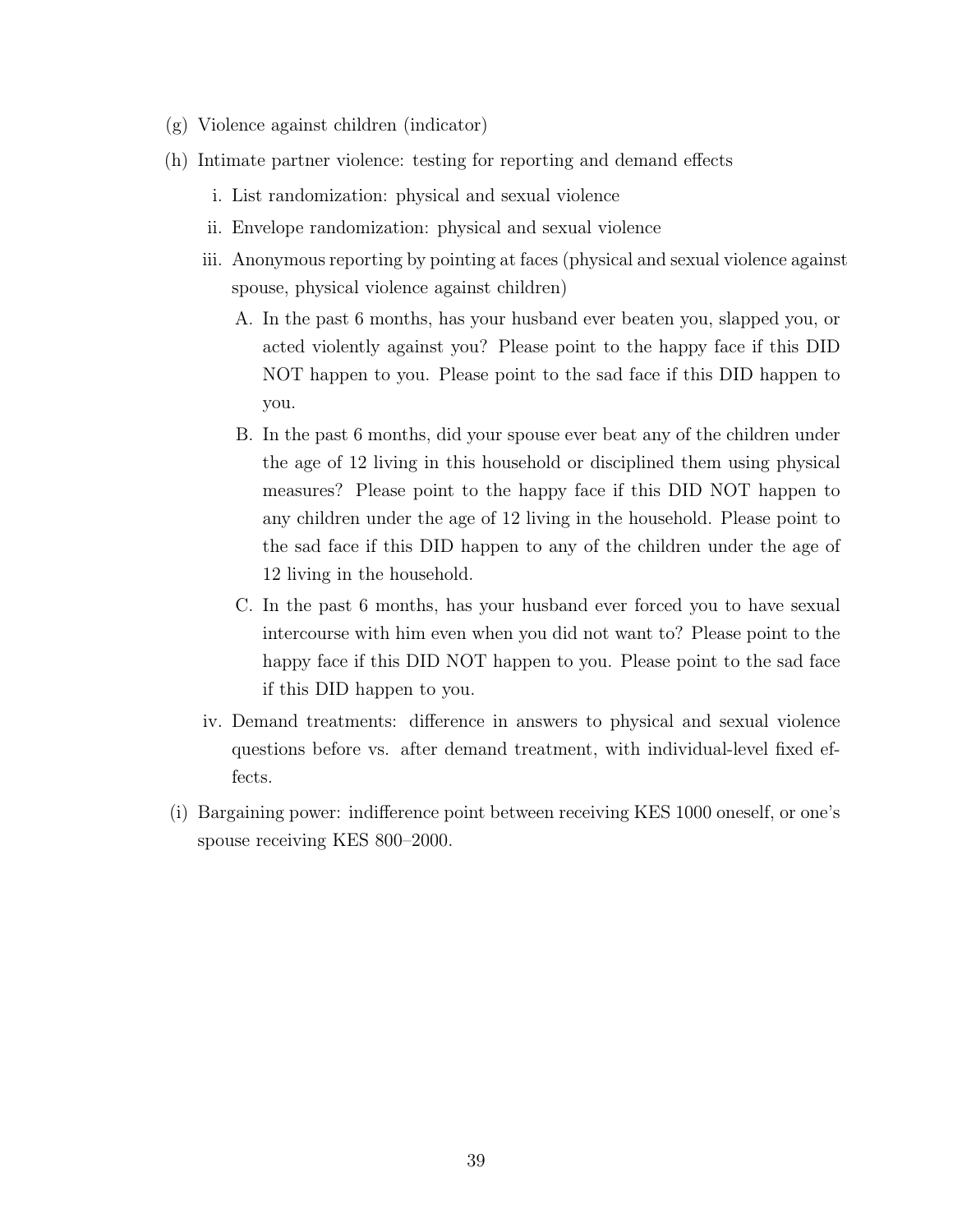(g) Violence against children (indicator)

(h) Intimate partner violence: testing for reporting and demand effects

  i. List randomization: physical and sexual violence

  ii. Envelope randomization: physical and sexual violence

  iii. Anonymous reporting by pointing at faces (physical and sexual violence against spouse, physical violence against children)

    A. In the past 6 months, has your husband ever beaten you, slapped you, or acted violently against you? Please point to the happy face if this DID NOT happen to you. Please point to the sad face if this DID happen to you.

    B. In the past 6 months, did your spouse ever beat any of the children under the age of 12 living in this household or disciplined them using physical measures? Please point to the happy face if this DID NOT happen to any children under the age of 12 living in the household. Please point to the sad face if this DID happen to any of the children under the age of 12 living in the household.

    C. In the past 6 months, has your husband ever forced you to have sexual intercourse with him even when you did not want to? Please point to the happy face if this DID NOT happen to you. Please point to the sad face if this DID happen to you.

  iv. Demand treatments: difference in answers to physical and sexual violence questions before vs. after demand treatment, with individual-level fixed effects.

(i) Bargaining power: indifference point between receiving KES 1000 oneself, or one's spouse receiving KES 800–2000.